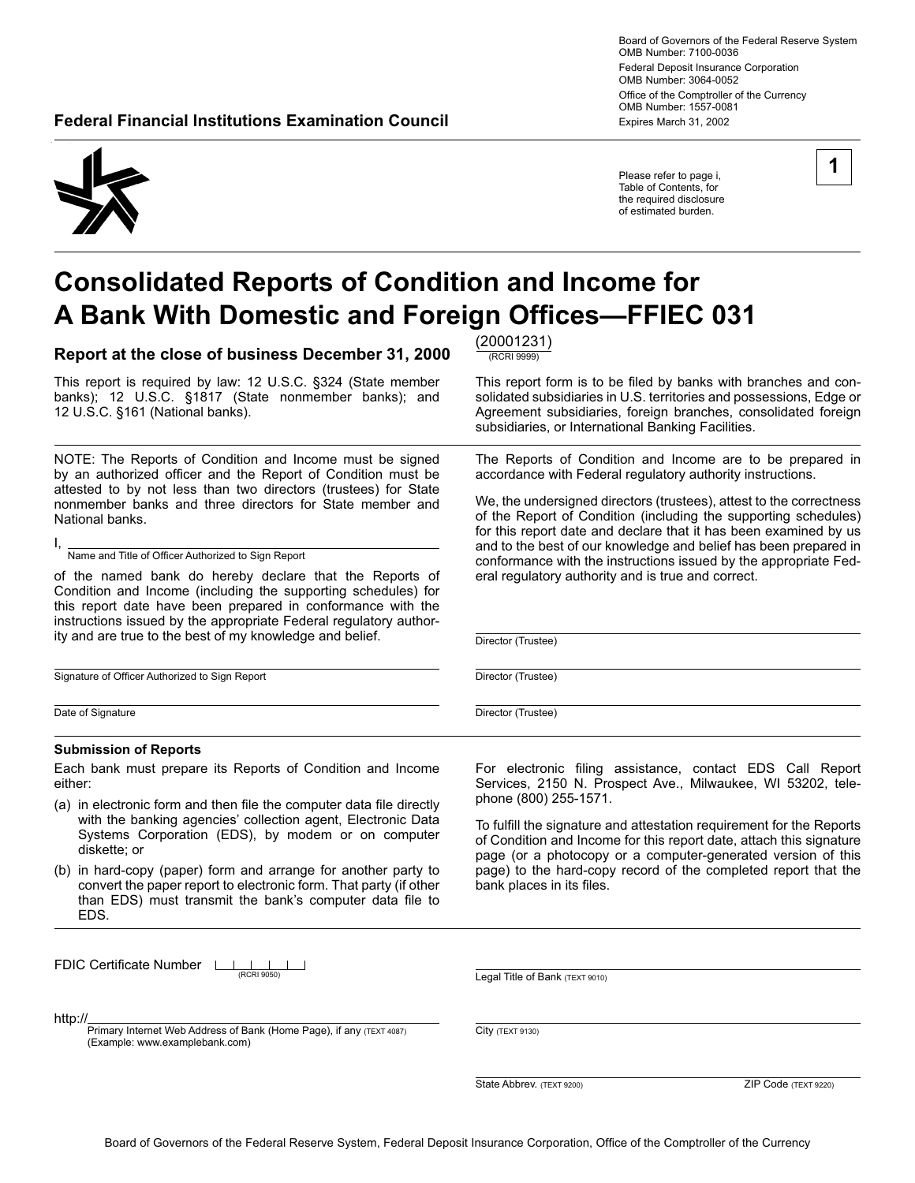Board of Governors of the Federal Reserve System
OMB Number: 7100-0036

Federal Deposit Insurance Corporation
OMB Number: 3064-0052

Office of the Comptroller of the Currency
OMB Number: 1557-0081

Expires March 31, 2002

**Federal Financial Institutions Examination Council**

**1**

Please refer to page i, Table of Contents, for the required disclosure of estimated burden.

# Consolidated Reports of Condition and Income for A Bank With Domestic and Foreign Offices—FFIEC 031

## Report at the close of business December 31, 2000

(20001231)
(RCRI 9999)

This report is required by law: 12 U.S.C. §324 (State member banks); 12 U.S.C. §1817 (State nonmember banks); and 12 U.S.C. §161 (National banks).

This report form is to be filed by banks with branches and consolidated subsidiaries in U.S. territories and possessions, Edge or Agreement subsidiaries, foreign branches, consolidated foreign subsidiaries, or International Banking Facilities.

NOTE: The Reports of Condition and Income must be signed by an authorized officer and the Report of Condition must be attested to by not less than two directors (trustees) for State nonmember banks and three directors for State member and National banks.

I, ______________________________
Name and Title of Officer Authorized to Sign Report

of the named bank do hereby declare that the Reports of Condition and Income (including the supporting schedules) for this report date have been prepared in conformance with the instructions issued by the appropriate Federal regulatory authority and are true to the best of my knowledge and belief.

______________________________
Signature of Officer Authorized to Sign Report

______________________________
Date of Signature

The Reports of Condition and Income are to be prepared in accordance with Federal regulatory authority instructions.

We, the undersigned directors (trustees), attest to the correctness of the Report of Condition (including the supporting schedules) for this report date and declare that it has been examined by us and to the best of our knowledge and belief has been prepared in conformance with the instructions issued by the appropriate Federal regulatory authority and is true and correct.

______________________________
Director (Trustee)

______________________________
Director (Trustee)

______________________________
Director (Trustee)

### Submission of Reports

Each bank must prepare its Reports of Condition and Income either:

(a) in electronic form and then file the computer data file directly with the banking agencies' collection agent, Electronic Data Systems Corporation (EDS), by modem or on computer diskette; or

(b) in hard-copy (paper) form and arrange for another party to convert the paper report to electronic form. That party (if other than EDS) must transmit the bank's computer data file to EDS.

For electronic filing assistance, contact EDS Call Report Services, 2150 N. Prospect Ave., Milwaukee, WI 53202, telephone (800) 255-1571.

To fulfill the signature and attestation requirement for the Reports of Condition and Income for this report date, attach this signature page (or a photocopy or a computer-generated version of this page) to the hard-copy record of the completed report that the bank places in its files.

FDIC Certificate Number |__|__|__|__|__|
(RCRI 9050)

______________________________
Legal Title of Bank (TEXT 9010)

http://______________________________
Primary Internet Web Address of Bank (Home Page), if any (TEXT 4087)
(Example: www.examplebank.com)

______________________________
City (TEXT 9130)

______________________________
State Abbrev. (TEXT 9200) ZIP Code (TEXT 9220)

Board of Governors of the Federal Reserve System, Federal Deposit Insurance Corporation, Office of the Comptroller of the Currency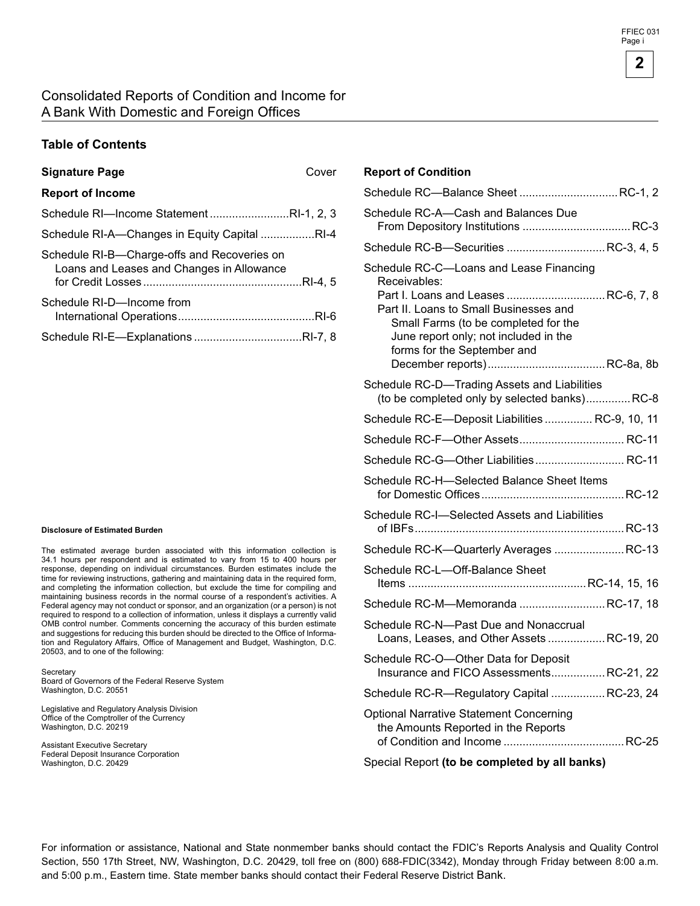# Consolidated Reports of Condition and Income for A Bank With Domestic and Foreign Offices

## Table of Contents

**Signature Page** ........ Cover

**Report of Income**

Schedule RI—Income Statement .........................RI-1, 2, 3

Schedule RI-A—Changes in Equity Capital .................RI-4

Schedule RI-B—Charge-offs and Recoveries on Loans and Leases and Changes in Allowance for Credit Losses .................................................RI-4, 5

Schedule RI-D—Income from International Operations..........................................RI-6

Schedule RI-E—Explanations .................................RI-7, 8

**Report of Condition**

Schedule RC—Balance Sheet ...............................RC-1, 2

Schedule RC-A—Cash and Balances Due From Depository Institutions .................................RC-3

Schedule RC-B—Securities ...............................RC-3, 4, 5

Schedule RC-C—Loans and Lease Financing Receivables:
- Part I. Loans and Leases ...............................RC-6, 7, 8
- Part II. Loans to Small Businesses and Small Farms (to be completed for the June report only; not included in the forms for the September and December reports).....................................RC-8a, 8b

Schedule RC-D—Trading Assets and Liabilities (to be completed only by selected banks).............RC-8

Schedule RC-E—Deposit Liabilities .............. RC-9, 10, 11

Schedule RC-F—Other Assets................................. RC-11

Schedule RC-G—Other Liabilities............................ RC-11

Schedule RC-H—Selected Balance Sheet Items for Domestic Offices.............................................RC-12

Schedule RC-I—Selected Assets and Liabilities of IBFs..................................................................RC-13

Schedule RC-K—Quarterly Averages ......................RC-13

Schedule RC-L—Off-Balance Sheet Items .......................................................RC-14, 15, 16

Schedule RC-M—Memoranda ...........................RC-17, 18

Schedule RC-N—Past Due and Nonaccrual Loans, Leases, and Other Assets ..................RC-19, 20

Schedule RC-O—Other Data for Deposit Insurance and FICO Assessments.................RC-21, 22

Schedule RC-R—Regulatory Capital .................RC-23, 24

Optional Narrative Statement Concerning the Amounts Reported in the Reports of Condition and Income ......................................RC-25

Special Report **(to be completed by all banks)**

#### Disclosure of Estimated Burden

The estimated average burden associated with this information collection is 34.1 hours per respondent and is estimated to vary from 15 to 400 hours per response, depending on individual circumstances. Burden estimates include the time for reviewing instructions, gathering and maintaining data in the required form, and completing the information collection, but exclude the time for compiling and maintaining business records in the normal course of a respondent's activities. A Federal agency may not conduct or sponsor, and an organization (or a person) is not required to respond to a collection of information, unless it displays a currently valid OMB control number. Comments concerning the accuracy of this burden estimate and suggestions for reducing this burden should be directed to the Office of Information and Regulatory Affairs, Office of Management and Budget, Washington, D.C. 20503, and to one of the following:

Secretary
Board of Governors of the Federal Reserve System
Washington, D.C. 20551

Legislative and Regulatory Analysis Division
Office of the Comptroller of the Currency
Washington, D.C. 20219

Assistant Executive Secretary
Federal Deposit Insurance Corporation
Washington, D.C. 20429

For information or assistance, National and State nonmember banks should contact the FDIC's Reports Analysis and Quality Control Section, 550 17th Street, NW, Washington, D.C. 20429, toll free on (800) 688-FDIC(3342), Monday through Friday between 8:00 a.m. and 5:00 p.m., Eastern time. State member banks should contact their Federal Reserve District Bank.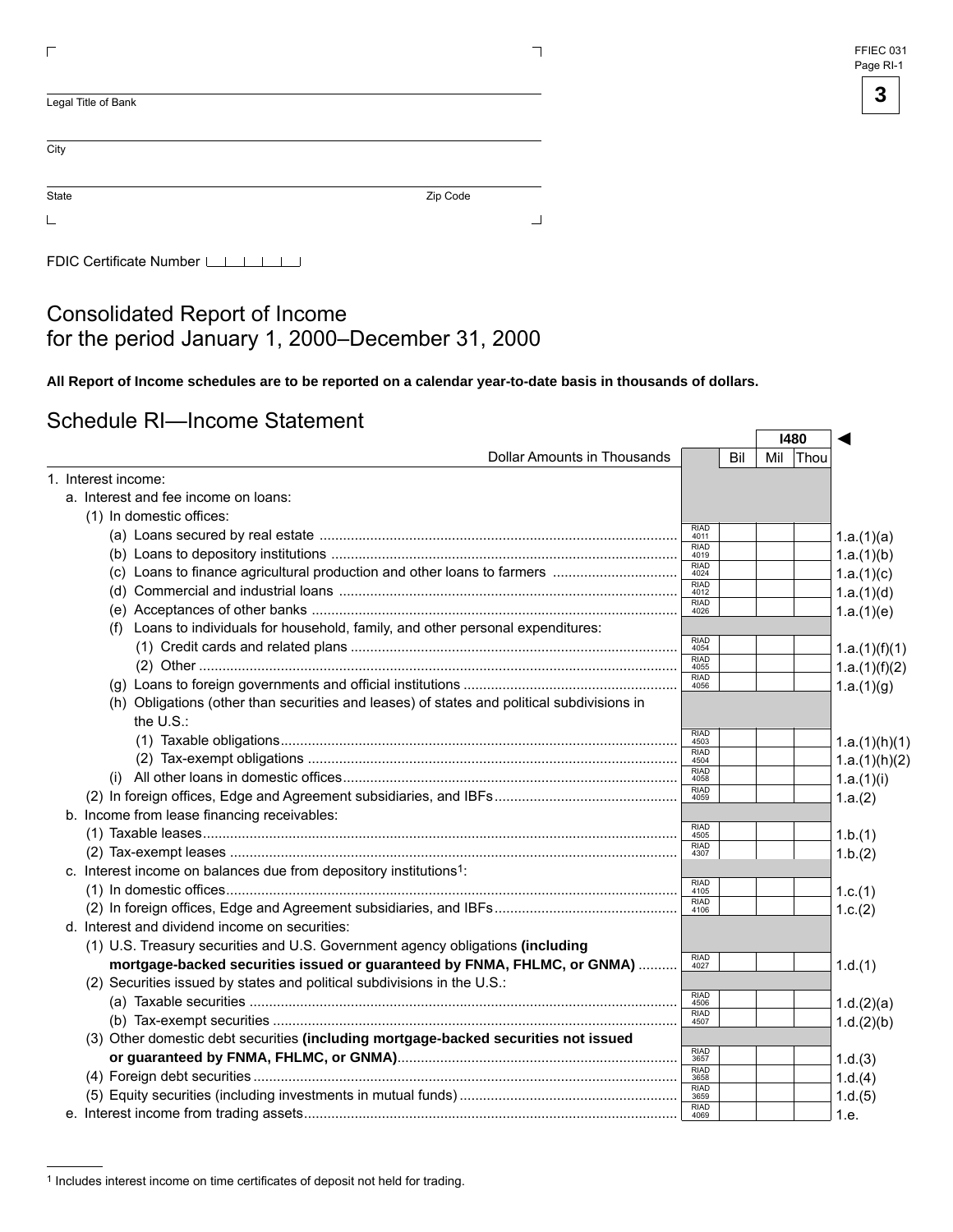Legal Title of Bank

City

State Zip Code

FDIC Certificate Number

# Consolidated Report of Income for the period January 1, 2000–December 31, 2000

**All Report of Income schedules are to be reported on a calendar year-to-date basis in thousands of dollars.**

## Schedule RI—Income Statement

| Dollar Amounts in Thousands | | Bil | Mil | Thou | |
|---|---|---|---|---|---|
| | | | I480 | | ◄ |
| 1. Interest income: | | | | | |
| a. Interest and fee income on loans: | | | | | |
| (1) In domestic offices: | | | | | |
| (a) Loans secured by real estate | RIAD 4011 | | | | 1.a.(1)(a) |
| (b) Loans to depository institutions | RIAD 4019 | | | | 1.a.(1)(b) |
| (c) Loans to finance agricultural production and other loans to farmers | RIAD 4024 | | | | 1.a.(1)(c) |
| (d) Commercial and industrial loans | RIAD 4012 | | | | 1.a.(1)(d) |
| (e) Acceptances of other banks | RIAD 4026 | | | | 1.a.(1)(e) |
| (f) Loans to individuals for household, family, and other personal expenditures: | | | | | |
| (1) Credit cards and related plans | RIAD 4054 | | | | 1.a.(1)(f)(1) |
| (2) Other | RIAD 4055 | | | | 1.a.(1)(f)(2) |
| (g) Loans to foreign governments and official institutions | RIAD 4056 | | | | 1.a.(1)(g) |
| (h) Obligations (other than securities and leases) of states and political subdivisions in the U.S.: | | | | | |
| (1) Taxable obligations | RIAD 4503 | | | | 1.a.(1)(h)(1) |
| (2) Tax-exempt obligations | RIAD 4504 | | | | 1.a.(1)(h)(2) |
| (i) All other loans in domestic offices | RIAD 4058 | | | | 1.a.(1)(i) |
| (2) In foreign offices, Edge and Agreement subsidiaries, and IBFs | RIAD 4059 | | | | 1.a.(2) |
| b. Income from lease financing receivables: | | | | | |
| (1) Taxable leases | RIAD 4505 | | | | 1.b.(1) |
| (2) Tax-exempt leases | RIAD 4307 | | | | 1.b.(2) |
| c. Interest income on balances due from depository institutions[1]: | | | | | |
| (1) In domestic offices | RIAD 4105 | | | | 1.c.(1) |
| (2) In foreign offices, Edge and Agreement subsidiaries, and IBFs | RIAD 4106 | | | | 1.c.(2) |
| d. Interest and dividend income on securities: | | | | | |
| (1) U.S. Treasury securities and U.S. Government agency obligations **(including mortgage-backed securities issued or guaranteed by FNMA, FHLMC, or GNMA)** | RIAD 4027 | | | | 1.d.(1) |
| (2) Securities issued by states and political subdivisions in the U.S.: | | | | | |
| (a) Taxable securities | RIAD 4506 | | | | 1.d.(2)(a) |
| (b) Tax-exempt securities | RIAD 4507 | | | | 1.d.(2)(b) |
| (3) Other domestic debt securities **(including mortgage-backed securities not issued or guaranteed by FNMA, FHLMC, or GNMA)** | RIAD 3657 | | | | 1.d.(3) |
| (4) Foreign debt securities | RIAD 3658 | | | | 1.d.(4) |
| (5) Equity securities (including investments in mutual funds) | RIAD 3659 | | | | 1.d.(5) |
| e. Interest income from trading assets | RIAD 4069 | | | | 1.e. |

[1] Includes interest income on time certificates of deposit not held for trading.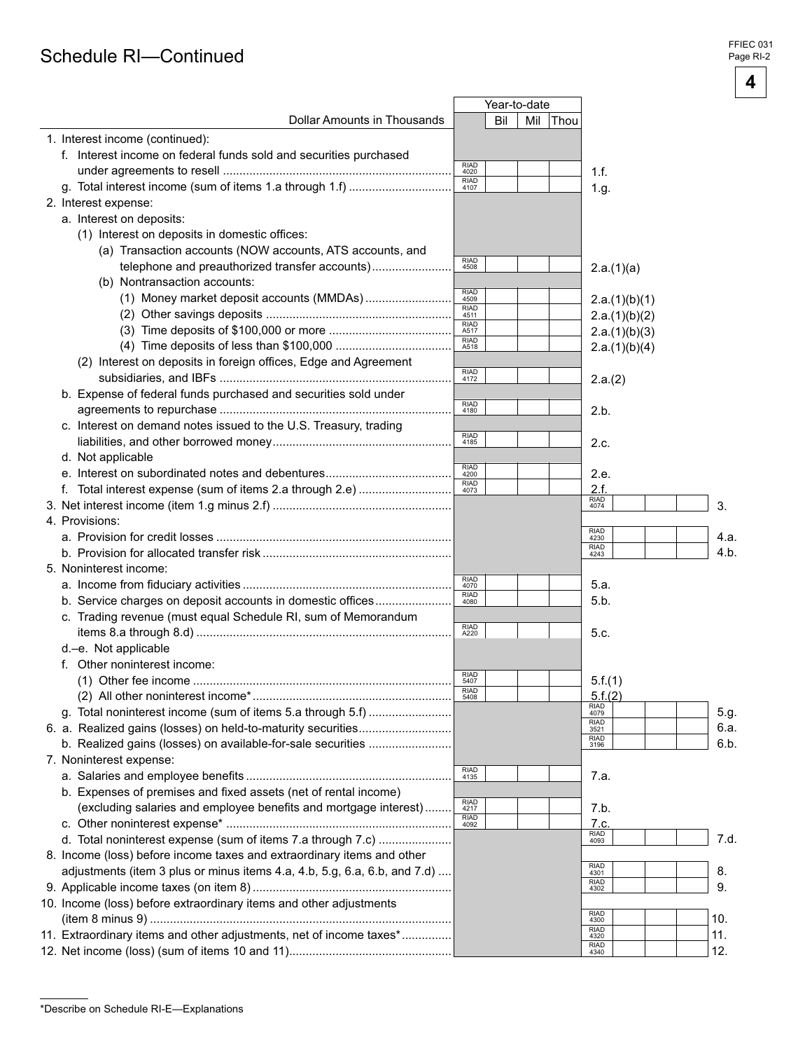# Schedule RI—Continued

FFIEC 031
Page RI-2

| Dollar Amounts in Thousands | | Year-to-date Bil Mil Thou | | | |
|---|---|---|---|---|---|
| 1. Interest income (continued): | | | | | |
| f. Interest income on federal funds sold and securities purchased under agreements to resell | RIAD 4020 | | 1.f. | | |
| g. Total interest income (sum of items 1.a through 1.f) | RIAD 4107 | | 1.g. | | |
| 2. Interest expense: | | | | | |
| a. Interest on deposits: | | | | | |
| (1) Interest on deposits in domestic offices: | | | | | |
| (a) Transaction accounts (NOW accounts, ATS accounts, and telephone and preauthorized transfer accounts) | RIAD 4508 | | 2.a.(1)(a) | | |
| (b) Nontransaction accounts: | | | | | |
| (1) Money market deposit accounts (MMDAs) | RIAD 4509 | | 2.a.(1)(b)(1) | | |
| (2) Other savings deposits | RIAD 4511 | | 2.a.(1)(b)(2) | | |
| (3) Time deposits of $100,000 or more | RIAD A517 | | 2.a.(1)(b)(3) | | |
| (4) Time deposits of less than $100,000 | RIAD A518 | | 2.a.(1)(b)(4) | | |
| (2) Interest on deposits in foreign offices, Edge and Agreement subsidiaries, and IBFs | RIAD 4172 | | 2.a.(2) | | |
| b. Expense of federal funds purchased and securities sold under agreements to repurchase | RIAD 4180 | | 2.b. | | |
| c. Interest on demand notes issued to the U.S. Treasury, trading liabilities, and other borrowed money | RIAD 4185 | | 2.c. | | |
| d. Not applicable | | | | | |
| e. Interest on subordinated notes and debentures | RIAD 4200 | | 2.e. | | |
| f. Total interest expense (sum of items 2.a through 2.e) | RIAD 4073 | | 2.f. | | |
| 3. Net interest income (item 1.g minus 2.f) | | | RIAD 4074 | | 3. |
| 4. Provisions: | | | | | |
| a. Provision for credit losses | | | RIAD 4230 | | 4.a. |
| b. Provision for allocated transfer risk | | | RIAD 4243 | | 4.b. |
| 5. Noninterest income: | | | | | |
| a. Income from fiduciary activities | RIAD 4070 | | 5.a. | | |
| b. Service charges on deposit accounts in domestic offices | RIAD 4080 | | 5.b. | | |
| c. Trading revenue (must equal Schedule RI, sum of Memorandum items 8.a through 8.d) | RIAD A220 | | 5.c. | | |
| d.–e. Not applicable | | | | | |
| f. Other noninterest income: | | | | | |
| (1) Other fee income | RIAD 5407 | | 5.f.(1) | | |
| (2) All other noninterest income* | RIAD 5408 | | 5.f.(2) | | |
| g. Total noninterest income (sum of items 5.a through 5.f) | | | RIAD 4079 | | 5.g. |
| 6. a. Realized gains (losses) on held-to-maturity securities | | | RIAD 3521 | | 6.a. |
| b. Realized gains (losses) on available-for-sale securities | | | RIAD 3196 | | 6.b. |
| 7. Noninterest expense: | | | | | |
| a. Salaries and employee benefits | RIAD 4135 | | 7.a. | | |
| b. Expenses of premises and fixed assets (net of rental income) (excluding salaries and employee benefits and mortgage interest) | RIAD 4217 | | 7.b. | | |
| c. Other noninterest expense* | RIAD 4092 | | 7.c. | | |
| d. Total noninterest expense (sum of items 7.a through 7.c) | | | RIAD 4093 | | 7.d. |
| 8. Income (loss) before income taxes and extraordinary items and other adjustments (item 3 plus or minus items 4.a, 4.b, 5.g, 6.a, 6.b, and 7.d) | | | RIAD 4301 | | 8. |
| 9. Applicable income taxes (on item 8) | | | RIAD 4302 | | 9. |
| 10. Income (loss) before extraordinary items and other adjustments (item 8 minus 9) | | | RIAD 4300 | | 10. |
| 11. Extraordinary items and other adjustments, net of income taxes* | | | RIAD 4320 | | 11. |
| 12. Net income (loss) (sum of items 10 and 11) | | | RIAD 4340 | | 12. |

*Describe on Schedule RI-E—Explanations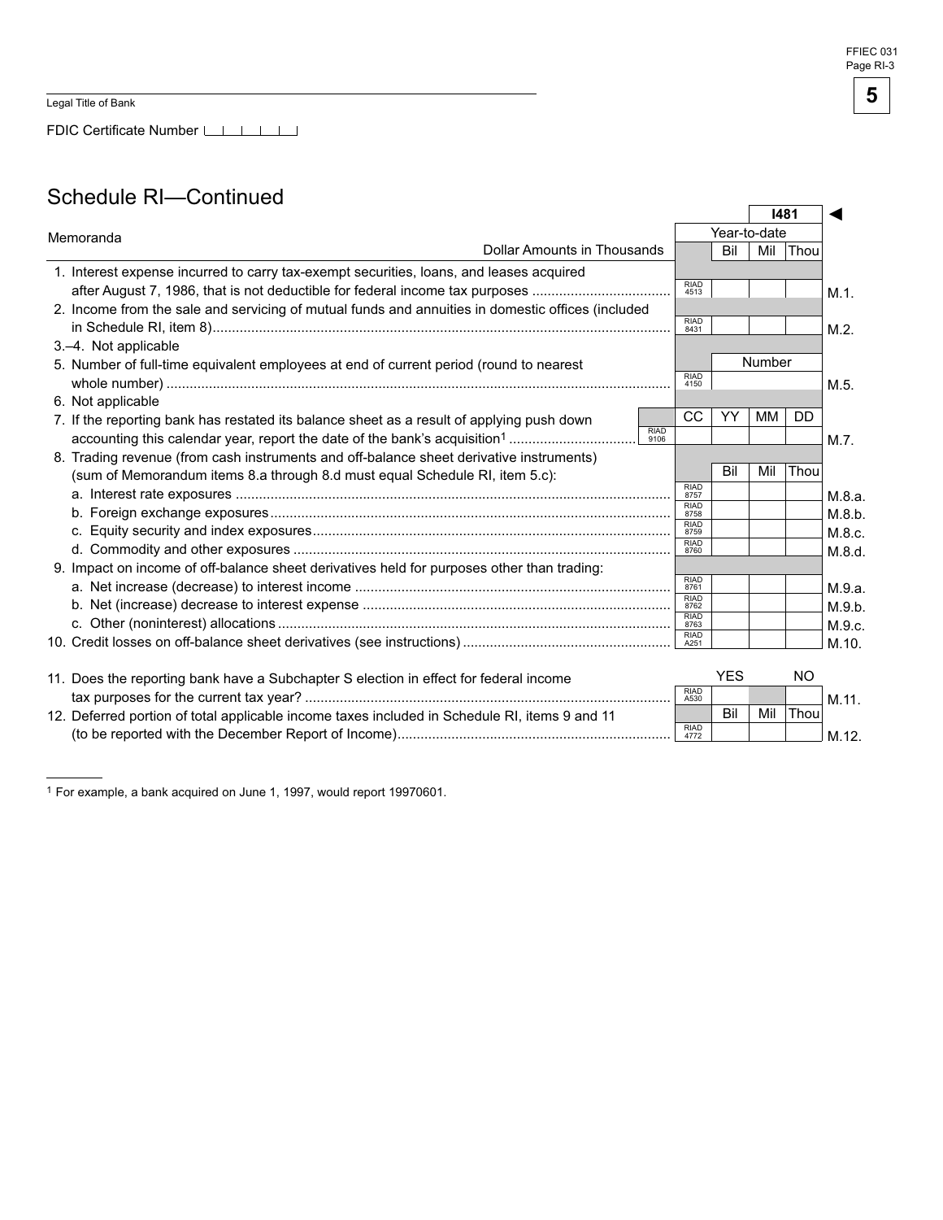Legal Title of Bank

FDIC Certificate Number

## Schedule RI—Continued

**I481** ◄

| Memoranda — Dollar Amounts in Thousands | | Year-to-date Bil | Mil | Thou | |
|---|---|---|---|---|---|
| 1. Interest expense incurred to carry tax-exempt securities, loans, and leases acquired after August 7, 1986, that is not deductible for federal income tax purposes | RIAD 4513 | | | | M.1. |
| 2. Income from the sale and servicing of mutual funds and annuities in domestic offices (included in Schedule RI, item 8) | RIAD 8431 | | | | M.2. |
| 3.–4. Not applicable | | | | | |
| 5. Number of full-time equivalent employees at end of current period (round to nearest whole number) | RIAD 4150 | Number | | | M.5. |
| 6. Not applicable | | | | | |
| 7. If the reporting bank has restated its balance sheet as a result of applying push down accounting this calendar year, report the date of the bank's acquisition[1] | RIAD 9106 | CC YY | MM | DD | M.7. |
| 8. Trading revenue (from cash instruments and off-balance sheet derivative instruments) (sum of Memorandum items 8.a through 8.d must equal Schedule RI, item 5.c): | | Bil | Mil | Thou | |
| a. Interest rate exposures | RIAD 8757 | | | | M.8.a. |
| b. Foreign exchange exposures | RIAD 8758 | | | | M.8.b. |
| c. Equity security and index exposures | RIAD 8759 | | | | M.8.c. |
| d. Commodity and other exposures | RIAD 8760 | | | | M.8.d. |
| 9. Impact on income of off-balance sheet derivatives held for purposes other than trading: | | | | | |
| a. Net increase (decrease) to interest income | RIAD 8761 | | | | M.9.a. |
| b. Net (increase) decrease to interest expense | RIAD 8762 | | | | M.9.b. |
| c. Other (noninterest) allocations | RIAD 8763 | | | | M.9.c. |
| 10. Credit losses on off-balance sheet derivatives (see instructions) | RIAD A251 | | | | M.10. |
| 11. Does the reporting bank have a Subchapter S election in effect for federal income tax purposes for the current tax year? | RIAD A530 | YES | | NO | M.11. |
| 12. Deferred portion of total applicable income taxes included in Schedule RI, items 9 and 11 (to be reported with the December Report of Income) | RIAD 4772 | Bil | Mil | Thou | M.12. |

[1] For example, a bank acquired on June 1, 1997, would report 19970601.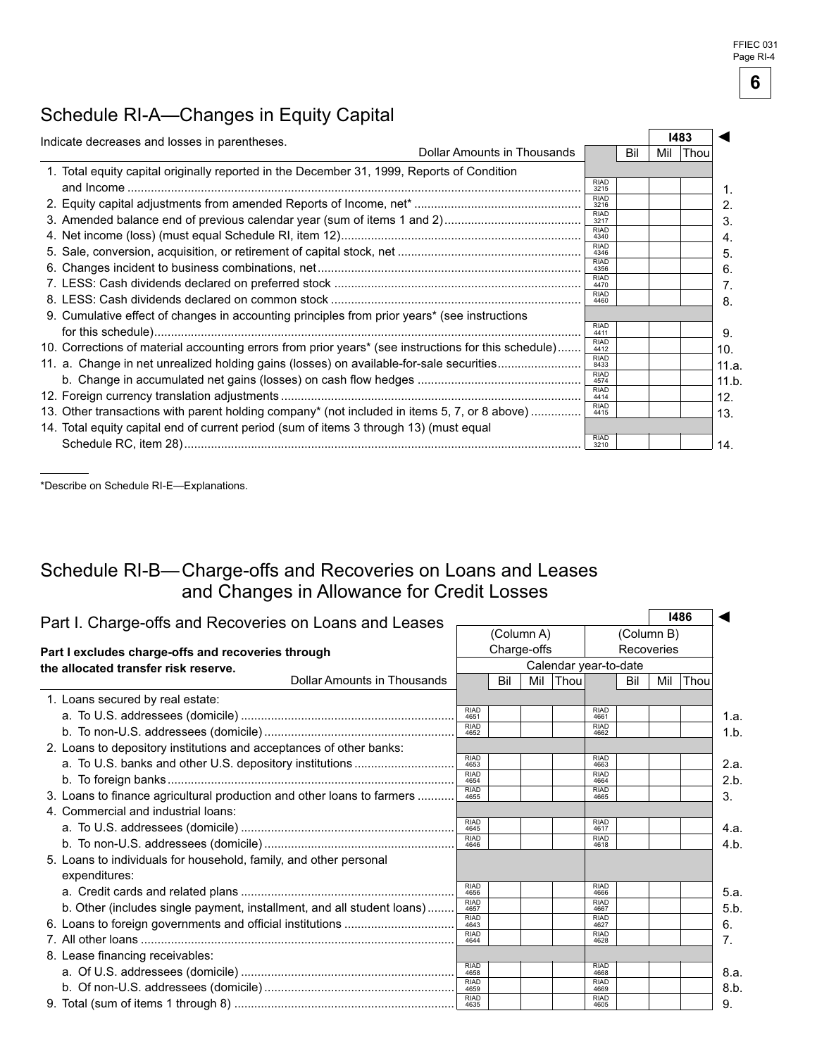# Schedule RI-A—Changes in Equity Capital

Indicate decreases and losses in parentheses.

| Dollar Amounts in Thousands | | Bil | Mil | Thou | |
|---|---|---|---|---|---|
| | | | **I483** | | ◄ |
| 1. Total equity capital originally reported in the December 31, 1999, Reports of Condition and Income | RIAD 3215 | | | | 1. |
| 2. Equity capital adjustments from amended Reports of Income, net* | RIAD 3216 | | | | 2. |
| 3. Amended balance end of previous calendar year (sum of items 1 and 2) | RIAD 3217 | | | | 3. |
| 4. Net income (loss) (must equal Schedule RI, item 12) | RIAD 4340 | | | | 4. |
| 5. Sale, conversion, acquisition, or retirement of capital stock, net | RIAD 4346 | | | | 5. |
| 6. Changes incident to business combinations, net | RIAD 4356 | | | | 6. |
| 7. LESS: Cash dividends declared on preferred stock | RIAD 4470 | | | | 7. |
| 8. LESS: Cash dividends declared on common stock | RIAD 4460 | | | | 8. |
| 9. Cumulative effect of changes in accounting principles from prior years* (see instructions for this schedule) | RIAD 4411 | | | | 9. |
| 10. Corrections of material accounting errors from prior years* (see instructions for this schedule) | RIAD 4412 | | | | 10. |
| 11. a. Change in net unrealized holding gains (losses) on available-for-sale securities | RIAD 8433 | | | | 11.a. |
| b. Change in accumulated net gains (losses) on cash flow hedges | RIAD 4574 | | | | 11.b. |
| 12. Foreign currency translation adjustments | RIAD 4414 | | | | 12. |
| 13. Other transactions with parent holding company* (not included in items 5, 7, or 8 above) | RIAD 4415 | | | | 13. |
| 14. Total equity capital end of current period (sum of items 3 through 13) (must equal Schedule RC, item 28) | RIAD 3210 | | | | 14. |

*Describe on Schedule RI-E—Explanations.

# Schedule RI-B—Charge-offs and Recoveries on Loans and Leases and Changes in Allowance for Credit Losses

## Part I. Charge-offs and Recoveries on Loans and Leases

**Part I excludes charge-offs and recoveries through the allocated transfer risk reserve.**

| | (Column A) Charge-offs | | | | (Column B) Recoveries | | | | |
|---|---|---|---|---|---|---|---|---|---|
| | Calendar year-to-date | | | | | | | | |
| Dollar Amounts in Thousands | | Bil | Mil | Thou | | Bil | Mil | Thou | |
| | | | | | | | **I486** | | ◄ |
| 1. Loans secured by real estate: | | | | | | | | | |
| a. To U.S. addressees (domicile) | RIAD 4651 | | | | RIAD 4661 | | | | 1.a. |
| b. To non-U.S. addressees (domicile) | RIAD 4652 | | | | RIAD 4662 | | | | 1.b. |
| 2. Loans to depository institutions and acceptances of other banks: | | | | | | | | | |
| a. To U.S. banks and other U.S. depository institutions | RIAD 4653 | | | | RIAD 4663 | | | | 2.a. |
| b. To foreign banks | RIAD 4654 | | | | RIAD 4664 | | | | 2.b. |
| 3. Loans to finance agricultural production and other loans to farmers | RIAD 4655 | | | | RIAD 4665 | | | | 3. |
| 4. Commercial and industrial loans: | | | | | | | | | |
| a. To U.S. addressees (domicile) | RIAD 4645 | | | | RIAD 4617 | | | | 4.a. |
| b. To non-U.S. addressees (domicile) | RIAD 4646 | | | | RIAD 4618 | | | | 4.b. |
| 5. Loans to individuals for household, family, and other personal expenditures: | | | | | | | | | |
| a. Credit cards and related plans | RIAD 4656 | | | | RIAD 4666 | | | | 5.a. |
| b. Other (includes single payment, installment, and all student loans) | RIAD 4657 | | | | RIAD 4667 | | | | 5.b. |
| 6. Loans to foreign governments and official institutions | RIAD 4643 | | | | RIAD 4627 | | | | 6. |
| 7. All other loans | RIAD 4644 | | | | RIAD 4628 | | | | 7. |
| 8. Lease financing receivables: | | | | | | | | | |
| a. Of U.S. addressees (domicile) | RIAD 4658 | | | | RIAD 4668 | | | | 8.a. |
| b. Of non-U.S. addressees (domicile) | RIAD 4659 | | | | RIAD 4669 | | | | 8.b. |
| 9. Total (sum of items 1 through 8) | RIAD 4635 | | | | RIAD 4605 | | | | 9. |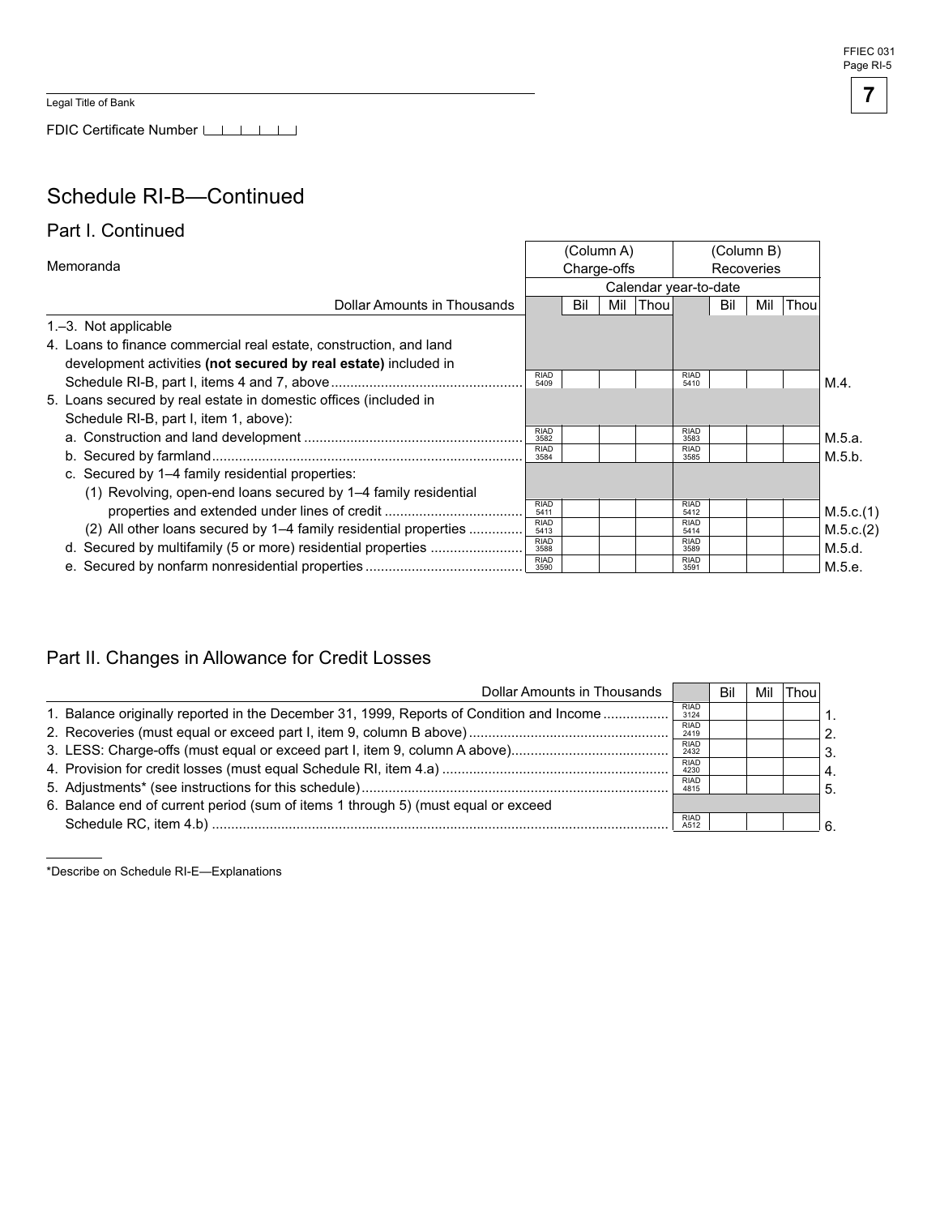Legal Title of Bank

FDIC Certificate Number

# Schedule RI-B—Continued

## Part I. Continued

| Memoranda | (Column A) Charge-offs | | | | (Column B) Recoveries | | | | |
|---|---|---|---|---|---|---|---|---|---|
| | Calendar year-to-date | | | | | | | | |
| Dollar Amounts in Thousands | | Bil | Mil | Thou | | Bil | Mil | Thou | |
| 1.–3. Not applicable | | | | | | | | | |
| 4. Loans to finance commercial real estate, construction, and land development activities **(not secured by real estate)** included in Schedule RI-B, part I, items 4 and 7, above | RIAD 5409 | | | | RIAD 5410 | | | | M.4. |
| 5. Loans secured by real estate in domestic offices (included in Schedule RI-B, part I, item 1, above): | | | | | | | | | |
| a. Construction and land development | RIAD 3582 | | | | RIAD 3583 | | | | M.5.a. |
| b. Secured by farmland | RIAD 3584 | | | | RIAD 3585 | | | | M.5.b. |
| c. Secured by 1–4 family residential properties: | | | | | | | | | |
| (1) Revolving, open-end loans secured by 1–4 family residential properties and extended under lines of credit | RIAD 5411 | | | | RIAD 5412 | | | | M.5.c.(1) |
| (2) All other loans secured by 1–4 family residential properties | RIAD 5413 | | | | RIAD 5414 | | | | M.5.c.(2) |
| d. Secured by multifamily (5 or more) residential properties | RIAD 3588 | | | | RIAD 3589 | | | | M.5.d. |
| e. Secured by nonfarm nonresidential properties | RIAD 3590 | | | | RIAD 3591 | | | | M.5.e. |

## Part II. Changes in Allowance for Credit Losses

| Dollar Amounts in Thousands | | Bil | Mil | Thou | |
|---|---|---|---|---|---|
| 1. Balance originally reported in the December 31, 1999, Reports of Condition and Income | RIAD 3124 | | | | 1. |
| 2. Recoveries (must equal or exceed part I, item 9, column B above) | RIAD 2419 | | | | 2. |
| 3. LESS: Charge-offs (must equal or exceed part I, item 9, column A above) | RIAD 2432 | | | | 3. |
| 4. Provision for credit losses (must equal Schedule RI, item 4.a) | RIAD 4230 | | | | 4. |
| 5. Adjustments* (see instructions for this schedule) | RIAD 4815 | | | | 5. |
| 6. Balance end of current period (sum of items 1 through 5) (must equal or exceed Schedule RC, item 4.b) | RIAD A512 | | | | 6. |

*Describe on Schedule RI-E—Explanations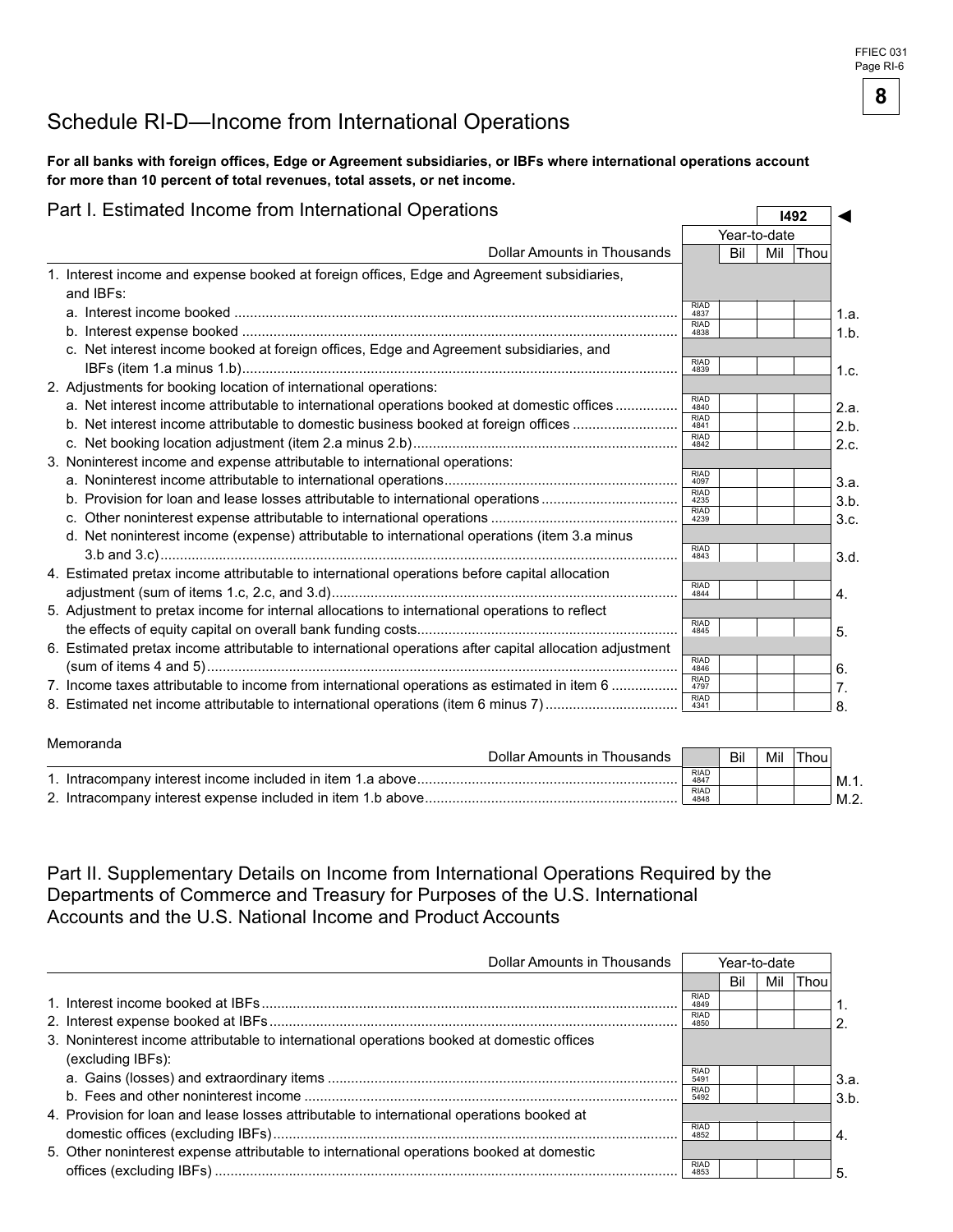# Schedule RI-D—Income from International Operations

**For all banks with foreign offices, Edge or Agreement subsidiaries, or IBFs where international operations account for more than 10 percent of total revenues, total assets, or net income.**

## Part I. Estimated Income from International Operations

I492 ◄

| Dollar Amounts in Thousands | | Year-to-date Bil | Mil | Thou | |
|---|---|---|---|---|---|
| 1. Interest income and expense booked at foreign offices, Edge and Agreement subsidiaries, and IBFs: | | | | | |
| a. Interest income booked | RIAD 4837 | | | | 1.a. |
| b. Interest expense booked | RIAD 4838 | | | | 1.b. |
| c. Net interest income booked at foreign offices, Edge and Agreement subsidiaries, and IBFs (item 1.a minus 1.b) | RIAD 4839 | | | | 1.c. |
| 2. Adjustments for booking location of international operations: | | | | | |
| a. Net interest income attributable to international operations booked at domestic offices | RIAD 4840 | | | | 2.a. |
| b. Net interest income attributable to domestic business booked at foreign offices | RIAD 4841 | | | | 2.b. |
| c. Net booking location adjustment (item 2.a minus 2.b) | RIAD 4842 | | | | 2.c. |
| 3. Noninterest income and expense attributable to international operations: | | | | | |
| a. Noninterest income attributable to international operations | RIAD 4097 | | | | 3.a. |
| b. Provision for loan and lease losses attributable to international operations | RIAD 4235 | | | | 3.b. |
| c. Other noninterest expense attributable to international operations | RIAD 4239 | | | | 3.c. |
| d. Net noninterest income (expense) attributable to international operations (item 3.a minus 3.b and 3.c) | RIAD 4843 | | | | 3.d. |
| 4. Estimated pretax income attributable to international operations before capital allocation adjustment (sum of items 1.c, 2.c, and 3.d) | RIAD 4844 | | | | 4. |
| 5. Adjustment to pretax income for internal allocations to international operations to reflect the effects of equity capital on overall bank funding costs | RIAD 4845 | | | | 5. |
| 6. Estimated pretax income attributable to international operations after capital allocation adjustment (sum of items 4 and 5) | RIAD 4846 | | | | 6. |
| 7. Income taxes attributable to income from international operations as estimated in item 6 | RIAD 4797 | | | | 7. |
| 8. Estimated net income attributable to international operations (item 6 minus 7) | RIAD 4341 | | | | 8. |

Memoranda

| Dollar Amounts in Thousands | | Bil | Mil | Thou | |
|---|---|---|---|---|---|
| 1. Intracompany interest income included in item 1.a above | RIAD 4847 | | | | M.1. |
| 2. Intracompany interest expense included in item 1.b above | RIAD 4848 | | | | M.2. |

## Part II. Supplementary Details on Income from International Operations Required by the Departments of Commerce and Treasury for Purposes of the U.S. International Accounts and the U.S. National Income and Product Accounts

| Dollar Amounts in Thousands | | Year-to-date Bil | Mil | Thou | |
|---|---|---|---|---|---|
| 1. Interest income booked at IBFs | RIAD 4849 | | | | 1. |
| 2. Interest expense booked at IBFs | RIAD 4850 | | | | 2. |
| 3. Noninterest income attributable to international operations booked at domestic offices (excluding IBFs): | | | | | |
| a. Gains (losses) and extraordinary items | RIAD 5491 | | | | 3.a. |
| b. Fees and other noninterest income | RIAD 5492 | | | | 3.b. |
| 4. Provision for loan and lease losses attributable to international operations booked at domestic offices (excluding IBFs) | RIAD 4852 | | | | 4. |
| 5. Other noninterest expense attributable to international operations booked at domestic offices (excluding IBFs) | RIAD 4853 | | | | 5. |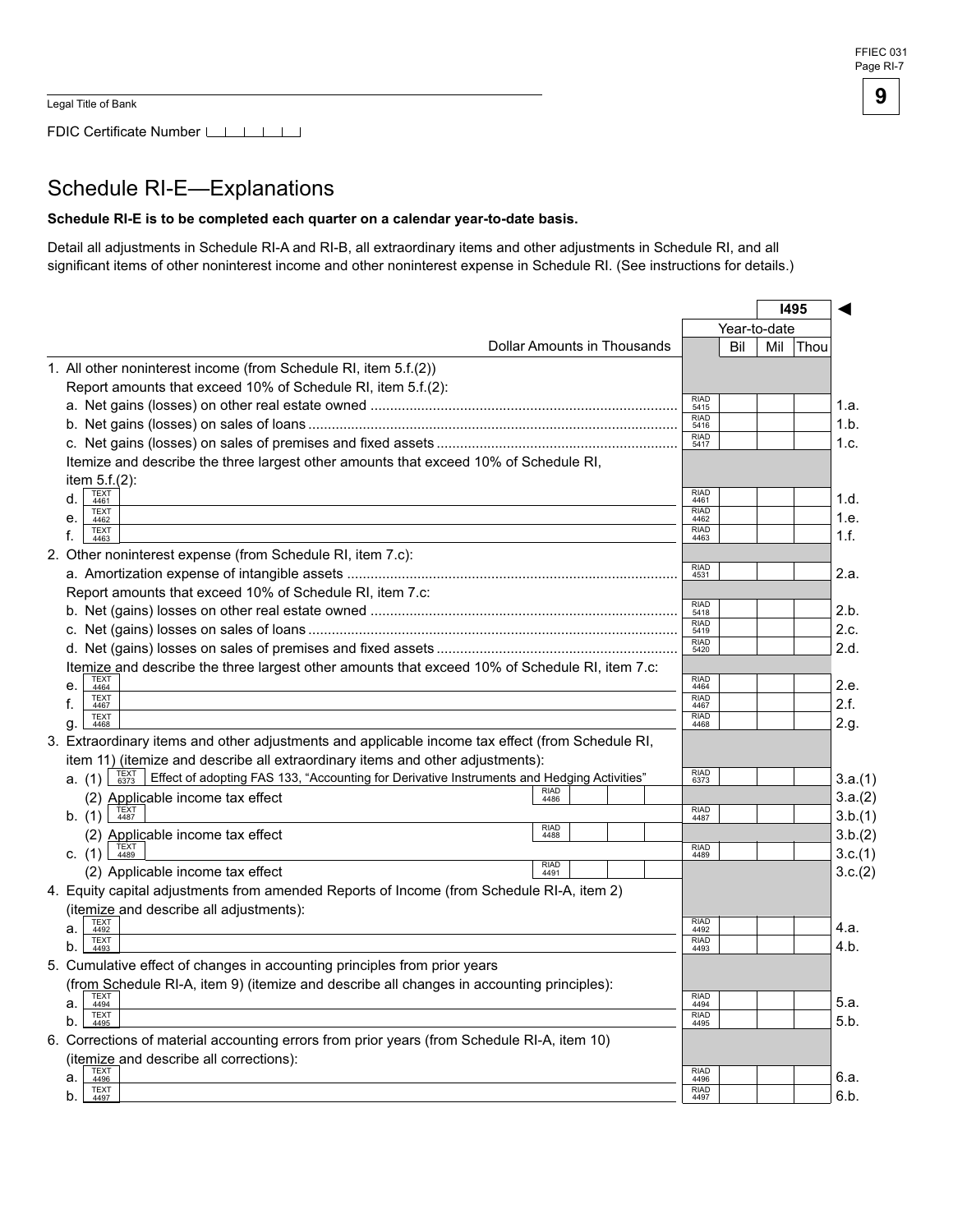Legal Title of Bank

FDIC Certificate Number

# Schedule RI-E—Explanations

**Schedule RI-E is to be completed each quarter on a calendar year-to-date basis.**

Detail all adjustments in Schedule RI-A and RI-B, all extraordinary items and other adjustments in Schedule RI, and all significant items of other noninterest income and other noninterest expense in Schedule RI. (See instructions for details.)

| Dollar Amounts in Thousands | | | Year-to-date (Bil Mil Thou) I495 | |
|---|---|---|---|---|
| 1. All other noninterest income (from Schedule RI, item 5.f.(2)) | | | | |
| Report amounts that exceed 10% of Schedule RI, item 5.f.(2): | | | | |
| a. Net gains (losses) on other real estate owned | | RIAD 5415 | | 1.a. |
| b. Net gains (losses) on sales of loans | | RIAD 5416 | | 1.b. |
| c. Net gains (losses) on sales of premises and fixed assets | | RIAD 5417 | | 1.c. |
| Itemize and describe the three largest other amounts that exceed 10% of Schedule RI, item 5.f.(2): | | | | |
| d. TEXT 4461 | | RIAD 4461 | | 1.d. |
| e. TEXT 4462 | | RIAD 4462 | | 1.e. |
| f. TEXT 4463 | | RIAD 4463 | | 1.f. |
| 2. Other noninterest expense (from Schedule RI, item 7.c): | | | | |
| a. Amortization expense of intangible assets | | RIAD 4531 | | 2.a. |
| Report amounts that exceed 10% of Schedule RI, item 7.c: | | | | |
| b. Net (gains) losses on other real estate owned | | RIAD 5418 | | 2.b. |
| c. Net (gains) losses on sales of loans | | RIAD 5419 | | 2.c. |
| d. Net (gains) losses on sales of premises and fixed assets | | RIAD 5420 | | 2.d. |
| Itemize and describe the three largest other amounts that exceed 10% of Schedule RI, item 7.c: | | | | |
| e. TEXT 4464 | | RIAD 4464 | | 2.e. |
| f. TEXT 4467 | | RIAD 4467 | | 2.f. |
| g. TEXT 4468 | | RIAD 4468 | | 2.g. |
| 3. Extraordinary items and other adjustments and applicable income tax effect (from Schedule RI, item 11) (itemize and describe all extraordinary items and other adjustments): | | | | |
| a. (1) TEXT 6373 Effect of adopting FAS 133, "Accounting for Derivative Instruments and Hedging Activities" | | RIAD 6373 | | 3.a.(1) |
| (2) Applicable income tax effect | RIAD 4486 | | | 3.a.(2) |
| b. (1) TEXT 4487 | | RIAD 4487 | | 3.b.(1) |
| (2) Applicable income tax effect | RIAD 4488 | | | 3.b.(2) |
| c. (1) TEXT 4489 | | RIAD 4489 | | 3.c.(1) |
| (2) Applicable income tax effect | RIAD 4491 | | | 3.c.(2) |
| 4. Equity capital adjustments from amended Reports of Income (from Schedule RI-A, item 2) (itemize and describe all adjustments): | | | | |
| a. TEXT 4492 | | RIAD 4492 | | 4.a. |
| b. TEXT 4493 | | RIAD 4493 | | 4.b. |
| 5. Cumulative effect of changes in accounting principles from prior years (from Schedule RI-A, item 9) (itemize and describe all changes in accounting principles): | | | | |
| a. TEXT 4494 | | RIAD 4494 | | 5.a. |
| b. TEXT 4495 | | RIAD 4495 | | 5.b. |
| 6. Corrections of material accounting errors from prior years (from Schedule RI-A, item 10) (itemize and describe all corrections): | | | | |
| a. TEXT 4496 | | RIAD 4496 | | 6.a. |
| b. TEXT 4497 | | RIAD 4497 | | 6.b. |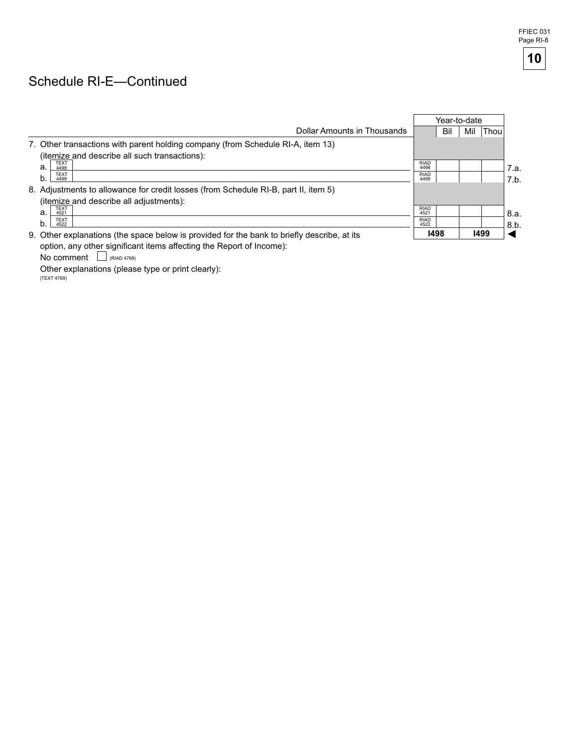# Schedule RI-E—Continued

| Dollar Amounts in Thousands | | Year-to-date | | | |
|---|---|---|---|---|---|
| | | Bil | Mil | Thou | |
| 7. Other transactions with parent holding company (from Schedule RI-A, item 13) (itemize and describe all such transactions): | | | | | |
| a. TEXT 4498 | RIAD 4498 | | | | 7.a. |
| b. TEXT 4499 | RIAD 4499 | | | | 7.b. |
| 8. Adjustments to allowance for credit losses (from Schedule RI-B, part II, item 5) (itemize and describe all adjustments): | | | | | |
| a. TEXT 4521 | RIAD 4521 | | | | 8.a. |
| b. TEXT 4522 | RIAD 4522 | | | | 8.b. |
| | **I498** | | **I499** | | ◀ |

9. Other explanations (the space below is provided for the bank to briefly describe, at its option, any other significant items affecting the Report of Income):

No comment ☐ (RIAD 4769)

Other explanations (please type or print clearly):
(TEXT 4769)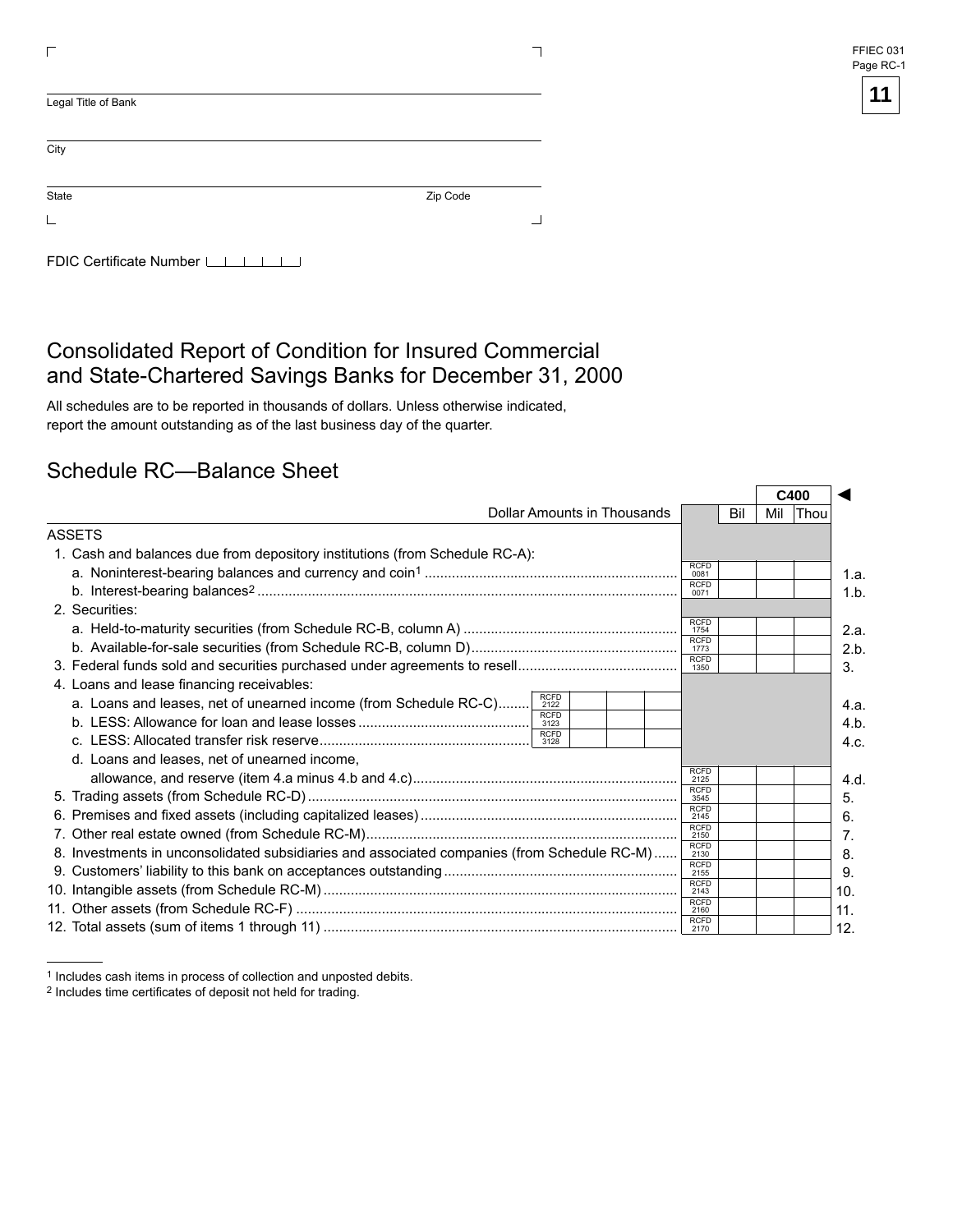FFIEC 031
Page RC-1

Legal Title of Bank

City

State Zip Code

FDIC Certificate Number

# Consolidated Report of Condition for Insured Commercial and State-Chartered Savings Banks for December 31, 2000

All schedules are to be reported in thousands of dollars. Unless otherwise indicated, report the amount outstanding as of the last business day of the quarter.

## Schedule RC—Balance Sheet

| Dollar Amounts in Thousands | | | RCFD | Bil Mil Thou (C400) | |
|---|---|---|---|---|---|
| **ASSETS** | | | | | |
| 1. Cash and balances due from depository institutions (from Schedule RC-A): | | | | | |
| a. Noninterest-bearing balances and currency and coin[1] | | | 0081 | | 1.a. |
| b. Interest-bearing balances[2] | | | 0071 | | 1.b. |
| 2. Securities: | | | | | |
| a. Held-to-maturity securities (from Schedule RC-B, column A) | | | 1754 | | 2.a. |
| b. Available-for-sale securities (from Schedule RC-B, column D) | | | 1773 | | 2.b. |
| 3. Federal funds sold and securities purchased under agreements to resell | | | 1350 | | 3. |
| 4. Loans and lease financing receivables: | | | | | |
| a. Loans and leases, net of unearned income (from Schedule RC-C) | RCFD 2122 | | | | 4.a. |
| b. LESS: Allowance for loan and lease losses | RCFD 3123 | | | | 4.b. |
| c. LESS: Allocated transfer risk reserve | RCFD 3128 | | | | 4.c. |
| d. Loans and leases, net of unearned income, allowance, and reserve (item 4.a minus 4.b and 4.c) | | | 2125 | | 4.d. |
| 5. Trading assets (from Schedule RC-D) | | | 3545 | | 5. |
| 6. Premises and fixed assets (including capitalized leases) | | | 2145 | | 6. |
| 7. Other real estate owned (from Schedule RC-M) | | | 2150 | | 7. |
| 8. Investments in unconsolidated subsidiaries and associated companies (from Schedule RC-M) | | | 2130 | | 8. |
| 9. Customers' liability to this bank on acceptances outstanding | | | 2155 | | 9. |
| 10. Intangible assets (from Schedule RC-M) | | | 2143 | | 10. |
| 11. Other assets (from Schedule RC-F) | | | 2160 | | 11. |
| 12. Total assets (sum of items 1 through 11) | | | 2170 | | 12. |

[1] Includes cash items in process of collection and unposted debits.

[2] Includes time certificates of deposit not held for trading.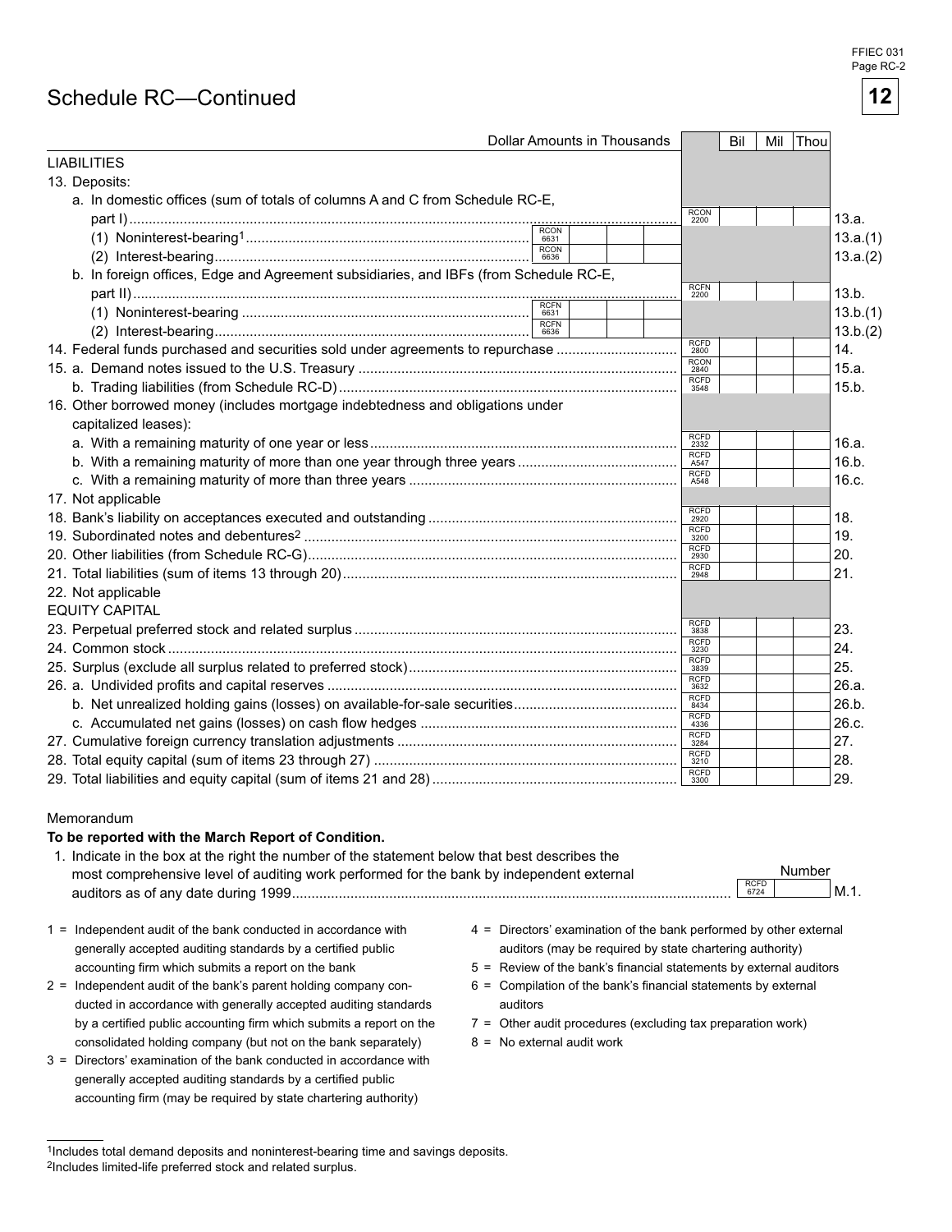# Schedule RC—Continued

| | Dollar Amounts in Thousands | | Bil | Mil | Thou | |
|---|---|---|---|---|---|---|
| **LIABILITIES** | | | | | | |
| 13. Deposits: | | | | | | |
| a. In domestic offices (sum of totals of columns A and C from Schedule RC-E, part I) | | RCON 2200 | | | | 13.a. |
| (1) Noninterest-bearing[1] | RCON 6631 | | | | | 13.a.(1) |
| (2) Interest-bearing | RCON 6636 | | | | | 13.a.(2) |
| b. In foreign offices, Edge and Agreement subsidiaries, and IBFs (from Schedule RC-E, part II) | | RCFN 2200 | | | | 13.b. |
| (1) Noninterest-bearing | RCFN 6631 | | | | | 13.b.(1) |
| (2) Interest-bearing | RCFN 6636 | | | | | 13.b.(2) |
| 14. Federal funds purchased and securities sold under agreements to repurchase | | RCFD 2800 | | | | 14. |
| 15. a. Demand notes issued to the U.S. Treasury | | RCON 2840 | | | | 15.a. |
| b. Trading liabilities (from Schedule RC-D) | | RCFD 3548 | | | | 15.b. |
| 16. Other borrowed money (includes mortgage indebtedness and obligations under capitalized leases): | | | | | | |
| a. With a remaining maturity of one year or less | | RCFD 2332 | | | | 16.a. |
| b. With a remaining maturity of more than one year through three years | | RCFD A547 | | | | 16.b. |
| c. With a remaining maturity of more than three years | | RCFD A548 | | | | 16.c. |
| 17. Not applicable | | | | | | |
| 18. Bank's liability on acceptances executed and outstanding | | RCFD 2920 | | | | 18. |
| 19. Subordinated notes and debentures[2] | | RCFD 3200 | | | | 19. |
| 20. Other liabilities (from Schedule RC-G) | | RCFD 2930 | | | | 20. |
| 21. Total liabilities (sum of items 13 through 20) | | RCFD 2948 | | | | 21. |
| 22. Not applicable | | | | | | |
| **EQUITY CAPITAL** | | | | | | |
| 23. Perpetual preferred stock and related surplus | | RCFD 3838 | | | | 23. |
| 24. Common stock | | RCFD 3230 | | | | 24. |
| 25. Surplus (exclude all surplus related to preferred stock) | | RCFD 3839 | | | | 25. |
| 26. a. Undivided profits and capital reserves | | RCFD 3632 | | | | 26.a. |
| b. Net unrealized holding gains (losses) on available-for-sale securities | | RCFD 8434 | | | | 26.b. |
| c. Accumulated net gains (losses) on cash flow hedges | | RCFD 4336 | | | | 26.c. |
| 27. Cumulative foreign currency translation adjustments | | RCFD 3284 | | | | 27. |
| 28. Total equity capital (sum of items 23 through 27) | | RCFD 3210 | | | | 28. |
| 29. Total liabilities and equity capital (sum of items 21 and 28) | | RCFD 3300 | | | | 29. |

Memorandum

**To be reported with the March Report of Condition.**

1. Indicate in the box at the right the number of the statement below that best describes the most comprehensive level of auditing work performed for the bank by independent external auditors as of any date during 1999 ........ RCFD 6724 | Number: ______ | M.1.

1 = Independent audit of the bank conducted in accordance with generally accepted auditing standards by a certified public accounting firm which submits a report on the bank

2 = Independent audit of the bank's parent holding company conducted in accordance with generally accepted auditing standards by a certified public accounting firm which submits a report on the consolidated holding company (but not on the bank separately)

3 = Directors' examination of the bank conducted in accordance with generally accepted auditing standards by a certified public accounting firm (may be required by state chartering authority)

4 = Directors' examination of the bank performed by other external auditors (may be required by state chartering authority)

5 = Review of the bank's financial statements by external auditors

6 = Compilation of the bank's financial statements by external auditors

7 = Other audit procedures (excluding tax preparation work)

8 = No external audit work

---

[1]Includes total demand deposits and noninterest-bearing time and savings deposits.

[2]Includes limited-life preferred stock and related surplus.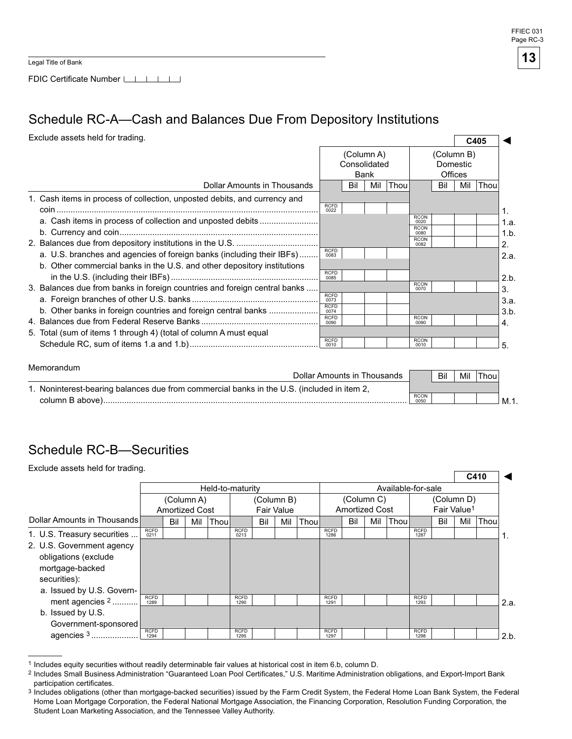Legal Title of Bank

FDIC Certificate Number

## Schedule RC-A—Cash and Balances Due From Depository Institutions

Exclude assets held for trading.

C405 ◄

| Dollar Amounts in Thousands | (Column A) Consolidated Bank | (Column B) Domestic Offices | |
|---|---|---|---|
| | Bil Mil Thou | Bil Mil Thou | |
| 1. Cash items in process of collection, unposted debits, and currency and coin | RCFD 0022 | | 1. |
| a. Cash items in process of collection and unposted debits | | RCON 0020 | 1.a. |
| b. Currency and coin | | RCON 0080 | 1.b. |
| 2. Balances due from depository institutions in the U.S. | | RCON 0082 | 2. |
| a. U.S. branches and agencies of foreign banks (including their IBFs) | RCFD 0083 | | 2.a. |
| b. Other commercial banks in the U.S. and other depository institutions in the U.S. (including their IBFs) | RCFD 0085 | | 2.b. |
| 3. Balances due from banks in foreign countries and foreign central banks | | RCON 0070 | 3. |
| a. Foreign branches of other U.S. banks | RCFD 0073 | | 3.a. |
| b. Other banks in foreign countries and foreign central banks | RCFD 0074 | | 3.b. |
| 4. Balances due from Federal Reserve Banks | RCFD 0090 | RCON 0090 | 4. |
| 5. Total (sum of items 1 through 4) (total of column A must equal Schedule RC, sum of items 1.a and 1.b) | RCFD 0010 | RCON 0010 | 5. |

Memorandum

| Dollar Amounts in Thousands | Bil Mil Thou | |
|---|---|---|
| 1. Noninterest-bearing balances due from commercial banks in the U.S. (included in item 2, column B above) | RCON 0050 | M.1. |

## Schedule RC-B—Securities

Exclude assets held for trading.

C410 ◄

| Dollar Amounts in Thousands | Held-to-maturity (Column A) Amortized Cost | Held-to-maturity (Column B) Fair Value | Available-for-sale (Column C) Amortized Cost | Available-for-sale (Column D) Fair Value[1] | |
|---|---|---|---|---|---|
| | Bil Mil Thou | Bil Mil Thou | Bil Mil Thou | Bil Mil Thou | |
| 1. U.S. Treasury securities | RCFD 0211 | RCFD 0213 | RCFD 1286 | RCFD 1287 | 1. |
| 2. U.S. Government agency obligations (exclude mortgage-backed securities): | | | | | |
| a. Issued by U.S. Government agencies [2] | RCFD 1289 | RCFD 1290 | RCFD 1291 | RCFD 1293 | 2.a. |
| b. Issued by U.S. Government-sponsored agencies [3] | RCFD 1294 | RCFD 1295 | RCFD 1297 | RCFD 1298 | 2.b. |

[1] Includes equity securities without readily determinable fair values at historical cost in item 6.b, column D.

[2] Includes Small Business Administration "Guaranteed Loan Pool Certificates," U.S. Maritime Administration obligations, and Export-Import Bank participation certificates.

[3] Includes obligations (other than mortgage-backed securities) issued by the Farm Credit System, the Federal Home Loan Bank System, the Federal Home Loan Mortgage Corporation, the Federal National Mortgage Association, the Financing Corporation, Resolution Funding Corporation, the Student Loan Marketing Association, and the Tennessee Valley Authority.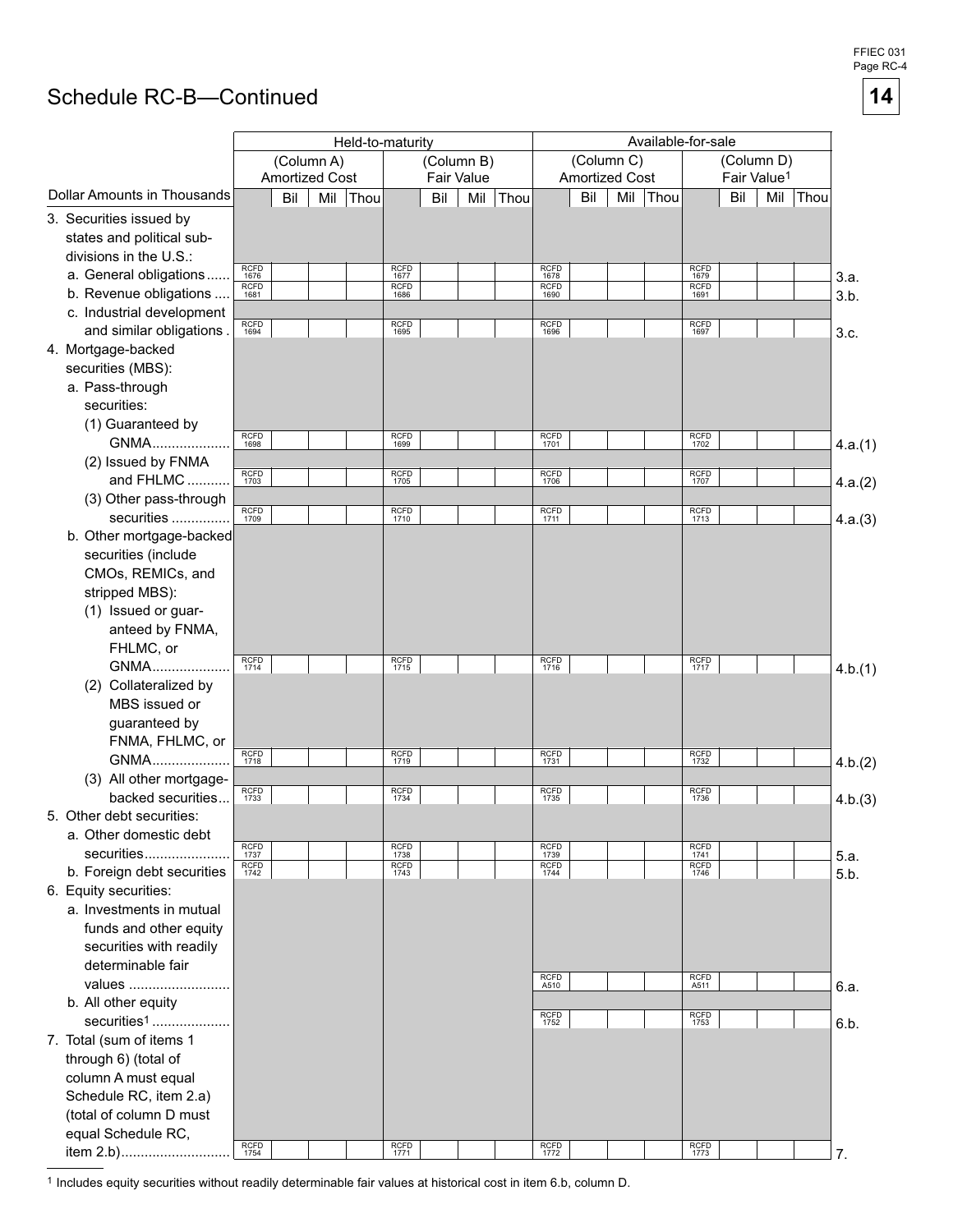## Schedule RC-B—Continued

| Dollar Amounts in Thousands | Held-to-maturity (Column A) Amortized Cost | Held-to-maturity (Column B) Fair Value | Available-for-sale (Column C) Amortized Cost | Available-for-sale (Column D) Fair Value[1] | |
|---|---|---|---|---|---|
| 3. Securities issued by states and political subdivisions in the U.S.: | | | | | |
| a. General obligations | RCFD 1676 | RCFD 1677 | RCFD 1678 | RCFD 1679 | 3.a. |
| b. Revenue obligations | RCFD 1681 | RCFD 1686 | RCFD 1690 | RCFD 1691 | 3.b. |
| c. Industrial development and similar obligations | RCFD 1694 | RCFD 1695 | RCFD 1696 | RCFD 1697 | 3.c. |
| 4. Mortgage-backed securities (MBS): | | | | | |
| a. Pass-through securities: | | | | | |
| (1) Guaranteed by GNMA | RCFD 1698 | RCFD 1699 | RCFD 1701 | RCFD 1702 | 4.a.(1) |
| (2) Issued by FNMA and FHLMC | RCFD 1703 | RCFD 1705 | RCFD 1706 | RCFD 1707 | 4.a.(2) |
| (3) Other pass-through securities | RCFD 1709 | RCFD 1710 | RCFD 1711 | RCFD 1713 | 4.a.(3) |
| b. Other mortgage-backed securities (include CMOs, REMICs, and stripped MBS): | | | | | |
| (1) Issued or guaranteed by FNMA, FHLMC, or GNMA | RCFD 1714 | RCFD 1715 | RCFD 1716 | RCFD 1717 | 4.b.(1) |
| (2) Collateralized by MBS issued or guaranteed by FNMA, FHLMC, or GNMA | RCFD 1718 | RCFD 1719 | RCFD 1731 | RCFD 1732 | 4.b.(2) |
| (3) All other mortgage-backed securities | RCFD 1733 | RCFD 1734 | RCFD 1735 | RCFD 1736 | 4.b.(3) |
| 5. Other debt securities: | | | | | |
| a. Other domestic debt securities | RCFD 1737 | RCFD 1738 | RCFD 1739 | RCFD 1741 | 5.a. |
| b. Foreign debt securities | RCFD 1742 | RCFD 1743 | RCFD 1744 | RCFD 1746 | 5.b. |
| 6. Equity securities: | | | | | |
| a. Investments in mutual funds and other equity securities with readily determinable fair values | | | RCFD A510 | RCFD A511 | 6.a. |
| b. All other equity securities[1] | | | RCFD 1752 | RCFD 1753 | 6.b. |
| 7. Total (sum of items 1 through 6) (total of column A must equal Schedule RC, item 2.a) (total of column D must equal Schedule RC, item 2.b) | RCFD 1754 | RCFD 1771 | RCFD 1772 | RCFD 1773 | 7. |

[1] Includes equity securities without readily determinable fair values at historical cost in item 6.b, column D.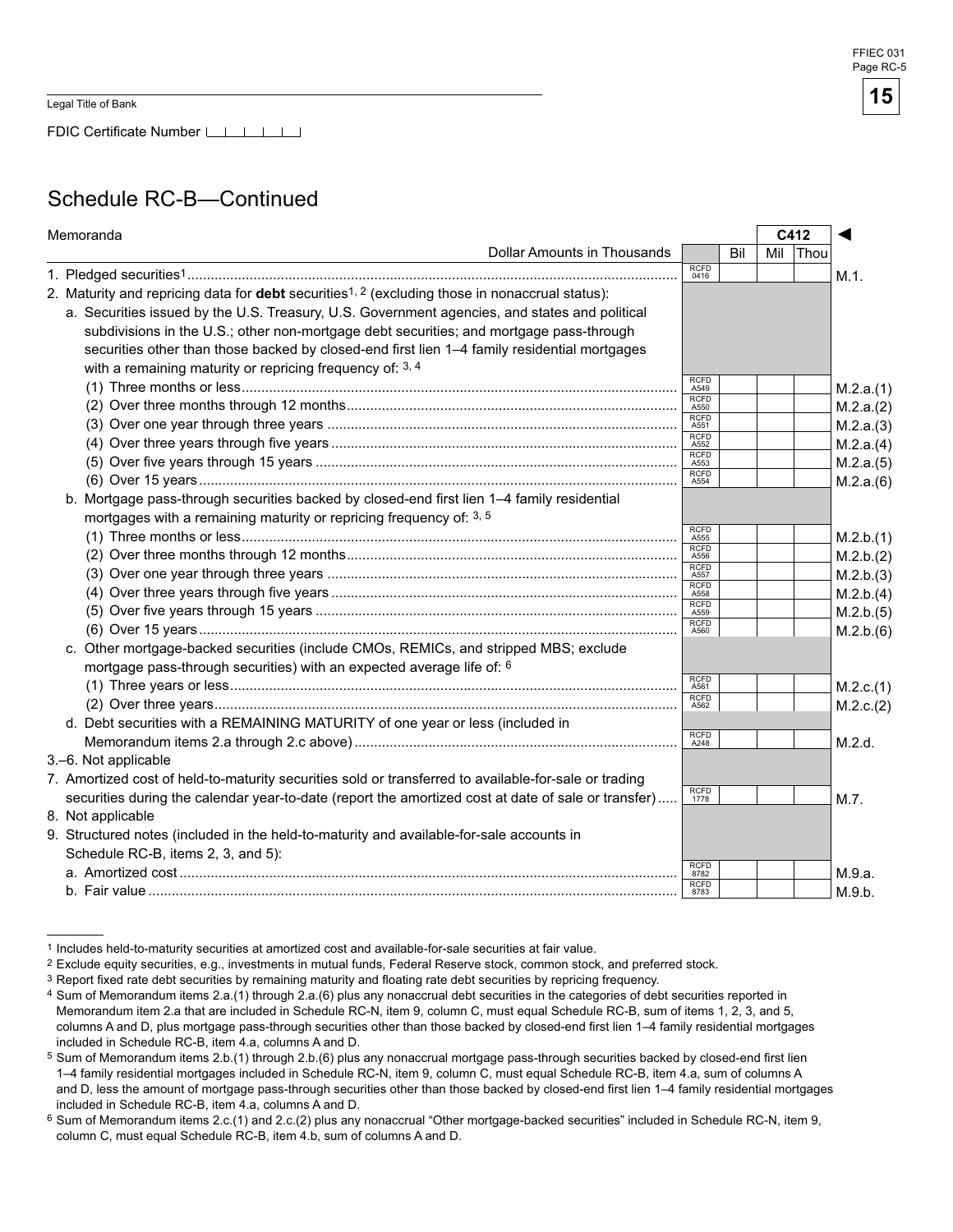Legal Title of Bank

FDIC Certificate Number

## Schedule RC-B—Continued

| Memoranda | | | C412 | | ◄ |
|---|---|---|---|---|---|
| Dollar Amounts in Thousands | | Bil | Mil | Thou | |
| 1. Pledged securities[1] | RCFD 0416 | | | | M.1. |
| 2. Maturity and repricing data for **debt** securities[1, 2] (excluding those in nonaccrual status): | | | | | |
| a. Securities issued by the U.S. Treasury, U.S. Government agencies, and states and political subdivisions in the U.S.; other non-mortgage debt securities; and mortgage pass-through securities other than those backed by closed-end first lien 1–4 family residential mortgages with a remaining maturity or repricing frequency of: [3, 4] | | | | | |
| (1) Three months or less | RCFD A549 | | | | M.2.a.(1) |
| (2) Over three months through 12 months | RCFD A550 | | | | M.2.a.(2) |
| (3) Over one year through three years | RCFD A551 | | | | M.2.a.(3) |
| (4) Over three years through five years | RCFD A552 | | | | M.2.a.(4) |
| (5) Over five years through 15 years | RCFD A553 | | | | M.2.a.(5) |
| (6) Over 15 years | RCFD A554 | | | | M.2.a.(6) |
| b. Mortgage pass-through securities backed by closed-end first lien 1–4 family residential mortgages with a remaining maturity or repricing frequency of: [3, 5] | | | | | |
| (1) Three months or less | RCFD A555 | | | | M.2.b.(1) |
| (2) Over three months through 12 months | RCFD A556 | | | | M.2.b.(2) |
| (3) Over one year through three years | RCFD A557 | | | | M.2.b.(3) |
| (4) Over three years through five years | RCFD A558 | | | | M.2.b.(4) |
| (5) Over five years through 15 years | RCFD A559 | | | | M.2.b.(5) |
| (6) Over 15 years | RCFD A560 | | | | M.2.b.(6) |
| c. Other mortgage-backed securities (include CMOs, REMICs, and stripped MBS; exclude mortgage pass-through securities) with an expected average life of: [6] | | | | | |
| (1) Three years or less | RCFD A561 | | | | M.2.c.(1) |
| (2) Over three years | RCFD A562 | | | | M.2.c.(2) |
| d. Debt securities with a REMAINING MATURITY of one year or less (included in Memorandum items 2.a through 2.c above) | RCFD A248 | | | | M.2.d. |
| 3.–6. Not applicable | | | | | |
| 7. Amortized cost of held-to-maturity securities sold or transferred to available-for-sale or trading securities during the calendar year-to-date (report the amortized cost at date of sale or transfer) | RCFD 1778 | | | | M.7. |
| 8. Not applicable | | | | | |
| 9. Structured notes (included in the held-to-maturity and available-for-sale accounts in Schedule RC-B, items 2, 3, and 5): | | | | | |
| a. Amortized cost | RCFD 8782 | | | | M.9.a. |
| b. Fair value | RCFD 8783 | | | | M.9.b. |

---

[1] Includes held-to-maturity securities at amortized cost and available-for-sale securities at fair value.

[2] Exclude equity securities, e.g., investments in mutual funds, Federal Reserve stock, common stock, and preferred stock.

[3] Report fixed rate debt securities by remaining maturity and floating rate debt securities by repricing frequency.

[4] Sum of Memorandum items 2.a.(1) through 2.a.(6) plus any nonaccrual debt securities in the categories of debt securities reported in Memorandum item 2.a that are included in Schedule RC-N, item 9, column C, must equal Schedule RC-B, sum of items 1, 2, 3, and 5, columns A and D, plus mortgage pass-through securities other than those backed by closed-end first lien 1–4 family residential mortgages included in Schedule RC-B, item 4.a, columns A and D.

[5] Sum of Memorandum items 2.b.(1) through 2.b.(6) plus any nonaccrual mortgage pass-through securities backed by closed-end first lien 1–4 family residential mortgages included in Schedule RC-N, item 9, column C, must equal Schedule RC-B, item 4.a, sum of columns A and D, less the amount of mortgage pass-through securities other than those backed by closed-end first lien 1–4 family residential mortgages included in Schedule RC-B, item 4.a, columns A and D.

[6] Sum of Memorandum items 2.c.(1) and 2.c.(2) plus any nonaccrual "Other mortgage-backed securities" included in Schedule RC-N, item 9, column C, must equal Schedule RC-B, item 4.b, sum of columns A and D.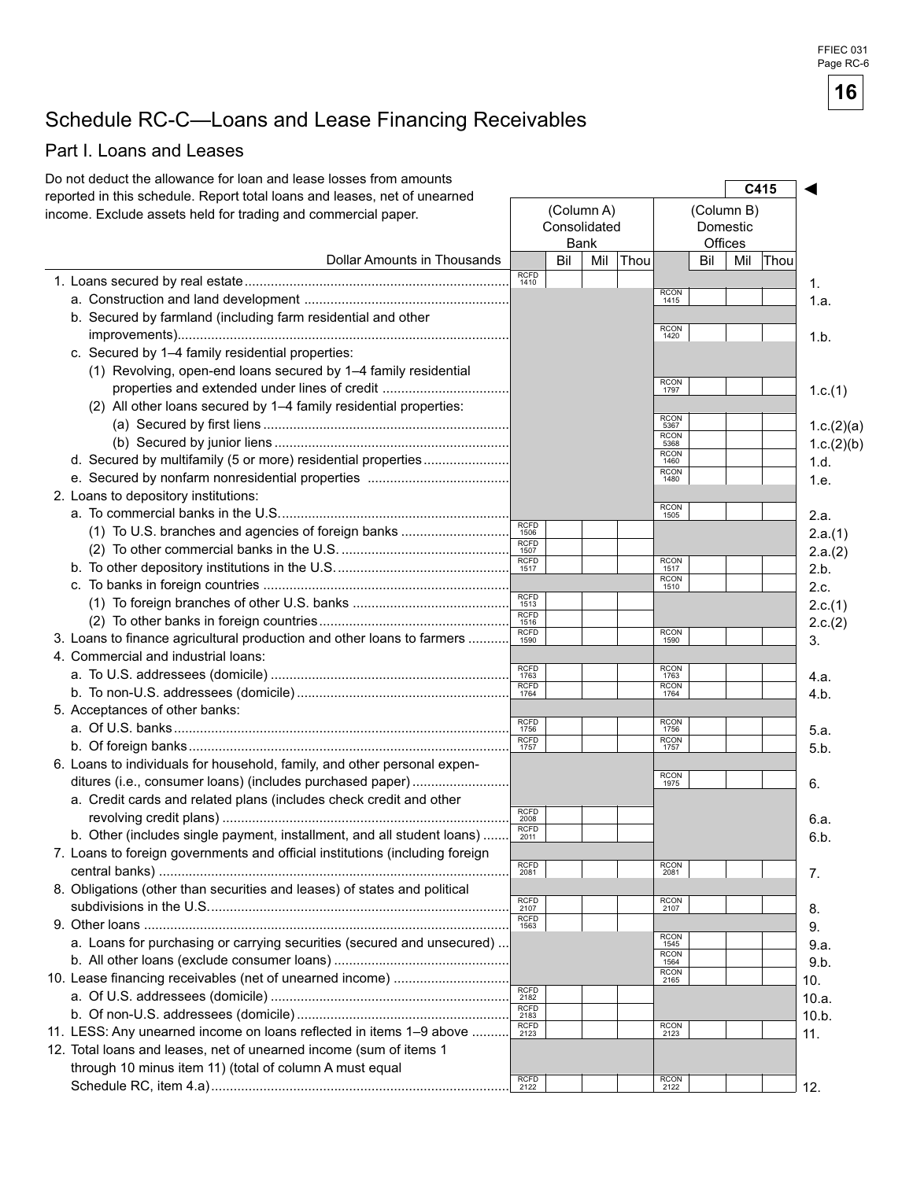# Schedule RC-C—Loans and Lease Financing Receivables

## Part I. Loans and Leases

Do not deduct the allowance for loan and lease losses from amounts reported in this schedule. Report total loans and leases, net of unearned income. Exclude assets held for trading and commercial paper.

C415 ◄

| Dollar Amounts in Thousands | (Column A) Consolidated Bank | (Column B) Domestic Offices | |
|---|---|---|---|
| 1. Loans secured by real estate | RCFD 1410 | | 1. |
| a. Construction and land development | | RCON 1415 | 1.a. |
| b. Secured by farmland (including farm residential and other improvements) | | RCON 1420 | 1.b. |
| c. Secured by 1–4 family residential properties: | | | |
| (1) Revolving, open-end loans secured by 1–4 family residential properties and extended under lines of credit | | RCON 1797 | 1.c.(1) |
| (2) All other loans secured by 1–4 family residential properties: | | | |
| (a) Secured by first liens | | RCON 5367 | 1.c.(2)(a) |
| (b) Secured by junior liens | | RCON 5368 | 1.c.(2)(b) |
| d. Secured by multifamily (5 or more) residential properties | | RCON 1460 | 1.d. |
| e. Secured by nonfarm nonresidential properties | | RCON 1480 | 1.e. |
| 2. Loans to depository institutions: | | | |
| a. To commercial banks in the U.S. | | RCON 1505 | 2.a. |
| (1) To U.S. branches and agencies of foreign banks | RCFD 1506 | | 2.a.(1) |
| (2) To other commercial banks in the U.S. | RCFD 1507 | | 2.a.(2) |
| b. To other depository institutions in the U.S. | RCFD 1517 | RCON 1517 | 2.b. |
| c. To banks in foreign countries | | RCON 1510 | 2.c. |
| (1) To foreign branches of other U.S. banks | RCFD 1513 | | 2.c.(1) |
| (2) To other banks in foreign countries | RCFD 1516 | | 2.c.(2) |
| 3. Loans to finance agricultural production and other loans to farmers | RCFD 1590 | RCON 1590 | 3. |
| 4. Commercial and industrial loans: | | | |
| a. To U.S. addressees (domicile) | RCFD 1763 | RCON 1763 | 4.a. |
| b. To non-U.S. addressees (domicile) | RCFD 1764 | RCON 1764 | 4.b. |
| 5. Acceptances of other banks: | | | |
| a. Of U.S. banks | RCFD 1756 | RCON 1756 | 5.a. |
| b. Of foreign banks | RCFD 1757 | RCON 1757 | 5.b. |
| 6. Loans to individuals for household, family, and other personal expenditures (i.e., consumer loans) (includes purchased paper) | | RCON 1975 | 6. |
| a. Credit cards and related plans (includes check credit and other revolving credit plans) | RCFD 2008 | | 6.a. |
| b. Other (includes single payment, installment, and all student loans) | RCFD 2011 | | 6.b. |
| 7. Loans to foreign governments and official institutions (including foreign central banks) | RCFD 2081 | RCON 2081 | 7. |
| 8. Obligations (other than securities and leases) of states and political subdivisions in the U.S. | RCFD 2107 | RCON 2107 | 8. |
| 9. Other loans | RCFD 1563 | | 9. |
| a. Loans for purchasing or carrying securities (secured and unsecured) | | RCON 1545 | 9.a. |
| b. All other loans (exclude consumer loans) | | RCON 1564 | 9.b. |
| 10. Lease financing receivables (net of unearned income) | | RCON 2165 | 10. |
| a. Of U.S. addressees (domicile) | RCFD 2182 | | 10.a. |
| b. Of non-U.S. addressees (domicile) | RCFD 2183 | | 10.b. |
| 11. LESS: Any unearned income on loans reflected in items 1–9 above | RCFD 2123 | RCON 2123 | 11. |
| 12. Total loans and leases, net of unearned income (sum of items 1 through 10 minus item 11) (total of column A must equal Schedule RC, item 4.a) | RCFD 2122 | RCON 2122 | 12. |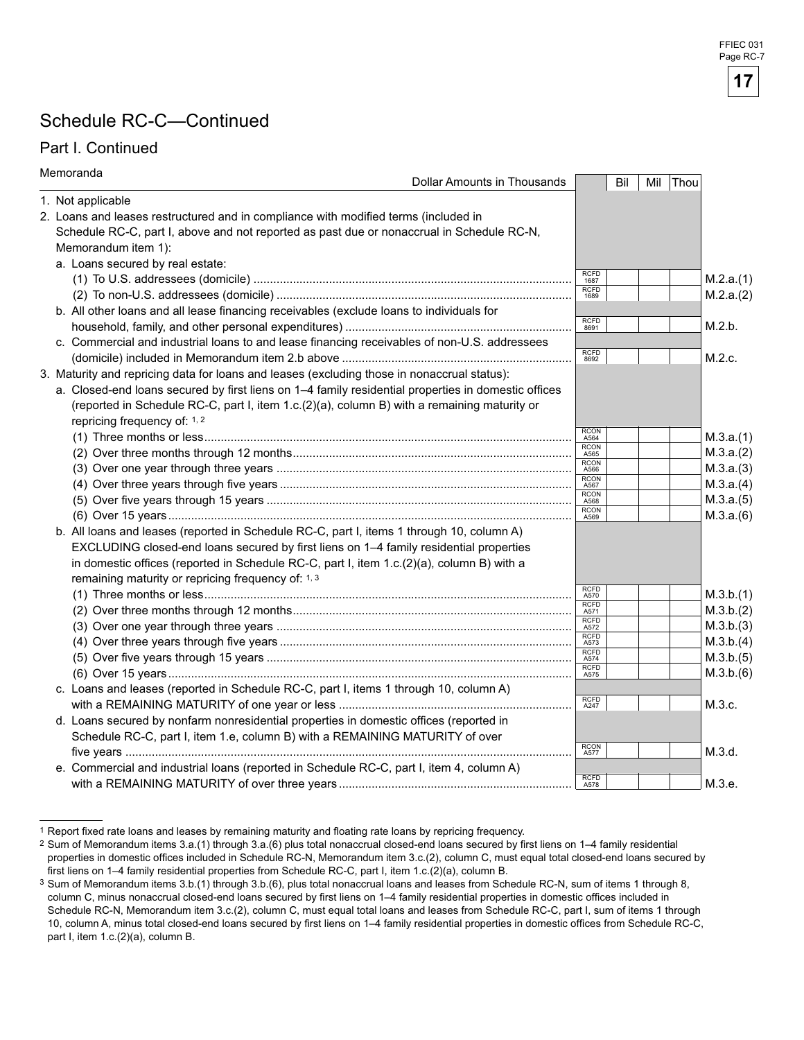# Schedule RC-C—Continued

## Part I. Continued

Memoranda

| Dollar Amounts in Thousands | | Bil | Mil | Thou | |
|---|---|---|---|---|---|
| 1. Not applicable | | | | | |
| 2. Loans and leases restructured and in compliance with modified terms (included in Schedule RC-C, part I, above and not reported as past due or nonaccrual in Schedule RC-N, Memorandum item 1): | | | | | |
| a. Loans secured by real estate: | | | | | |
| (1) To U.S. addressees (domicile) | RCFD 1687 | | | | M.2.a.(1) |
| (2) To non-U.S. addressees (domicile) | RCFD 1689 | | | | M.2.a.(2) |
| b. All other loans and all lease financing receivables (exclude loans to individuals for household, family, and other personal expenditures) | RCFD 8691 | | | | M.2.b. |
| c. Commercial and industrial loans to and lease financing receivables of non-U.S. addressees (domicile) included in Memorandum item 2.b above | RCFD 8692 | | | | M.2.c. |
| 3. Maturity and repricing data for loans and leases (excluding those in nonaccrual status): | | | | | |
| a. Closed-end loans secured by first liens on 1–4 family residential properties in domestic offices (reported in Schedule RC-C, part I, item 1.c.(2)(a), column B) with a remaining maturity or repricing frequency of: [1, 2] | | | | | |
| (1) Three months or less | RCON A564 | | | | M.3.a.(1) |
| (2) Over three months through 12 months | RCON A565 | | | | M.3.a.(2) |
| (3) Over one year through three years | RCON A566 | | | | M.3.a.(3) |
| (4) Over three years through five years | RCON A567 | | | | M.3.a.(4) |
| (5) Over five years through 15 years | RCON A568 | | | | M.3.a.(5) |
| (6) Over 15 years | RCON A569 | | | | M.3.a.(6) |
| b. All loans and leases (reported in Schedule RC-C, part I, items 1 through 10, column A) EXCLUDING closed-end loans secured by first liens on 1–4 family residential properties in domestic offices (reported in Schedule RC-C, part I, item 1.c.(2)(a), column B) with a remaining maturity or repricing frequency of: [1, 3] | | | | | |
| (1) Three months or less | RCFD A570 | | | | M.3.b.(1) |
| (2) Over three months through 12 months | RCFD A571 | | | | M.3.b.(2) |
| (3) Over one year through three years | RCFD A572 | | | | M.3.b.(3) |
| (4) Over three years through five years | RCFD A573 | | | | M.3.b.(4) |
| (5) Over five years through 15 years | RCFD A574 | | | | M.3.b.(5) |
| (6) Over 15 years | RCFD A575 | | | | M.3.b.(6) |
| c. Loans and leases (reported in Schedule RC-C, part I, items 1 through 10, column A) with a REMAINING MATURITY of one year or less | RCFD A247 | | | | M.3.c. |
| d. Loans secured by nonfarm nonresidential properties in domestic offices (reported in Schedule RC-C, part I, item 1.e, column B) with a REMAINING MATURITY of over five years | RCON A577 | | | | M.3.d. |
| e. Commercial and industrial loans (reported in Schedule RC-C, part I, item 4, column A) with a REMAINING MATURITY of over three years | RCFD A578 | | | | M.3.e. |

[1] Report fixed rate loans and leases by remaining maturity and floating rate loans by repricing frequency.

[2] Sum of Memorandum items 3.a.(1) through 3.a.(6) plus total nonaccrual closed-end loans secured by first liens on 1–4 family residential properties in domestic offices included in Schedule RC-N, Memorandum item 3.c.(2), column C, must equal total closed-end loans secured by first liens on 1–4 family residential properties from Schedule RC-C, part I, item 1.c.(2)(a), column B.

[3] Sum of Memorandum items 3.b.(1) through 3.b.(6), plus total nonaccrual loans and leases from Schedule RC-N, sum of items 1 through 8, column C, minus nonaccrual closed-end loans secured by first liens on 1–4 family residential properties in domestic offices included in Schedule RC-N, Memorandum item 3.c.(2), column C, must equal total loans and leases from Schedule RC-C, part I, sum of items 1 through 10, column A, minus total closed-end loans secured by first liens on 1–4 family residential properties in domestic offices from Schedule RC-C, part I, item 1.c.(2)(a), column B.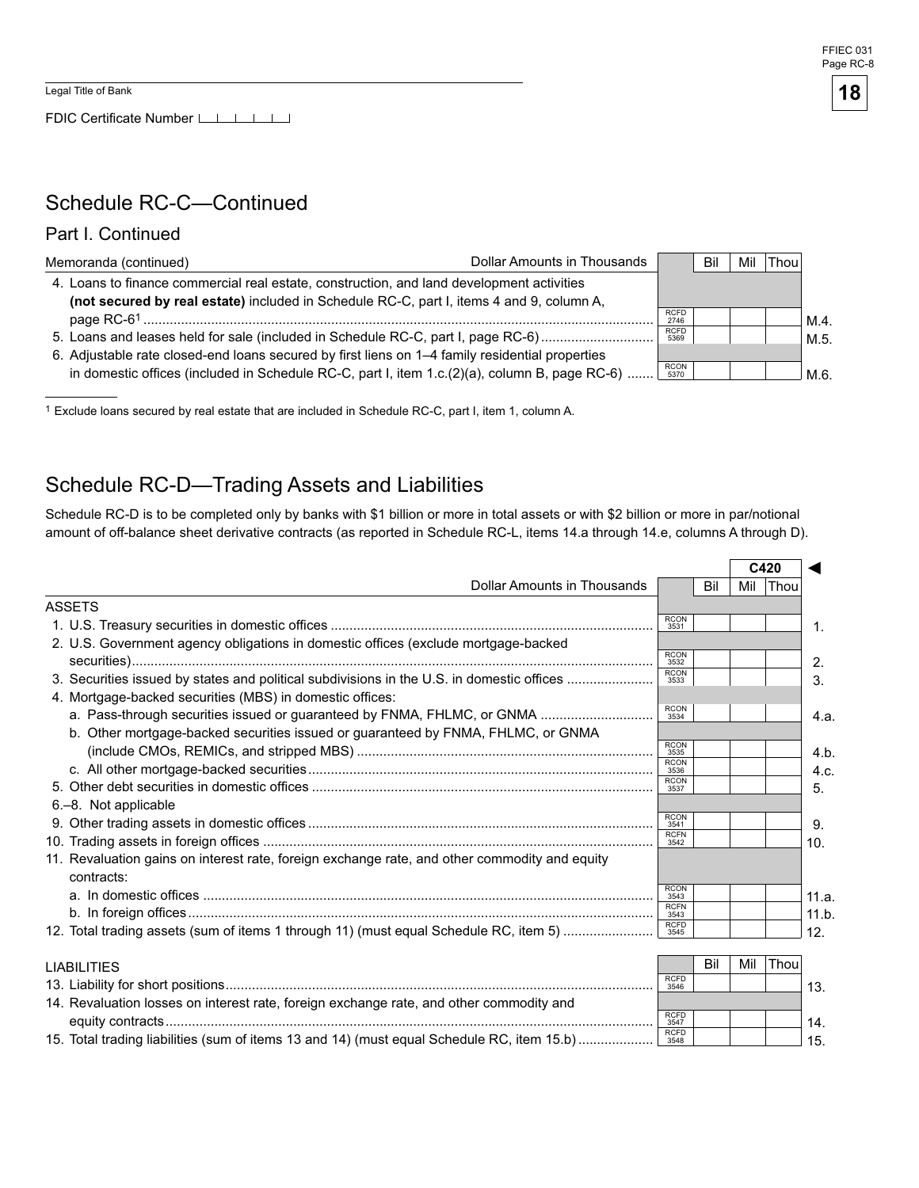Legal Title of Bank

FDIC Certificate Number

## Schedule RC-C—Continued

### Part I. Continued

| Memoranda (continued) Dollar Amounts in Thousands | | Bil | Mil | Thou | |
|---|---|---|---|---|---|
| 4. Loans to finance commercial real estate, construction, and land development activities **(not secured by real estate)** included in Schedule RC-C, part I, items 4 and 9, column A, page RC-6[1] | RCFD 2746 | | | | M.4. |
| 5. Loans and leases held for sale (included in Schedule RC-C, part I, page RC-6) | RCFD 5369 | | | | M.5. |
| 6. Adjustable rate closed-end loans secured by first liens on 1–4 family residential properties in domestic offices (included in Schedule RC-C, part I, item 1.c.(2)(a), column B, page RC-6) | RCON 5370 | | | | M.6. |

[1] Exclude loans secured by real estate that are included in Schedule RC-C, part I, item 1, column A.

## Schedule RC-D—Trading Assets and Liabilities

Schedule RC-D is to be completed only by banks with $1 billion or more in total assets or with $2 billion or more in par/notional amount of off-balance sheet derivative contracts (as reported in Schedule RC-L, items 14.a through 14.e, columns A through D).

| | | | C420 | | |
|---|---|---|---|---|---|
| Dollar Amounts in Thousands | | Bil | Mil | Thou | |
| ASSETS | | | | | |
| 1. U.S. Treasury securities in domestic offices | RCON 3531 | | | | 1. |
| 2. U.S. Government agency obligations in domestic offices (exclude mortgage-backed securities) | RCON 3532 | | | | 2. |
| 3. Securities issued by states and political subdivisions in the U.S. in domestic offices | RCON 3533 | | | | 3. |
| 4. Mortgage-backed securities (MBS) in domestic offices: | | | | | |
| a. Pass-through securities issued or guaranteed by FNMA, FHLMC, or GNMA | RCON 3534 | | | | 4.a. |
| b. Other mortgage-backed securities issued or guaranteed by FNMA, FHLMC, or GNMA (include CMOs, REMICs, and stripped MBS) | RCON 3535 | | | | 4.b. |
| c. All other mortgage-backed securities | RCON 3536 | | | | 4.c. |
| 5. Other debt securities in domestic offices | RCON 3537 | | | | 5. |
| 6.–8. Not applicable | | | | | |
| 9. Other trading assets in domestic offices | RCON 3541 | | | | 9. |
| 10. Trading assets in foreign offices | RCFN 3542 | | | | 10. |
| 11. Revaluation gains on interest rate, foreign exchange rate, and other commodity and equity contracts: | | | | | |
| a. In domestic offices | RCON 3543 | | | | 11.a. |
| b. In foreign offices | RCFN 3543 | | | | 11.b. |
| 12. Total trading assets (sum of items 1 through 11) (must equal Schedule RC, item 5) | RCFD 3545 | | | | 12. |

| LIABILITIES | | Bil | Mil | Thou | |
|---|---|---|---|---|---|
| 13. Liability for short positions | RCFD 3546 | | | | 13. |
| 14. Revaluation losses on interest rate, foreign exchange rate, and other commodity and equity contracts | RCFD 3547 | | | | 14. |
| 15. Total trading liabilities (sum of items 13 and 14) (must equal Schedule RC, item 15.b) | RCFD 3548 | | | | 15. |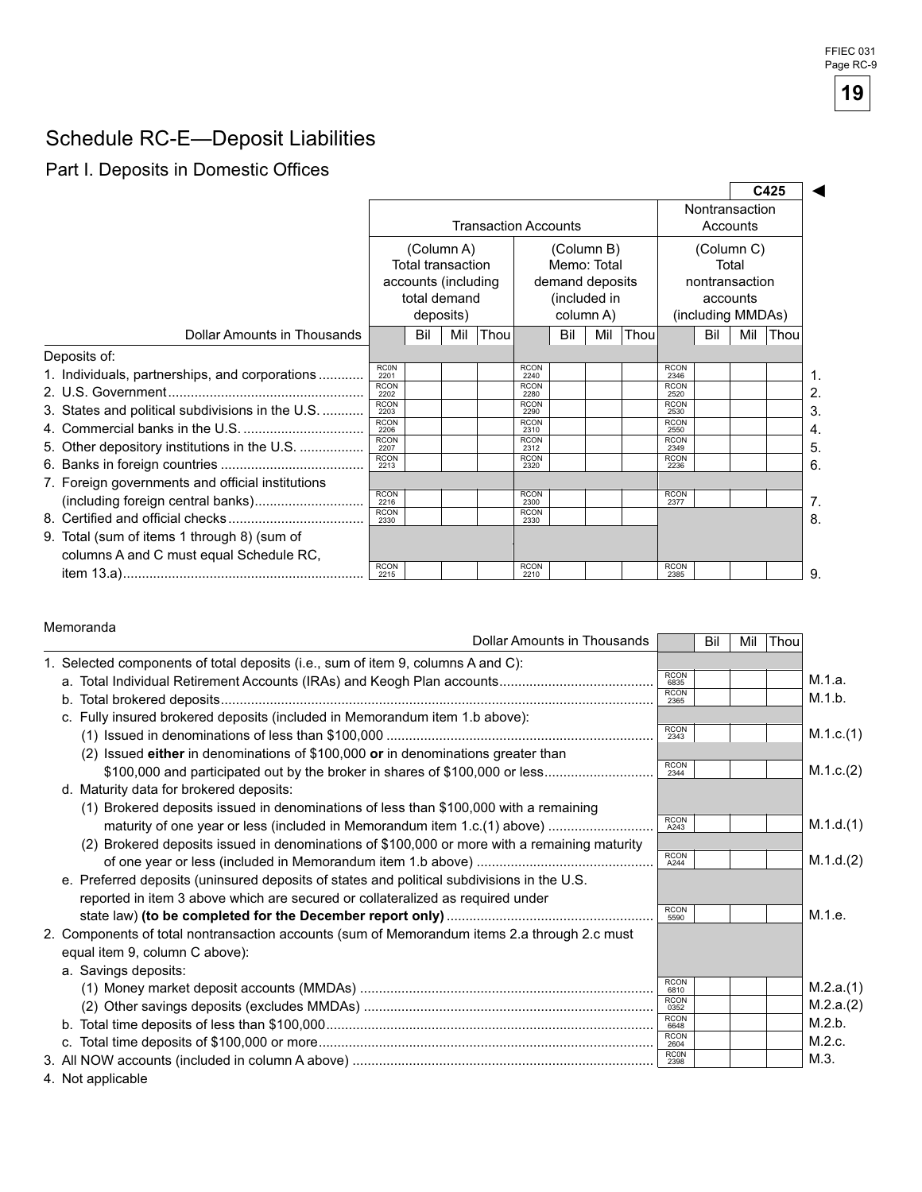# Schedule RC-E—Deposit Liabilities

## Part I. Deposits in Domestic Offices

C425 ◄

| Dollar Amounts in Thousands | Transaction Accounts (Column A) Total transaction accounts (including total demand deposits) | Transaction Accounts (Column B) Memo: Total demand deposits (included in column A) | Nontransaction Accounts (Column C) Total nontransaction accounts (including MMDAs) | |
|---|---|---|---|---|
| Deposits of: | | | | |
| 1. Individuals, partnerships, and corporations | RCON 2201 | RCON 2240 | RCON 2346 | 1. |
| 2. U.S. Government | RCON 2202 | RCON 2280 | RCON 2520 | 2. |
| 3. States and political subdivisions in the U.S. | RCON 2203 | RCON 2290 | RCON 2530 | 3. |
| 4. Commercial banks in the U.S. | RCON 2206 | RCON 2310 | RCON 2550 | 4. |
| 5. Other depository institutions in the U.S. | RCON 2207 | RCON 2312 | RCON 2349 | 5. |
| 6. Banks in foreign countries | RCON 2213 | RCON 2320 | RCON 2236 | 6. |
| 7. Foreign governments and official institutions (including foreign central banks) | RCON 2216 | RCON 2300 | RCON 2377 | 7. |
| 8. Certified and official checks | RCON 2330 | RCON 2330 | | 8. |
| 9. Total (sum of items 1 through 8) (sum of columns A and C must equal Schedule RC, item 13.a) | RCON 2215 | RCON 2210 | RCON 2385 | 9. |

Memoranda

| Dollar Amounts in Thousands | Bil Mil Thou | |
|---|---|---|
| 1. Selected components of total deposits (i.e., sum of item 9, columns A and C): | | |
| a. Total Individual Retirement Accounts (IRAs) and Keogh Plan accounts | RCON 6835 | M.1.a. |
| b. Total brokered deposits | RCON 2365 | M.1.b. |
| c. Fully insured brokered deposits (included in Memorandum item 1.b above): | | |
| (1) Issued in denominations of less than $100,000 | RCON 2343 | M.1.c.(1) |
| (2) Issued **either** in denominations of $100,000 **or** in denominations greater than $100,000 and participated out by the broker in shares of $100,000 or less | RCON 2344 | M.1.c.(2) |
| d. Maturity data for brokered deposits: | | |
| (1) Brokered deposits issued in denominations of less than $100,000 with a remaining maturity of one year or less (included in Memorandum item 1.c.(1) above) | RCON A243 | M.1.d.(1) |
| (2) Brokered deposits issued in denominations of $100,000 or more with a remaining maturity of one year or less (included in Memorandum item 1.b above) | RCON A244 | M.1.d.(2) |
| e. Preferred deposits (uninsured deposits of states and political subdivisions in the U.S. reported in item 3 above which are secured or collateralized as required under state law) **(to be completed for the December report only)** | RCON 5590 | M.1.e. |
| 2. Components of total nontransaction accounts (sum of Memorandum items 2.a through 2.c must equal item 9, column C above): | | |
| a. Savings deposits: | | |
| (1) Money market deposit accounts (MMDAs) | RCON 6810 | M.2.a.(1) |
| (2) Other savings deposits (excludes MMDAs) | RCON 0352 | M.2.a.(2) |
| b. Total time deposits of less than $100,000 | RCON 6648 | M.2.b. |
| c. Total time deposits of $100,000 or more | RCON 2604 | M.2.c. |
| 3. All NOW accounts (included in column A above) | RCON 2398 | M.3. |

4. Not applicable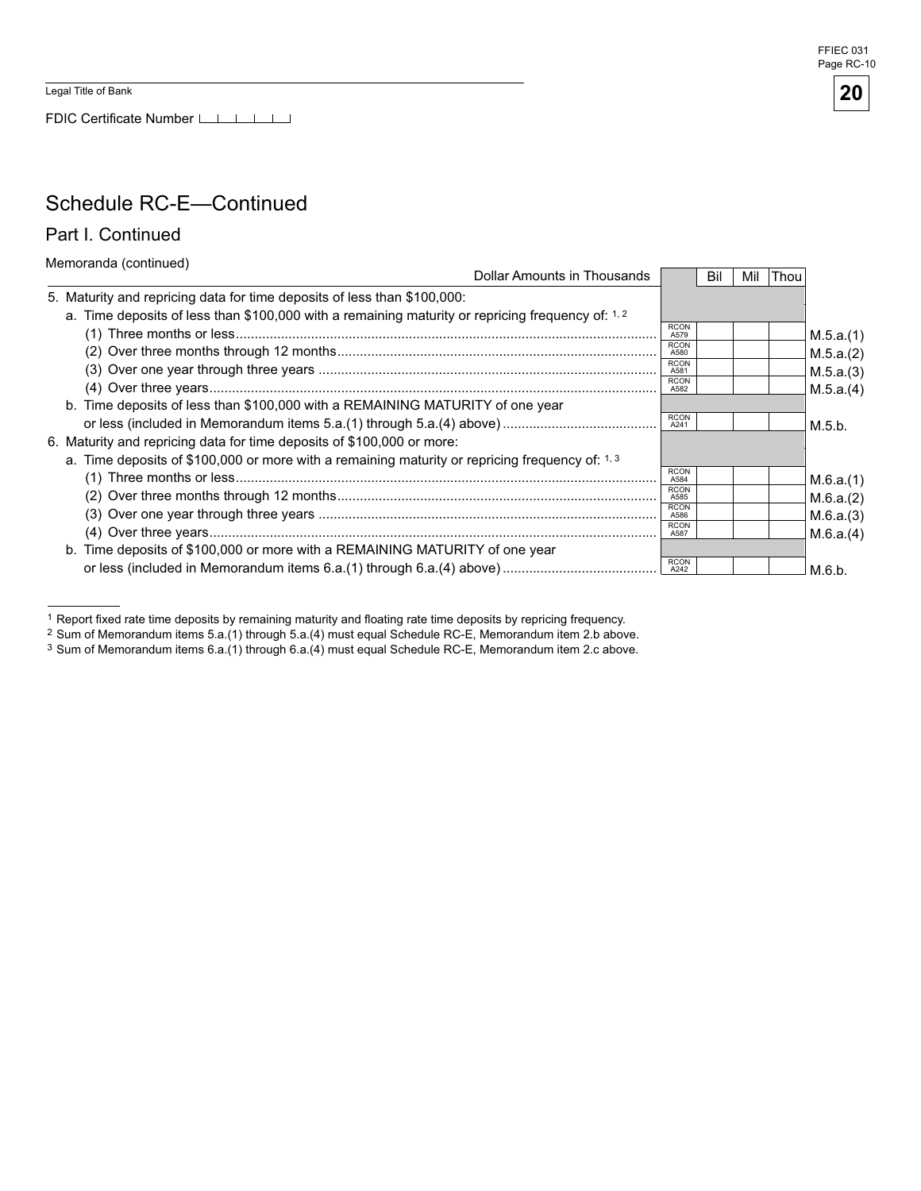Legal Title of Bank

FDIC Certificate Number

## Schedule RC-E—Continued

### Part I. Continued

Memoranda (continued)

| Dollar Amounts in Thousands | | Bil | Mil | Thou | |
|---|---|---|---|---|---|
| 5. Maturity and repricing data for time deposits of less than $100,000: | | | | | |
| a. Time deposits of less than $100,000 with a remaining maturity or repricing frequency of: [1, 2] | | | | | |
| (1) Three months or less | RCON A579 | | | | M.5.a.(1) |
| (2) Over three months through 12 months | RCON A580 | | | | M.5.a.(2) |
| (3) Over one year through three years | RCON A581 | | | | M.5.a.(3) |
| (4) Over three years | RCON A582 | | | | M.5.a.(4) |
| b. Time deposits of less than $100,000 with a REMAINING MATURITY of one year or less (included in Memorandum items 5.a.(1) through 5.a.(4) above) | RCON A241 | | | | M.5.b. |
| 6. Maturity and repricing data for time deposits of $100,000 or more: | | | | | |
| a. Time deposits of $100,000 or more with a remaining maturity or repricing frequency of: [1, 3] | | | | | |
| (1) Three months or less | RCON A584 | | | | M.6.a.(1) |
| (2) Over three months through 12 months | RCON A585 | | | | M.6.a.(2) |
| (3) Over one year through three years | RCON A586 | | | | M.6.a.(3) |
| (4) Over three years | RCON A587 | | | | M.6.a.(4) |
| b. Time deposits of $100,000 or more with a REMAINING MATURITY of one year or less (included in Memorandum items 6.a.(1) through 6.a.(4) above) | RCON A242 | | | | M.6.b. |

[1] Report fixed rate time deposits by remaining maturity and floating rate time deposits by repricing frequency.

[2] Sum of Memorandum items 5.a.(1) through 5.a.(4) must equal Schedule RC-E, Memorandum item 2.b above.

[3] Sum of Memorandum items 6.a.(1) through 6.a.(4) must equal Schedule RC-E, Memorandum item 2.c above.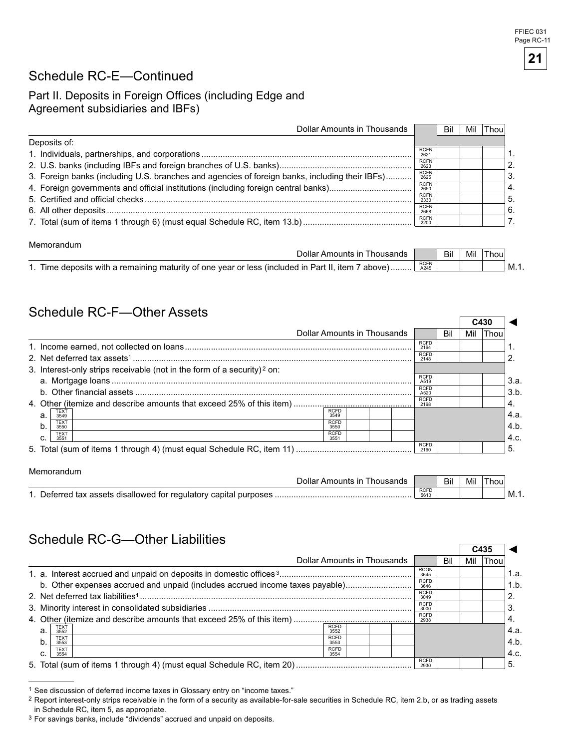# Schedule RC-E—Continued

## Part II. Deposits in Foreign Offices (including Edge and Agreement subsidiaries and IBFs)

| Dollar Amounts in Thousands | | Bil | Mil | Thou | |
|---|---|---|---|---|---|
| Deposits of: | | | | | |
| 1. Individuals, partnerships, and corporations | RCFN 2621 | | | | 1. |
| 2. U.S. banks (including IBFs and foreign branches of U.S. banks) | RCFN 2623 | | | | 2. |
| 3. Foreign banks (including U.S. branches and agencies of foreign banks, including their IBFs) | RCFN 2625 | | | | 3. |
| 4. Foreign governments and official institutions (including foreign central banks) | RCFN 2650 | | | | 4. |
| 5. Certified and official checks | RCFN 2330 | | | | 5. |
| 6. All other deposits | RCFN 2668 | | | | 6. |
| 7. Total (sum of items 1 through 6) (must equal Schedule RC, item 13.b) | RCFN 2200 | | | | 7. |

Memorandum

| Dollar Amounts in Thousands | | Bil | Mil | Thou | |
|---|---|---|---|---|---|
| 1. Time deposits with a remaining maturity of one year or less (included in Part II, item 7 above) | RCFN A245 | | | | M.1. |

# Schedule RC-F—Other Assets

C430 ◄

| Dollar Amounts in Thousands | | Bil | Mil | Thou | |
|---|---|---|---|---|---|
| 1. Income earned, not collected on loans | RCFD 2164 | | | | 1. |
| 2. Net deferred tax assets[1] | RCFD 2148 | | | | 2. |
| 3. Interest-only strips receivable (not in the form of a security)[2] on: | | | | | |
| a. Mortgage loans | RCFD A519 | | | | 3.a. |
| b. Other financial assets | RCFD A520 | | | | 3.b. |
| 4. Other (itemize and describe amounts that exceed 25% of this item) | RCFD 2168 | | | | 4. |
| a. TEXT 3549 ____ RCFD 3549 | | | | | 4.a. |
| b. TEXT 3550 ____ RCFD 3550 | | | | | 4.b. |
| c. TEXT 3551 ____ RCFD 3551 | | | | | 4.c. |
| 5. Total (sum of items 1 through 4) (must equal Schedule RC, item 11) | RCFD 2160 | | | | 5. |

Memorandum

| Dollar Amounts in Thousands | | Bil | Mil | Thou | |
|---|---|---|---|---|---|
| 1. Deferred tax assets disallowed for regulatory capital purposes | RCFD 5610 | | | | M.1. |

# Schedule RC-G—Other Liabilities

C435 ◄

| Dollar Amounts in Thousands | | Bil | Mil | Thou | |
|---|---|---|---|---|---|
| 1. a. Interest accrued and unpaid on deposits in domestic offices[3] | RCON 3645 | | | | 1.a. |
| b. Other expenses accrued and unpaid (includes accrued income taxes payable) | RCFD 3646 | | | | 1.b. |
| 2. Net deferred tax liabilities[1] | RCFD 3049 | | | | 2. |
| 3. Minority interest in consolidated subsidiaries | RCFD 3000 | | | | 3. |
| 4. Other (itemize and describe amounts that exceed 25% of this item) | RCFD 2938 | | | | 4. |
| a. TEXT 3552 ____ RCFD 3552 | | | | | 4.a. |
| b. TEXT 3553 ____ RCFD 3553 | | | | | 4.b. |
| c. TEXT 3554 ____ RCFD 3554 | | | | | 4.c. |
| 5. Total (sum of items 1 through 4) (must equal Schedule RC, item 20) | RCFD 2930 | | | | 5. |

---

[1] See discussion of deferred income taxes in Glossary entry on "income taxes."

[2] Report interest-only strips receivable in the form of a security as available-for-sale securities in Schedule RC, item 2.b, or as trading assets in Schedule RC, item 5, as appropriate.

[3] For savings banks, include "dividends" accrued and unpaid on deposits.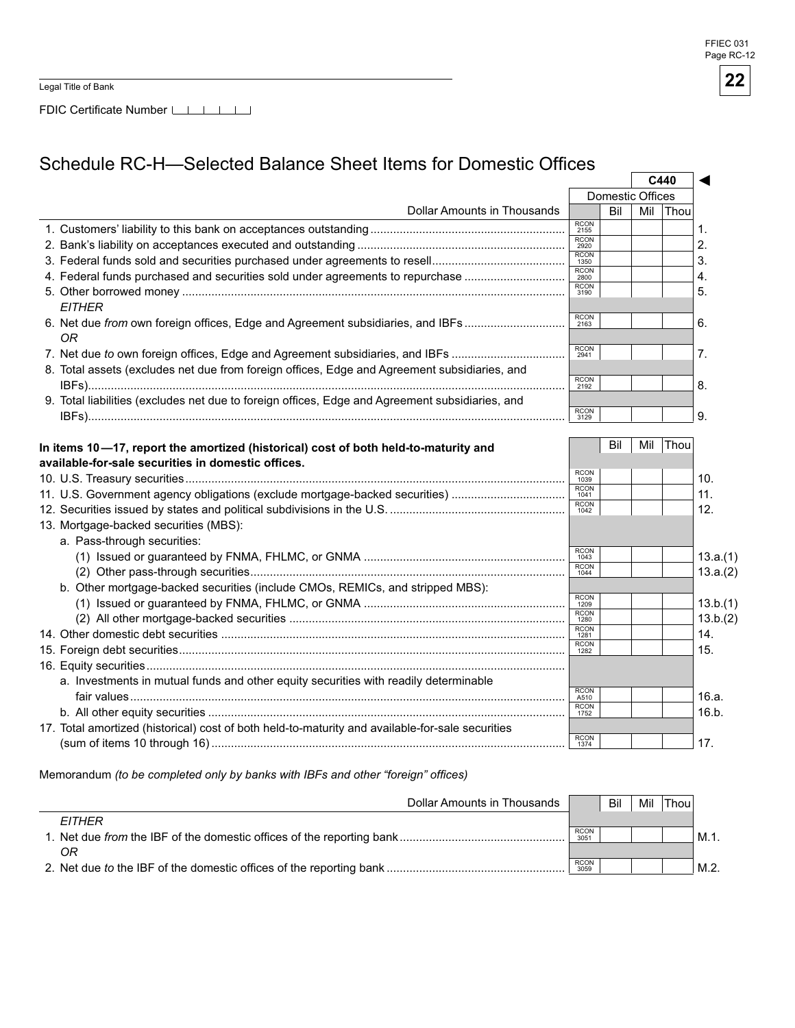Legal Title of Bank

FDIC Certificate Number

# Schedule RC-H—Selected Balance Sheet Items for Domestic Offices

| Dollar Amounts in Thousands | | Domestic Offices (C440) Bil / Mil / Thou | |
|---|---|---|---|
| 1. Customers' liability to this bank on acceptances outstanding | RCON 2155 | | 1. |
| 2. Bank's liability on acceptances executed and outstanding | RCON 2920 | | 2. |
| 3. Federal funds sold and securities purchased under agreements to resell | RCON 1350 | | 3. |
| 4. Federal funds purchased and securities sold under agreements to repurchase | RCON 2800 | | 4. |
| 5. Other borrowed money | RCON 3190 | | 5. |
| *EITHER* | | | |
| 6. Net due *from* own foreign offices, Edge and Agreement subsidiaries, and IBFs | RCON 2163 | | 6. |
| *OR* | | | |
| 7. Net due *to* own foreign offices, Edge and Agreement subsidiaries, and IBFs | RCON 2941 | | 7. |
| 8. Total assets (excludes net due from foreign offices, Edge and Agreement subsidiaries, and IBFs) | RCON 2192 | | 8. |
| 9. Total liabilities (excludes net due to foreign offices, Edge and Agreement subsidiaries, and IBFs) | RCON 3129 | | 9. |

| **In items 10—17, report the amortized (historical) cost of both held-to-maturity and available-for-sale securities in domestic offices.** | | Bil / Mil / Thou | |
|---|---|---|---|
| 10. U.S. Treasury securities | RCON 1039 | | 10. |
| 11. U.S. Government agency obligations (exclude mortgage-backed securities) | RCON 1041 | | 11. |
| 12. Securities issued by states and political subdivisions in the U.S. | RCON 1042 | | 12. |
| 13. Mortgage-backed securities (MBS): | | | |
| a. Pass-through securities: | | | |
| (1) Issued or guaranteed by FNMA, FHLMC, or GNMA | RCON 1043 | | 13.a.(1) |
| (2) Other pass-through securities | RCON 1044 | | 13.a.(2) |
| b. Other mortgage-backed securities (include CMOs, REMICs, and stripped MBS): | | | |
| (1) Issued or guaranteed by FNMA, FHLMC, or GNMA | RCON 1209 | | 13.b.(1) |
| (2) All other mortgage-backed securities | RCON 1280 | | 13.b.(2) |
| 14. Other domestic debt securities | RCON 1281 | | 14. |
| 15. Foreign debt securities | RCON 1282 | | 15. |
| 16. Equity securities | | | |
| a. Investments in mutual funds and other equity securities with readily determinable fair values | RCON A510 | | 16.a. |
| b. All other equity securities | RCON 1752 | | 16.b. |
| 17. Total amortized (historical) cost of both held-to-maturity and available-for-sale securities (sum of items 10 through 16) | RCON 1374 | | 17. |

Memorandum *(to be completed only by banks with IBFs and other "foreign" offices)*

| Dollar Amounts in Thousands | | Bil / Mil / Thou | |
|---|---|---|---|
| *EITHER* | | | |
| 1. Net due *from* the IBF of the domestic offices of the reporting bank | RCON 3051 | | M.1. |
| *OR* | | | |
| 2. Net due *to* the IBF of the domestic offices of the reporting bank | RCON 3059 | | M.2. |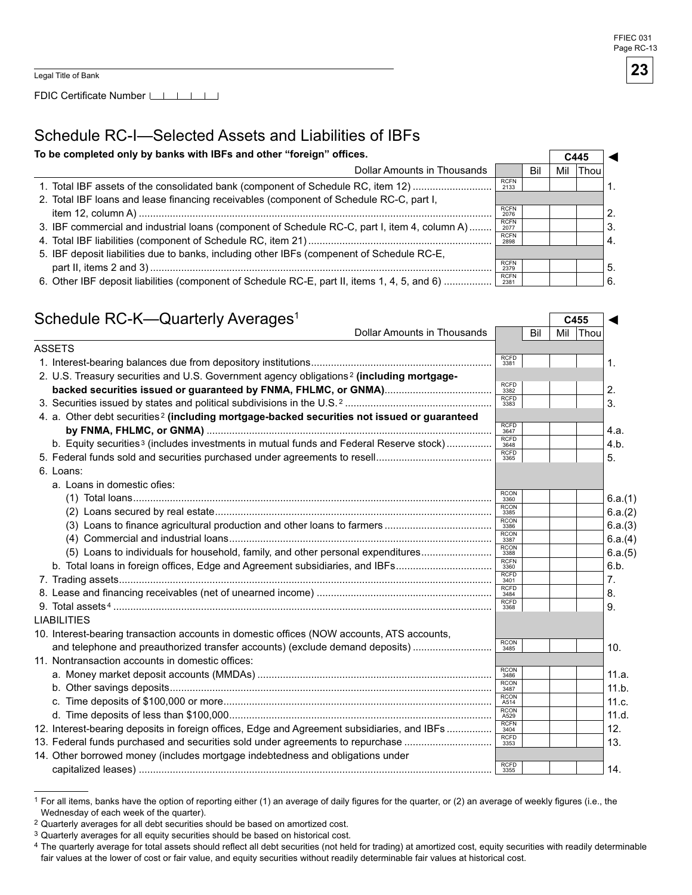Legal Title of Bank

FDIC Certificate Number

## Schedule RC-I—Selected Assets and Liabilities of IBFs

**To be completed only by banks with IBFs and other "foreign" offices.**

C445 ◄

| Dollar Amounts in Thousands | | Bil | Mil | Thou | |
|---|---|---|---|---|---|
| 1. Total IBF assets of the consolidated bank (component of Schedule RC, item 12) | RCFN 2133 | | | | 1. |
| 2. Total IBF loans and lease financing receivables (component of Schedule RC-C, part I, item 12, column A) | RCFN 2076 | | | | 2. |
| 3. IBF commercial and industrial loans (component of Schedule RC-C, part I, item 4, column A) | RCFN 2077 | | | | 3. |
| 4. Total IBF liabilities (component of Schedule RC, item 21) | RCFN 2898 | | | | 4. |
| 5. IBF deposit liabilities due to banks, including other IBFs (compenent of Schedule RC-E, part II, items 2 and 3) | RCFN 2379 | | | | 5. |
| 6. Other IBF deposit liabilities (component of Schedule RC-E, part II, items 1, 4, 5, and 6) | RCFN 2381 | | | | 6. |

## Schedule RC-K—Quarterly Averages[1]

C455 ◄

| Dollar Amounts in Thousands | | Bil | Mil | Thou | |
|---|---|---|---|---|---|
| ASSETS | | | | | |
| 1. Interest-bearing balances due from depository institutions | RCFD 3381 | | | | 1. |
| 2. U.S. Treasury securities and U.S. Government agency obligations[2] **(including mortgage-backed securities issued or guaranteed by FNMA, FHLMC, or GNMA)** | RCFD 3382 | | | | 2. |
| 3. Securities issued by states and political subdivisions in the U.S.[2] | RCFD 3383 | | | | 3. |
| 4. a. Other debt securities[2] **(including mortgage-backed securities not issued or guaranteed by FNMA, FHLMC, or GNMA)** | RCFD 3647 | | | | 4.a. |
| b. Equity securities[3] (includes investments in mutual funds and Federal Reserve stock) | RCFD 3648 | | | | 4.b. |
| 5. Federal funds sold and securities purchased under agreements to resell | RCFD 3365 | | | | 5. |
| 6. Loans: | | | | | |
| a. Loans in domestic ofies: | | | | | |
| (1) Total loans | RCON 3360 | | | | 6.a.(1) |
| (2) Loans secured by real estate | RCON 3385 | | | | 6.a.(2) |
| (3) Loans to finance agricultural production and other loans to farmers | RCON 3386 | | | | 6.a.(3) |
| (4) Commercial and industrial loans | RCON 3387 | | | | 6.a.(4) |
| (5) Loans to individuals for household, family, and other personal expenditures | RCON 3388 | | | | 6.a.(5) |
| b. Total loans in foreign offices, Edge and Agreement subsidiaries, and IBFs | RCFN 3360 | | | | 6.b. |
| 7. Trading assets | RCFD 3401 | | | | 7. |
| 8. Lease and financing receivables (net of unearned income) | RCFD 3484 | | | | 8. |
| 9. Total assets[4] | RCFD 3368 | | | | 9. |
| LIABILITIES | | | | | |
| 10. Interest-bearing transaction accounts in domestic offices (NOW accounts, ATS accounts, and telephone and preauthorized transfer accounts) (exclude demand deposits) | RCON 3485 | | | | 10. |
| 11. Nontransaction accounts in domestic offices: | | | | | |
| a. Money market deposit accounts (MMDAs) | RCON 3486 | | | | 11.a. |
| b. Other savings deposits | RCON 3487 | | | | 11.b. |
| c. Time deposits of $100,000 or more | RCON A514 | | | | 11.c. |
| d. Time deposits of less than $100,000 | RCON A529 | | | | 11.d. |
| 12. Interest-bearing deposits in foreign offices, Edge and Agreement subsidiaries, and IBFs | RCFN 3404 | | | | 12. |
| 13. Federal funds purchased and securities sold under agreements to repurchase | RCFD 3353 | | | | 13. |
| 14. Other borrowed money (includes mortgage indebtedness and obligations under capitalized leases) | RCFD 3355 | | | | 14. |

[1] For all items, banks have the option of reporting either (1) an average of daily figures for the quarter, or (2) an average of weekly figures (i.e., the Wednesday of each week of the quarter).

[2] Quarterly averages for all debt securities should be based on amortized cost.

[3] Quarterly averages for all equity securities should be based on historical cost.

[4] The quarterly average for total assets should reflect all debt securities (not held for trading) at amortized cost, equity securities with readily determinable fair values at the lower of cost or fair value, and equity securities without readily determinable fair values at historical cost.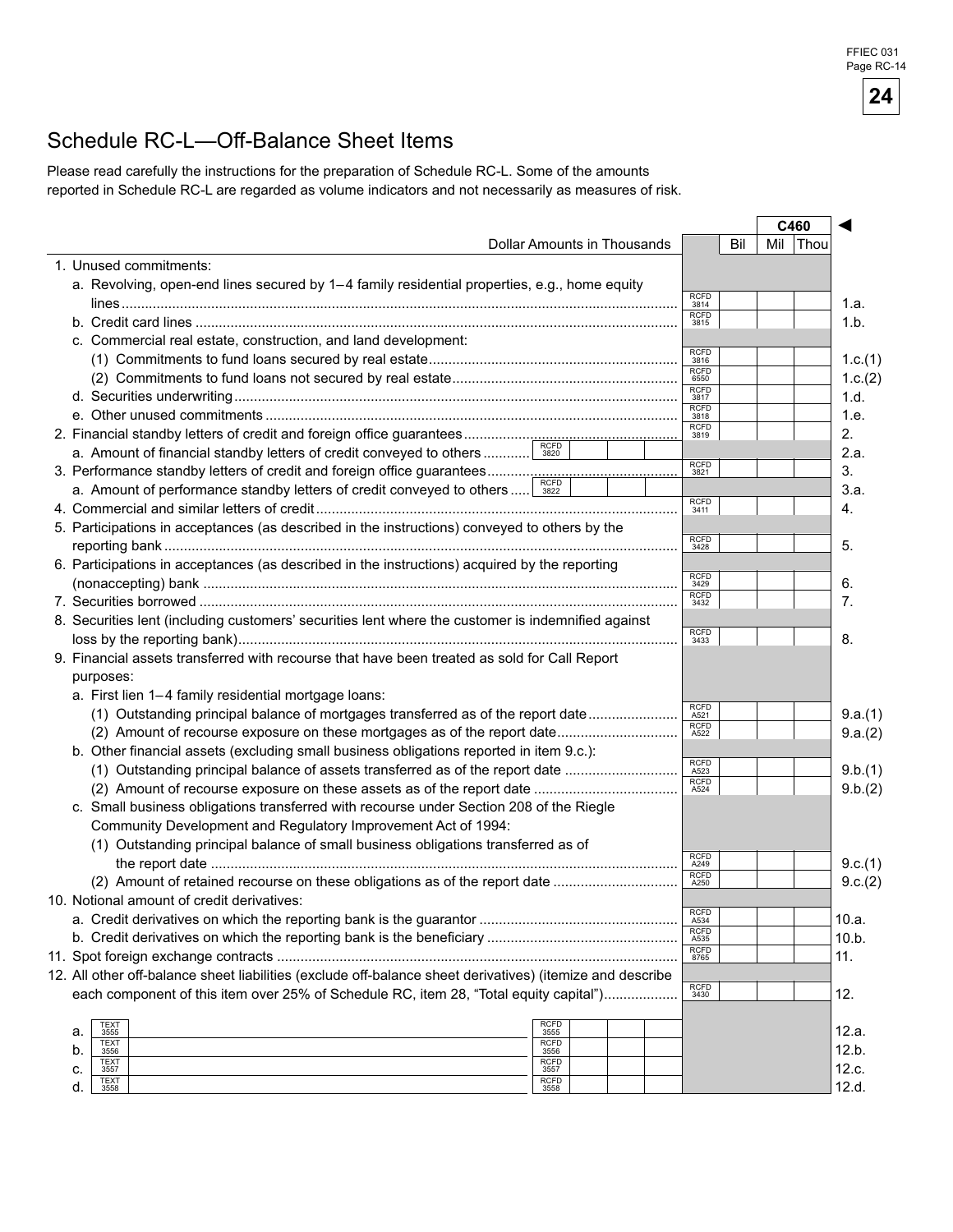FFIEC 031
Page RC-14

# Schedule RC-L—Off-Balance Sheet Items

Please read carefully the instructions for the preparation of Schedule RC-L. Some of the amounts reported in Schedule RC-L are regarded as volume indicators and not necessarily as measures of risk.

| Dollar Amounts in Thousands | | | Bil | Mil | Thou | C460 |
|---|---|---|---|---|---|---|
| 1. Unused commitments: | | | | | | |
| a. Revolving, open-end lines secured by 1–4 family residential properties, e.g., home equity lines | | RCFD 3814 | | | | 1.a. |
| b. Credit card lines | | RCFD 3815 | | | | 1.b. |
| c. Commercial real estate, construction, and land development: | | | | | | |
| (1) Commitments to fund loans secured by real estate | | RCFD 3816 | | | | 1.c.(1) |
| (2) Commitments to fund loans not secured by real estate | | RCFD 6550 | | | | 1.c.(2) |
| d. Securities underwriting | | RCFD 3817 | | | | 1.d. |
| e. Other unused commitments | | RCFD 3818 | | | | 1.e. |
| 2. Financial standby letters of credit and foreign office guarantees | | RCFD 3819 | | | | 2. |
| a. Amount of financial standby letters of credit conveyed to others | RCFD 3820 | | | | | 2.a. |
| 3. Performance standby letters of credit and foreign office guarantees | | RCFD 3821 | | | | 3. |
| a. Amount of performance standby letters of credit conveyed to others | RCFD 3822 | | | | | 3.a. |
| 4. Commercial and similar letters of credit | | RCFD 3411 | | | | 4. |
| 5. Participations in acceptances (as described in the instructions) conveyed to others by the reporting bank | | RCFD 3428 | | | | 5. |
| 6. Participations in acceptances (as described in the instructions) acquired by the reporting (nonaccepting) bank | | RCFD 3429 | | | | 6. |
| 7. Securities borrowed | | RCFD 3432 | | | | 7. |
| 8. Securities lent (including customers' securities lent where the customer is indemnified against loss by the reporting bank) | | RCFD 3433 | | | | 8. |
| 9. Financial assets transferred with recourse that have been treated as sold for Call Report purposes: | | | | | | |
| a. First lien 1–4 family residential mortgage loans: | | | | | | |
| (1) Outstanding principal balance of mortgages transferred as of the report date | | RCFD A521 | | | | 9.a.(1) |
| (2) Amount of recourse exposure on these mortgages as of the report date | | RCFD A522 | | | | 9.a.(2) |
| b. Other financial assets (excluding small business obligations reported in item 9.c.): | | | | | | |
| (1) Outstanding principal balance of assets transferred as of the report date | | RCFD A523 | | | | 9.b.(1) |
| (2) Amount of recourse exposure on these assets as of the report date | | RCFD A524 | | | | 9.b.(2) |
| c. Small business obligations transferred with recourse under Section 208 of the Riegle Community Development and Regulatory Improvement Act of 1994: | | | | | | |
| (1) Outstanding principal balance of small business obligations transferred as of the report date | | RCFD A249 | | | | 9.c.(1) |
| (2) Amount of retained recourse on these obligations as of the report date | | RCFD A250 | | | | 9.c.(2) |
| 10. Notional amount of credit derivatives: | | | | | | |
| a. Credit derivatives on which the reporting bank is the guarantor | | RCFD A534 | | | | 10.a. |
| b. Credit derivatives on which the reporting bank is the beneficiary | | RCFD A535 | | | | 10.b. |
| 11. Spot foreign exchange contracts | | RCFD 8765 | | | | 11. |
| 12. All other off-balance sheet liabilities (exclude off-balance sheet derivatives) (itemize and describe each component of this item over 25% of Schedule RC, item 28, "Total equity capital") | | RCFD 3430 | | | | 12. |
| a. TEXT 3555 | RCFD 3555 | | | | | 12.a. |
| b. TEXT 3556 | RCFD 3556 | | | | | 12.b. |
| c. TEXT 3557 | RCFD 3557 | | | | | 12.c. |
| d. TEXT 3558 | RCFD 3558 | | | | | 12.d. |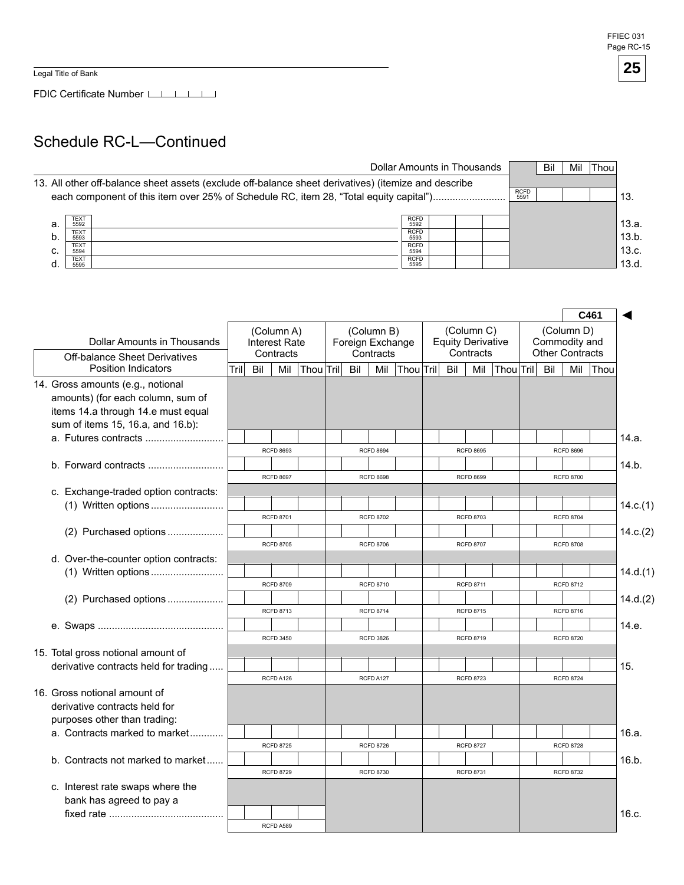Legal Title of Bank

FDIC Certificate Number

# Schedule RC-L—Continued

| | | Dollar Amounts in Thousands | Bil | Mil | Thou | |
|---|---|---|---|---|---|---|
| 13. All other off-balance sheet assets (exclude off-balance sheet derivatives) (itemize and describe each component of this item over 25% of Schedule RC, item 28, "Total equity capital") | | RCFD 5591 | | | | 13. |
| a. TEXT 5592 | RCFD 5592 | | | | | 13.a. |
| b. TEXT 5593 | RCFD 5593 | | | | | 13.b. |
| c. TEXT 5594 | RCFD 5594 | | | | | 13.c. |
| d. TEXT 5595 | RCFD 5595 | | | | | 13.d. |

C461 ◄

| Dollar Amounts in Thousands<br>Off-balance Sheet Derivatives Position Indicators | (Column A) Interest Rate Contracts<br>Tril Bil Mil Thou | (Column B) Foreign Exchange Contracts<br>Tril Bil Mil Thou | (Column C) Equity Derivative Contracts<br>Tril Bil Mil Thou | (Column D) Commodity and Other Contracts<br>Tril Bil Mil Thou | |
|---|---|---|---|---|---|
| 14. Gross amounts (e.g., notional amounts) (for each column, sum of items 14.a through 14.e must equal sum of items 15, 16.a, and 16.b): | | | | | |
| a. Futures contracts | RCFD 8693 | RCFD 8694 | RCFD 8695 | RCFD 8696 | 14.a. |
| b. Forward contracts | RCFD 8697 | RCFD 8698 | RCFD 8699 | RCFD 8700 | 14.b. |
| c. Exchange-traded option contracts: | | | | | |
| (1) Written options | RCFD 8701 | RCFD 8702 | RCFD 8703 | RCFD 8704 | 14.c.(1) |
| (2) Purchased options | RCFD 8705 | RCFD 8706 | RCFD 8707 | RCFD 8708 | 14.c.(2) |
| d. Over-the-counter option contracts: | | | | | |
| (1) Written options | RCFD 8709 | RCFD 8710 | RCFD 8711 | RCFD 8712 | 14.d.(1) |
| (2) Purchased options | RCFD 8713 | RCFD 8714 | RCFD 8715 | RCFD 8716 | 14.d.(2) |
| e. Swaps | RCFD 3450 | RCFD 3826 | RCFD 8719 | RCFD 8720 | 14.e. |
| 15. Total gross notional amount of derivative contracts held for trading | RCFD A126 | RCFD A127 | RCFD 8723 | RCFD 8724 | 15. |
| 16. Gross notional amount of derivative contracts held for purposes other than trading: | | | | | |
| a. Contracts marked to market | RCFD 8725 | RCFD 8726 | RCFD 8727 | RCFD 8728 | 16.a. |
| b. Contracts not marked to market | RCFD 8729 | RCFD 8730 | RCFD 8731 | RCFD 8732 | 16.b. |
| c. Interest rate swaps where the bank has agreed to pay a fixed rate | RCFD A589 | | | | 16.c. |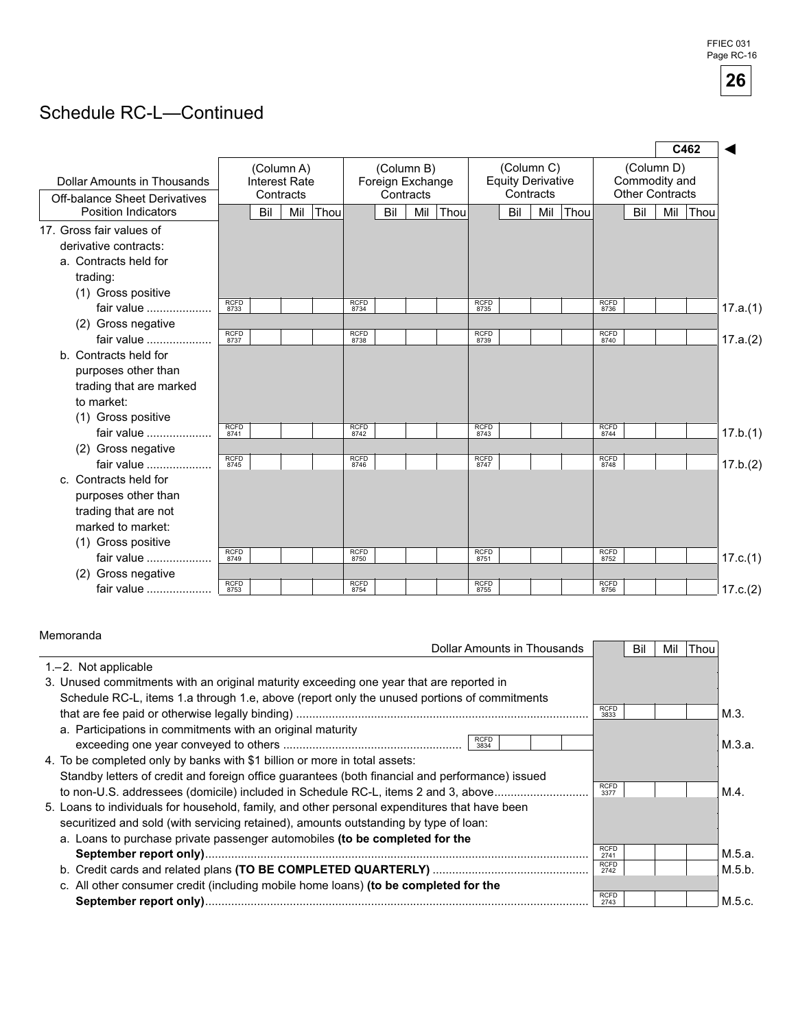# Schedule RC-L—Continued

C462 ◄

| Dollar Amounts in Thousands<br>Off-balance Sheet Derivatives Position Indicators | (Column A) Interest Rate Contracts<br>Bil Mil Thou | (Column B) Foreign Exchange Contracts<br>Bil Mil Thou | (Column C) Equity Derivative Contracts<br>Bil Mil Thou | (Column D) Commodity and Other Contracts<br>Bil Mil Thou | |
|---|---|---|---|---|---|
| 17. Gross fair values of derivative contracts: | | | | | |
| a. Contracts held for trading: | | | | | |
| (1) Gross positive fair value .................... | RCFD 8733 | RCFD 8734 | RCFD 8735 | RCFD 8736 | 17.a.(1) |
| (2) Gross negative fair value .................... | RCFD 8737 | RCFD 8738 | RCFD 8739 | RCFD 8740 | 17.a.(2) |
| b. Contracts held for purposes other than trading that are marked to market: | | | | | |
| (1) Gross positive fair value .................... | RCFD 8741 | RCFD 8742 | RCFD 8743 | RCFD 8744 | 17.b.(1) |
| (2) Gross negative fair value .................... | RCFD 8745 | RCFD 8746 | RCFD 8747 | RCFD 8748 | 17.b.(2) |
| c. Contracts held for purposes other than trading that are not marked to market: | | | | | |
| (1) Gross positive fair value .................... | RCFD 8749 | RCFD 8750 | RCFD 8751 | RCFD 8752 | 17.c.(1) |
| (2) Gross negative fair value .................... | RCFD 8753 | RCFD 8754 | RCFD 8755 | RCFD 8756 | 17.c.(2) |

Memoranda

| Dollar Amounts in Thousands | | Bil Mil Thou | |
|---|---|---|---|
| 1.–2. Not applicable | | | |
| 3. Unused commitments with an original maturity exceeding one year that are reported in Schedule RC-L, items 1.a through 1.e, above (report only the unused portions of commitments that are fee paid or otherwise legally binding) ........................................................................................ | | RCFD 3833 | M.3. |
| a. Participations in commitments with an original maturity exceeding one year conveyed to others ...................................................... | RCFD 3834 | | M.3.a. |
| 4. To be completed only by banks with $1 billion or more in total assets: Standby letters of credit and foreign office guarantees (both financial and performance) issued to non-U.S. addressees (domicile) included in Schedule RC-L, items 2 and 3, above............................ | | RCFD 3377 | M.4. |
| 5. Loans to individuals for household, family, and other personal expenditures that have been securitized and sold (with servicing retained), amounts outstanding by type of loan: | | | |
| a. Loans to purchase private passenger automobiles **(to be completed for the September report only)**.................................................................................................................... | | RCFD 2741 | M.5.a. |
| b. Credit cards and related plans **(TO BE COMPLETED QUARTERLY)** ................................................ | | RCFD 2742 | M.5.b. |
| c. All other consumer credit (including mobile home loans) **(to be completed for the September report only)**.................................................................................................................... | | RCFD 2743 | M.5.c. |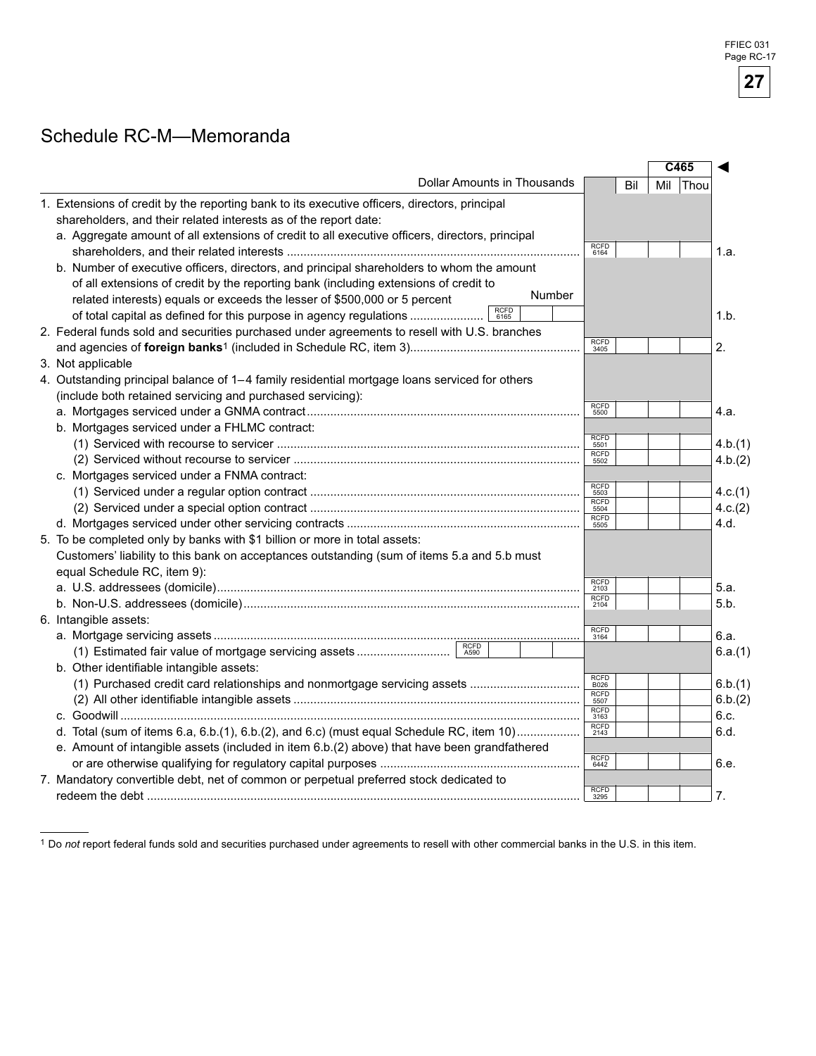# Schedule RC-M—Memoranda

| Dollar Amounts in Thousands | | Bil | Mil | Thou | |
|---|---|---|---|---|---|
| | | | C465 | | |
| 1. Extensions of credit by the reporting bank to its executive officers, directors, principal shareholders, and their related interests as of the report date: | | | | | |
| a. Aggregate amount of all extensions of credit to all executive officers, directors, principal shareholders, and their related interests | RCFD 6164 | | | | 1.a. |
| b. Number of executive officers, directors, and principal shareholders to whom the amount of all extensions of credit by the reporting bank (including extensions of credit to related interests) equals or exceeds the lesser of $500,000 or 5 percent of total capital as defined for this purpose in agency regulations — Number: RCFD 6165 | | | | | 1.b. |
| 2. Federal funds sold and securities purchased under agreements to resell with U.S. branches and agencies of **foreign banks**[1] (included in Schedule RC, item 3) | RCFD 3405 | | | | 2. |
| 3. Not applicable | | | | | |
| 4. Outstanding principal balance of 1–4 family residential mortgage loans serviced for others (include both retained servicing and purchased servicing): | | | | | |
| a. Mortgages serviced under a GNMA contract | RCFD 5500 | | | | 4.a. |
| b. Mortgages serviced under a FHLMC contract: | | | | | |
| (1) Serviced with recourse to servicer | RCFD 5501 | | | | 4.b.(1) |
| (2) Serviced without recourse to servicer | RCFD 5502 | | | | 4.b.(2) |
| c. Mortgages serviced under a FNMA contract: | | | | | |
| (1) Serviced under a regular option contract | RCFD 5503 | | | | 4.c.(1) |
| (2) Serviced under a special option contract | RCFD 5504 | | | | 4.c.(2) |
| d. Mortgages serviced under other servicing contracts | RCFD 5505 | | | | 4.d. |
| 5. To be completed only by banks with $1 billion or more in total assets: Customers' liability to this bank on acceptances outstanding (sum of items 5.a and 5.b must equal Schedule RC, item 9): | | | | | |
| a. U.S. addressees (domicile) | RCFD 2103 | | | | 5.a. |
| b. Non-U.S. addressees (domicile) | RCFD 2104 | | | | 5.b. |
| 6. Intangible assets: | | | | | |
| a. Mortgage servicing assets | RCFD 3164 | | | | 6.a. |
| (1) Estimated fair value of mortgage servicing assets — RCFD A590 | | | | | 6.a.(1) |
| b. Other identifiable intangible assets: | | | | | |
| (1) Purchased credit card relationships and nonmortgage servicing assets | RCFD B026 | | | | 6.b.(1) |
| (2) All other identifiable intangible assets | RCFD 5507 | | | | 6.b.(2) |
| c. Goodwill | RCFD 3163 | | | | 6.c. |
| d. Total (sum of items 6.a, 6.b.(1), 6.b.(2), and 6.c) (must equal Schedule RC, item 10) | RCFD 2143 | | | | 6.d. |
| e. Amount of intangible assets (included in item 6.b.(2) above) that have been grandfathered or are otherwise qualifying for regulatory capital purposes | RCFD 6442 | | | | 6.e. |
| 7. Mandatory convertible debt, net of common or perpetual preferred stock dedicated to redeem the debt | RCFD 3295 | | | | 7. |

[1] Do *not* report federal funds sold and securities purchased under agreements to resell with other commercial banks in the U.S. in this item.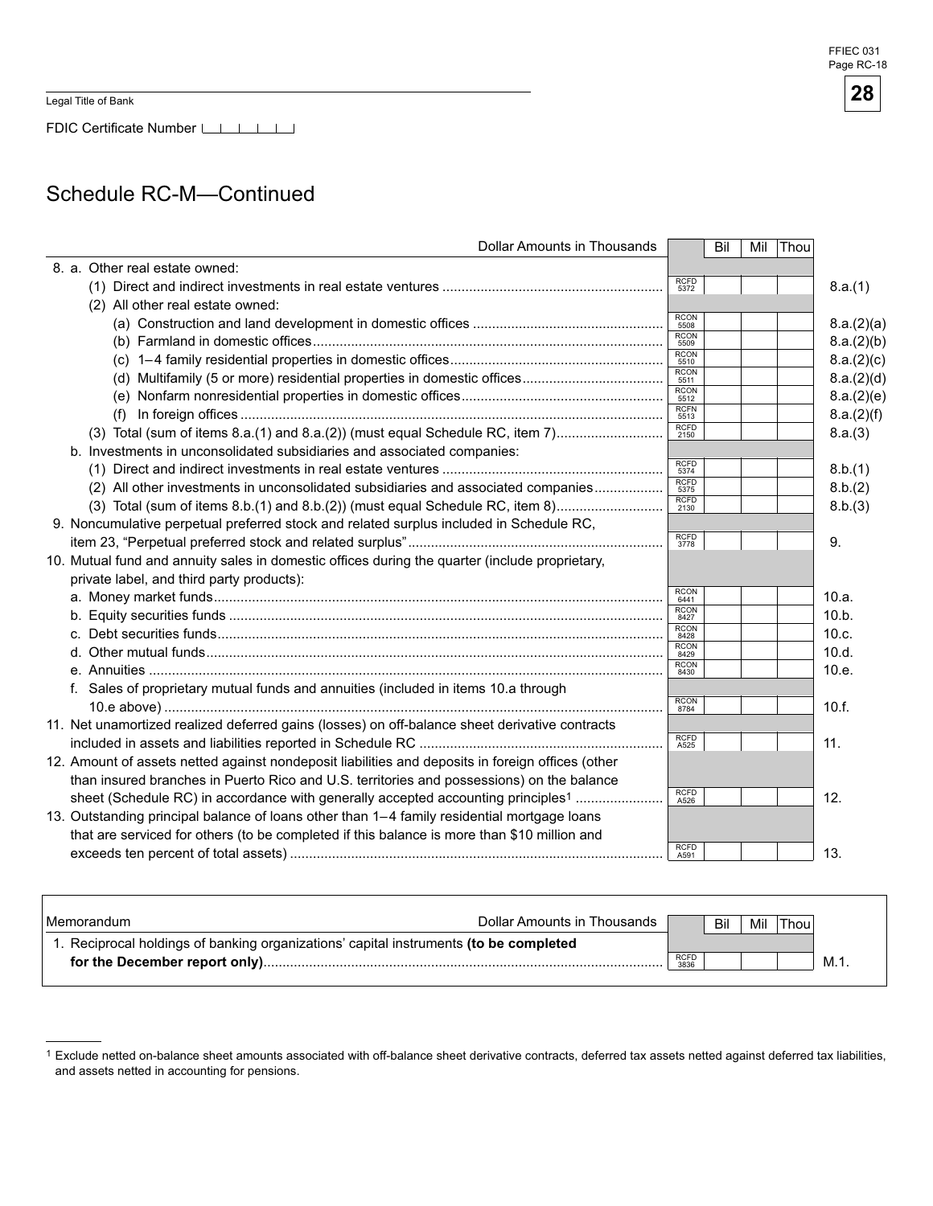Legal Title of Bank

FDIC Certificate Number

# Schedule RC-M—Continued

| Dollar Amounts in Thousands | | Bil | Mil | Thou | |
|---|---|---|---|---|---|
| 8. a. Other real estate owned: | | | | | |
| (1) Direct and indirect investments in real estate ventures | RCFD 5372 | | | | 8.a.(1) |
| (2) All other real estate owned: | | | | | |
| (a) Construction and land development in domestic offices | RCON 5508 | | | | 8.a.(2)(a) |
| (b) Farmland in domestic offices | RCON 5509 | | | | 8.a.(2)(b) |
| (c) 1–4 family residential properties in domestic offices | RCON 5510 | | | | 8.a.(2)(c) |
| (d) Multifamily (5 or more) residential properties in domestic offices | RCON 5511 | | | | 8.a.(2)(d) |
| (e) Nonfarm nonresidential properties in domestic offices | RCON 5512 | | | | 8.a.(2)(e) |
| (f) In foreign offices | RCFN 5513 | | | | 8.a.(2)(f) |
| (3) Total (sum of items 8.a.(1) and 8.a.(2)) (must equal Schedule RC, item 7) | RCFD 2150 | | | | 8.a.(3) |
| b. Investments in unconsolidated subsidiaries and associated companies: | | | | | |
| (1) Direct and indirect investments in real estate ventures | RCFD 5374 | | | | 8.b.(1) |
| (2) All other investments in unconsolidated subsidiaries and associated companies | RCFD 5375 | | | | 8.b.(2) |
| (3) Total (sum of items 8.b.(1) and 8.b.(2)) (must equal Schedule RC, item 8) | RCFD 2130 | | | | 8.b.(3) |
| 9. Noncumulative perpetual preferred stock and related surplus included in Schedule RC, item 23, "Perpetual preferred stock and related surplus" | RCFD 3778 | | | | 9. |
| 10. Mutual fund and annuity sales in domestic offices during the quarter (include proprietary, private label, and third party products): | | | | | |
| a. Money market funds | RCON 6441 | | | | 10.a. |
| b. Equity securities funds | RCON 8427 | | | | 10.b. |
| c. Debt securities funds | RCON 8428 | | | | 10.c. |
| d. Other mutual funds | RCON 8429 | | | | 10.d. |
| e. Annuities | RCON 8430 | | | | 10.e. |
| f. Sales of proprietary mutual funds and annuities (included in items 10.a through 10.e above) | RCON 8784 | | | | 10.f. |
| 11. Net unamortized realized deferred gains (losses) on off-balance sheet derivative contracts included in assets and liabilities reported in Schedule RC | RCFD A525 | | | | 11. |
| 12. Amount of assets netted against nondeposit liabilities and deposits in foreign offices (other than insured branches in Puerto Rico and U.S. territories and possessions) on the balance sheet (Schedule RC) in accordance with generally accepted accounting principles[1] | RCFD A526 | | | | 12. |
| 13. Outstanding principal balance of loans other than 1–4 family residential mortgage loans that are serviced for others (to be completed if this balance is more than $10 million and exceeds ten percent of total assets) | RCFD A591 | | | | 13. |

| Memorandum — Dollar Amounts in Thousands | | Bil | Mil | Thou | |
|---|---|---|---|---|---|
| 1. Reciprocal holdings of banking organizations' capital instruments **(to be completed for the December report only)** | RCFD 3836 | | | | M.1. |

[1] Exclude netted on-balance sheet amounts associated with off-balance sheet derivative contracts, deferred tax assets netted against deferred tax liabilities, and assets netted in accounting for pensions.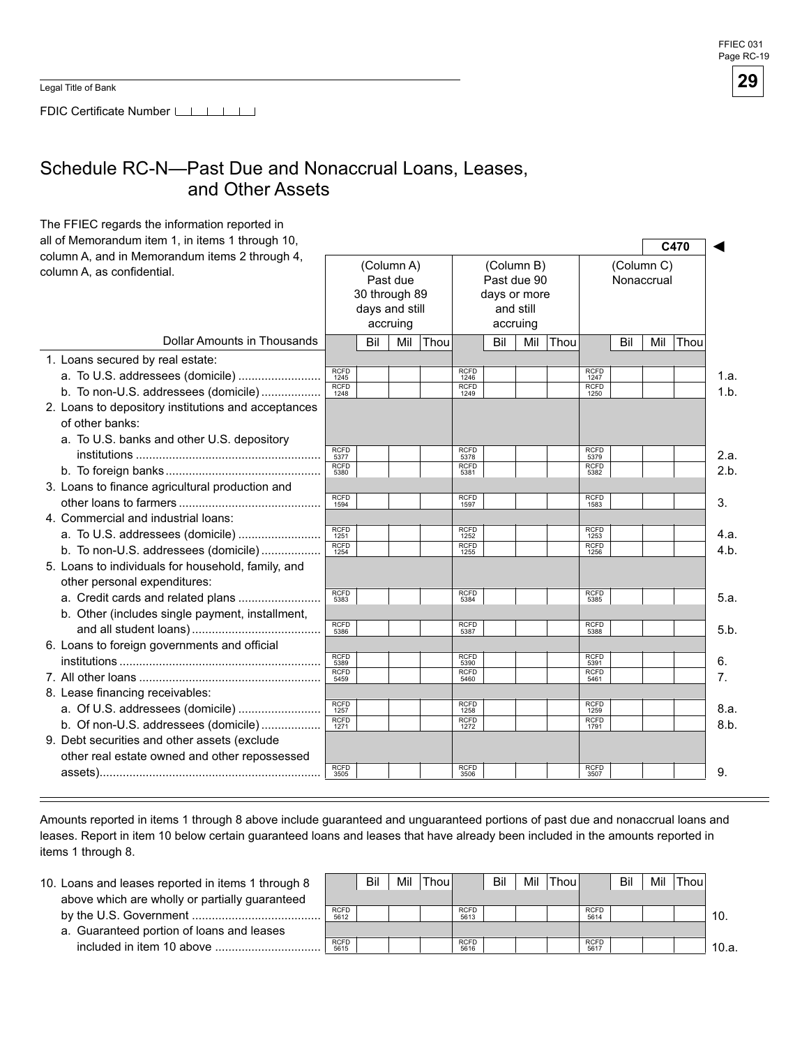Legal Title of Bank

FDIC Certificate Number

# Schedule RC-N—Past Due and Nonaccrual Loans, Leases, and Other Assets

The FFIEC regards the information reported in all of Memorandum item 1, in items 1 through 10, column A, and in Memorandum items 2 through 4, column A, as confidential.

C470 ◄

| Dollar Amounts in Thousands | (Column A) Past due 30 through 89 days and still accruing | (Column B) Past due 90 days or more and still accruing | (Column C) Nonaccrual | |
|---|---|---|---|---|
| | Bil Mil Thou | Bil Mil Thou | Bil Mil Thou | |
| 1. Loans secured by real estate: | | | | |
| a. To U.S. addressees (domicile) | RCFD 1245 | RCFD 1246 | RCFD 1247 | 1.a. |
| b. To non-U.S. addressees (domicile) | RCFD 1248 | RCFD 1249 | RCFD 1250 | 1.b. |
| 2. Loans to depository institutions and acceptances of other banks: | | | | |
| a. To U.S. banks and other U.S. depository institutions | RCFD 5377 | RCFD 5378 | RCFD 5379 | 2.a. |
| b. To foreign banks | RCFD 5380 | RCFD 5381 | RCFD 5382 | 2.b. |
| 3. Loans to finance agricultural production and other loans to farmers | RCFD 1594 | RCFD 1597 | RCFD 1583 | 3. |
| 4. Commercial and industrial loans: | | | | |
| a. To U.S. addressees (domicile) | RCFD 1251 | RCFD 1252 | RCFD 1253 | 4.a. |
| b. To non-U.S. addressees (domicile) | RCFD 1254 | RCFD 1255 | RCFD 1256 | 4.b. |
| 5. Loans to individuals for household, family, and other personal expenditures: | | | | |
| a. Credit cards and related plans | RCFD 5383 | RCFD 5384 | RCFD 5385 | 5.a. |
| b. Other (includes single payment, installment, and all student loans) | RCFD 5386 | RCFD 5387 | RCFD 5388 | 5.b. |
| 6. Loans to foreign governments and official institutions | RCFD 5389 | RCFD 5390 | RCFD 5391 | 6. |
| 7. All other loans | RCFD 5459 | RCFD 5460 | RCFD 5461 | 7. |
| 8. Lease financing receivables: | | | | |
| a. Of U.S. addressees (domicile) | RCFD 1257 | RCFD 1258 | RCFD 1259 | 8.a. |
| b. Of non-U.S. addressees (domicile) | RCFD 1271 | RCFD 1272 | RCFD 1791 | 8.b. |
| 9. Debt securities and other assets (exclude other real estate owned and other repossessed assets) | RCFD 3505 | RCFD 3506 | RCFD 3507 | 9. |

Amounts reported in items 1 through 8 above include guaranteed and unguaranteed portions of past due and nonaccrual loans and leases. Report in item 10 below certain guaranteed loans and leases that have already been included in the amounts reported in items 1 through 8.

| | Bil Mil Thou | Bil Mil Thou | Bil Mil Thou | |
|---|---|---|---|---|
| 10. Loans and leases reported in items 1 through 8 above which are wholly or partially guaranteed by the U.S. Government | RCFD 5612 | RCFD 5613 | RCFD 5614 | 10. |
| a. Guaranteed portion of loans and leases included in item 10 above | RCFD 5615 | RCFD 5616 | RCFD 5617 | 10.a. |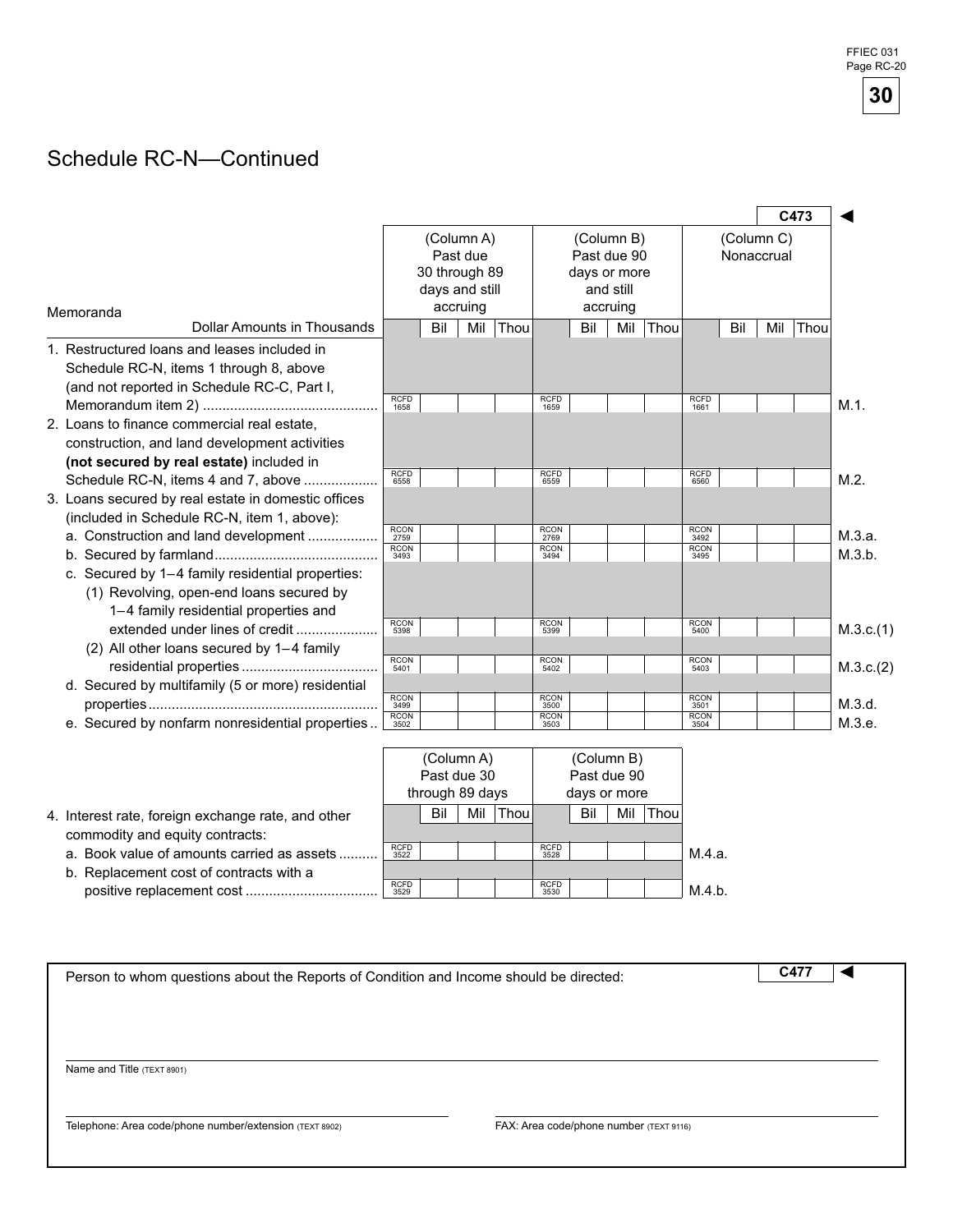## Schedule RC-N—Continued

C473 ◄

| Memoranda<br>Dollar Amounts in Thousands | (Column A) Past due 30 through 89 days and still accruing<br>Bil Mil Thou | (Column B) Past due 90 days or more and still accruing<br>Bil Mil Thou | (Column C) Nonaccrual<br>Bil Mil Thou | |
|---|---|---|---|---|
| 1. Restructured loans and leases included in Schedule RC-N, items 1 through 8, above (and not reported in Schedule RC-C, Part I, Memorandum item 2) | RCFD 1658 | RCFD 1659 | RCFD 1661 | M.1. |
| 2. Loans to finance commercial real estate, construction, and land development activities **(not secured by real estate)** included in Schedule RC-N, items 4 and 7, above | RCFD 6558 | RCFD 6559 | RCFD 6560 | M.2. |
| 3. Loans secured by real estate in domestic offices (included in Schedule RC-N, item 1, above): | | | | |
| a. Construction and land development | RCON 2759 | RCON 2769 | RCON 3492 | M.3.a. |
| b. Secured by farmland | RCON 3493 | RCON 3494 | RCON 3495 | M.3.b. |
| c. Secured by 1–4 family residential properties: | | | | |
| (1) Revolving, open-end loans secured by 1–4 family residential properties and extended under lines of credit | RCON 5398 | RCON 5399 | RCON 5400 | M.3.c.(1) |
| (2) All other loans secured by 1–4 family residential properties | RCON 5401 | RCON 5402 | RCON 5403 | M.3.c.(2) |
| d. Secured by multifamily (5 or more) residential properties | RCON 3499 | RCON 3500 | RCON 3501 | M.3.d. |
| e. Secured by nonfarm nonresidential properties | RCON 3502 | RCON 3503 | RCON 3504 | M.3.e. |

| | (Column A) Past due 30 through 89 days<br>Bil Mil Thou | (Column B) Past due 90 days or more<br>Bil Mil Thou | |
|---|---|---|---|
| 4. Interest rate, foreign exchange rate, and other commodity and equity contracts: | | | |
| a. Book value of amounts carried as assets | RCFD 3522 | RCFD 3528 | M.4.a. |
| b. Replacement cost of contracts with a positive replacement cost | RCFD 3529 | RCFD 3530 | M.4.b. |

Person to whom questions about the Reports of Condition and Income should be directed: C477 ◄

Name and Title (TEXT 8901)

Telephone: Area code/phone number/extension (TEXT 8902)

FAX: Area code/phone number (TEXT 9116)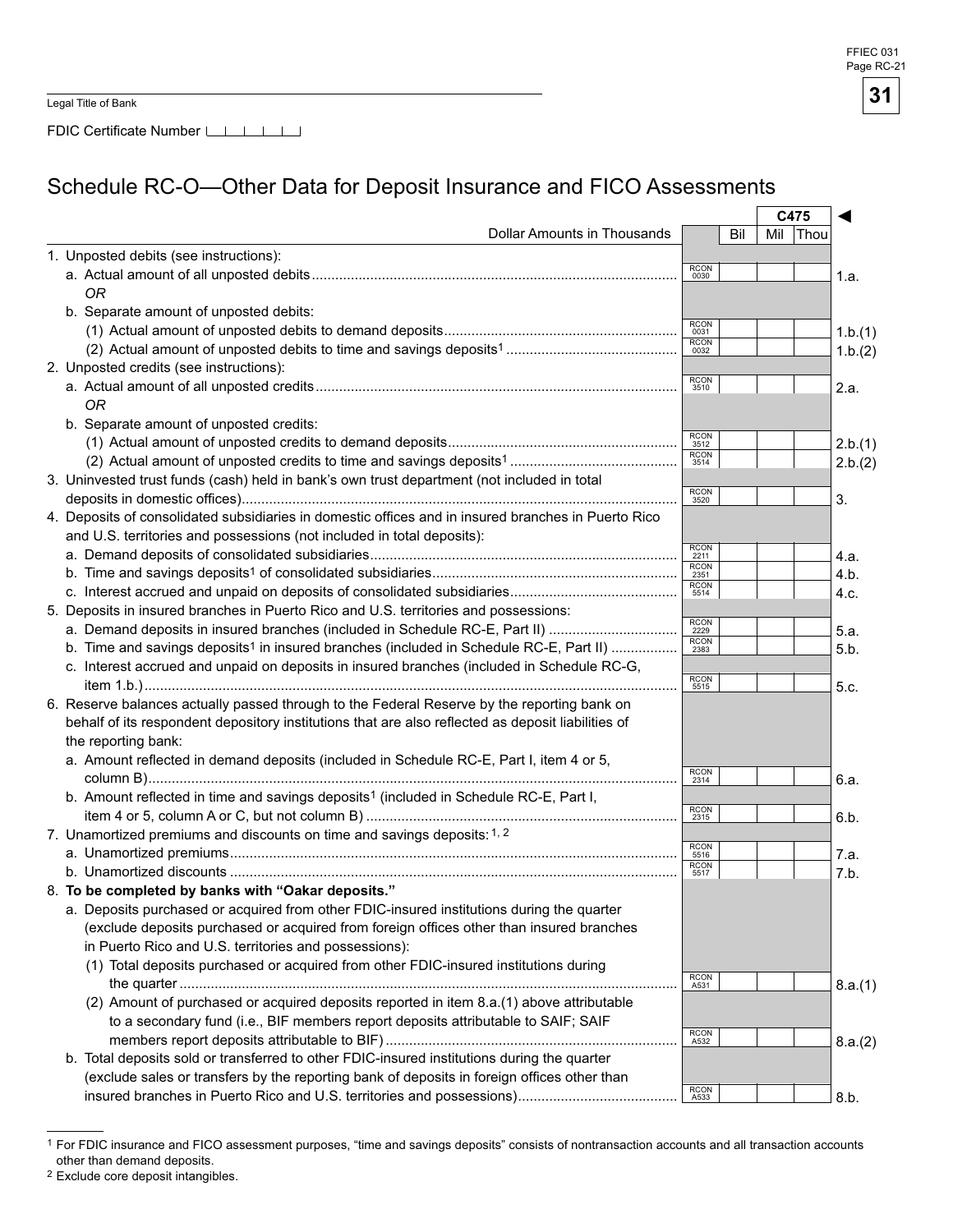Legal Title of Bank

FDIC Certificate Number

# Schedule RC-O—Other Data for Deposit Insurance and FICO Assessments

| Dollar Amounts in Thousands | | Bil | Mil | Thou | |
|---|---|---|---|---|---|
| | | | C475 | | |
| 1. Unposted debits (see instructions): | | | | | |
| a. Actual amount of all unposted debits | RCON 0030 | | | | 1.a. |
| *OR* | | | | | |
| b. Separate amount of unposted debits: | | | | | |
| (1) Actual amount of unposted debits to demand deposits | RCON 0031 | | | | 1.b.(1) |
| (2) Actual amount of unposted debits to time and savings deposits[1] | RCON 0032 | | | | 1.b.(2) |
| 2. Unposted credits (see instructions): | | | | | |
| a. Actual amount of all unposted credits | RCON 3510 | | | | 2.a. |
| *OR* | | | | | |
| b. Separate amount of unposted credits: | | | | | |
| (1) Actual amount of unposted credits to demand deposits | RCON 3512 | | | | 2.b.(1) |
| (2) Actual amount of unposted credits to time and savings deposits[1] | RCON 3514 | | | | 2.b.(2) |
| 3. Uninvested trust funds (cash) held in bank's own trust department (not included in total deposits in domestic offices) | RCON 3520 | | | | 3. |
| 4. Deposits of consolidated subsidiaries in domestic offices and in insured branches in Puerto Rico and U.S. territories and possessions (not included in total deposits): | | | | | |
| a. Demand deposits of consolidated subsidiaries | RCON 2211 | | | | 4.a. |
| b. Time and savings deposits[1] of consolidated subsidiaries | RCON 2351 | | | | 4.b. |
| c. Interest accrued and unpaid on deposits of consolidated subsidiaries | RCON 5514 | | | | 4.c. |
| 5. Deposits in insured branches in Puerto Rico and U.S. territories and possessions: | | | | | |
| a. Demand deposits in insured branches (included in Schedule RC-E, Part II) | RCON 2229 | | | | 5.a. |
| b. Time and savings deposits[1] in insured branches (included in Schedule RC-E, Part II) | RCON 2383 | | | | 5.b. |
| c. Interest accrued and unpaid on deposits in insured branches (included in Schedule RC-G, item 1.b.) | RCON 5515 | | | | 5.c. |
| 6. Reserve balances actually passed through to the Federal Reserve by the reporting bank on behalf of its respondent depository institutions that are also reflected as deposit liabilities of the reporting bank: | | | | | |
| a. Amount reflected in demand deposits (included in Schedule RC-E, Part I, item 4 or 5, column B) | RCON 2314 | | | | 6.a. |
| b. Amount reflected in time and savings deposits[1] (included in Schedule RC-E, Part I, item 4 or 5, column A or C, but not column B) | RCON 2315 | | | | 6.b. |
| 7. Unamortized premiums and discounts on time and savings deposits:[1, 2] | | | | | |
| a. Unamortized premiums | RCON 5516 | | | | 7.a. |
| b. Unamortized discounts | RCON 5517 | | | | 7.b. |
| 8. **To be completed by banks with "Oakar deposits."** | | | | | |
| a. Deposits purchased or acquired from other FDIC-insured institutions during the quarter (exclude deposits purchased or acquired from foreign offices other than insured branches in Puerto Rico and U.S. territories and possessions): | | | | | |
| (1) Total deposits purchased or acquired from other FDIC-insured institutions during the quarter | RCON A531 | | | | 8.a.(1) |
| (2) Amount of purchased or acquired deposits reported in item 8.a.(1) above attributable to a secondary fund (i.e., BIF members report deposits attributable to SAIF; SAIF members report deposits attributable to BIF) | RCON A532 | | | | 8.a.(2) |
| b. Total deposits sold or transferred to other FDIC-insured institutions during the quarter (exclude sales or transfers by the reporting bank of deposits in foreign offices other than insured branches in Puerto Rico and U.S. territories and possessions) | RCON A533 | | | | 8.b. |

[1] For FDIC insurance and FICO assessment purposes, "time and savings deposits" consists of nontransaction accounts and all transaction accounts other than demand deposits.

[2] Exclude core deposit intangibles.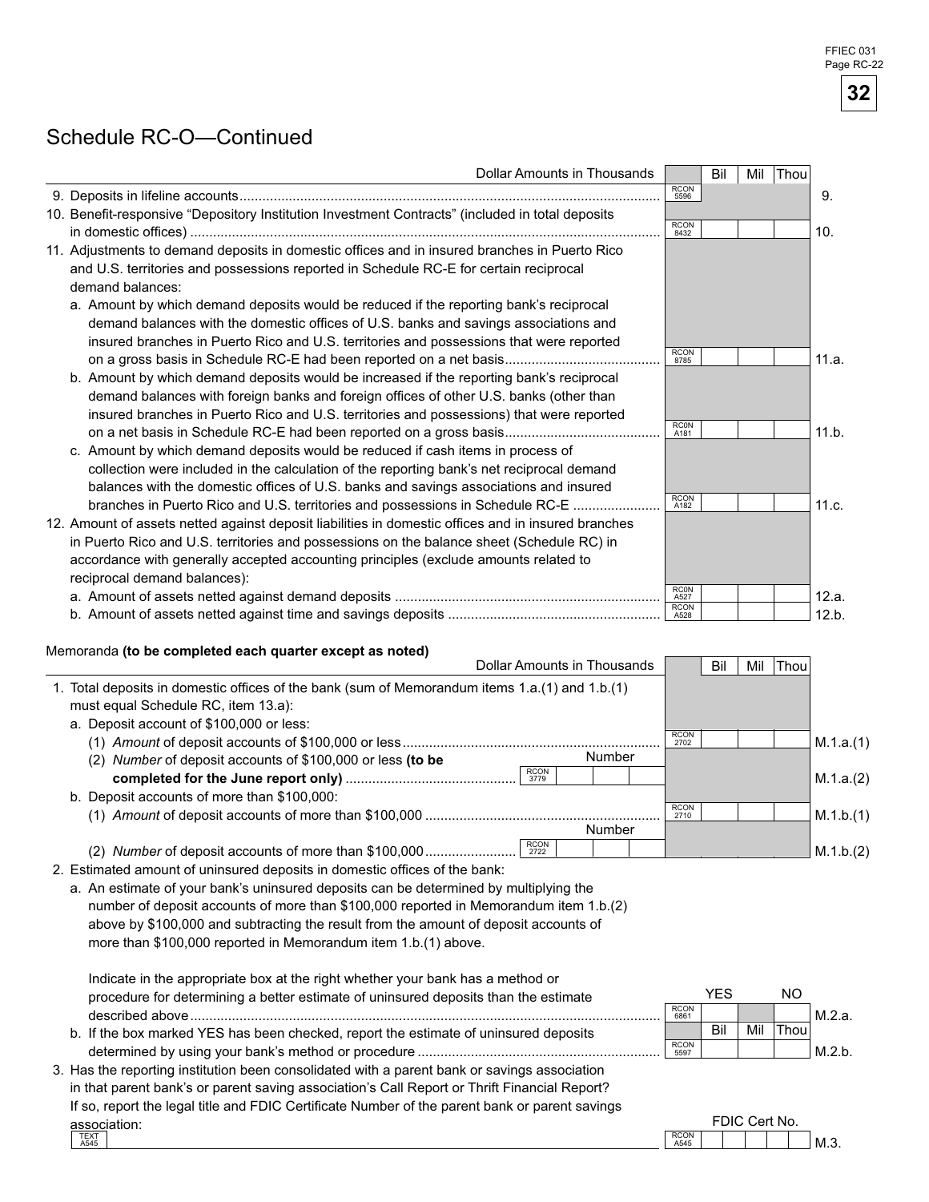# Schedule RC-O—Continued

| | Dollar Amounts in Thousands | | Bil | Mil | Thou | |
|---|---|---|---|---|---|---|
| 9. | Deposits in lifeline accounts | RCON 5596 | | | | 9. |
| 10. | Benefit-responsive "Depository Institution Investment Contracts" (included in total deposits in domestic offices) | RCON 8432 | | | | 10. |
| 11. | Adjustments to demand deposits in domestic offices and in insured branches in Puerto Rico and U.S. territories and possessions reported in Schedule RC-E for certain reciprocal demand balances: | | | | | |
| | a. Amount by which demand deposits would be reduced if the reporting bank's reciprocal demand balances with the domestic offices of U.S. banks and savings associations and insured branches in Puerto Rico and U.S. territories and possessions that were reported on a gross basis in Schedule RC-E had been reported on a net basis | RCON 8785 | | | | 11.a. |
| | b. Amount by which demand deposits would be increased if the reporting bank's reciprocal demand balances with foreign banks and foreign offices of other U.S. banks (other than insured branches in Puerto Rico and U.S. territories and possessions) that were reported on a net basis in Schedule RC-E had been reported on a gross basis | RCON A181 | | | | 11.b. |
| | c. Amount by which demand deposits would be reduced if cash items in process of collection were included in the calculation of the reporting bank's net reciprocal demand balances with the domestic offices of U.S. banks and savings associations and insured branches in Puerto Rico and U.S. territories and possessions in Schedule RC-E | RCON A182 | | | | 11.c. |
| 12. | Amount of assets netted against deposit liabilities in domestic offices and in insured branches in Puerto Rico and U.S. territories and possessions on the balance sheet (Schedule RC) in accordance with generally accepted accounting principles (exclude amounts related to reciprocal demand balances): | | | | | |
| | a. Amount of assets netted against demand deposits | RCON A527 | | | | 12.a. |
| | b. Amount of assets netted against time and savings deposits | RCON A528 | | | | 12.b. |

Memoranda **(to be completed each quarter except as noted)**

| | Dollar Amounts in Thousands | | Bil | Mil | Thou | |
|---|---|---|---|---|---|---|
| 1. | Total deposits in domestic offices of the bank (sum of Memorandum items 1.a.(1) and 1.b.(1) must equal Schedule RC, item 13.a): | | | | | |
| | a. Deposit account of $100,000 or less: | | | | | |
| | (1) *Amount* of deposit accounts of $100,000 or less | RCON 2702 | | | | M.1.a.(1) |
| | (2) *Number* of deposit accounts of $100,000 or less **(to be completed for the June report only)** — RCON 3779 Number: ______ | | | | | M.1.a.(2) |
| | b. Deposit accounts of more than $100,000: | | | | | |
| | (1) *Amount* of deposit accounts of more than $100,000 | RCON 2710 | | | | M.1.b.(1) |
| | (2) *Number* of deposit accounts of more than $100,000 — RCON 2722 Number: ______ | | | | | M.1.b.(2) |
| 2. | Estimated amount of uninsured deposits in domestic offices of the bank: | | | | | |
| | a. An estimate of your bank's uninsured deposits can be determined by multiplying the number of deposit accounts of more than $100,000 reported in Memorandum item 1.b.(2) above by $100,000 and subtracting the result from the amount of deposit accounts of more than $100,000 reported in Memorandum item 1.b.(1) above. <br><br> Indicate in the appropriate box at the right whether your bank has a method or procedure for determining a better estimate of uninsured deposits than the estimate described above | RCON 6861 | YES | | NO | M.2.a. |
| | b. If the box marked YES has been checked, report the estimate of uninsured deposits determined by using your bank's method or procedure | RCON 5597 | | | | M.2.b. |
| 3. | Has the reporting institution been consolidated with a parent bank or savings association in that parent bank's or parent saving association's Call Report or Thrift Financial Report? If so, report the legal title and FDIC Certificate Number of the parent bank or parent savings association: TEXT A545 ______ | RCON A545 | FDIC Cert No. | | | M.3. |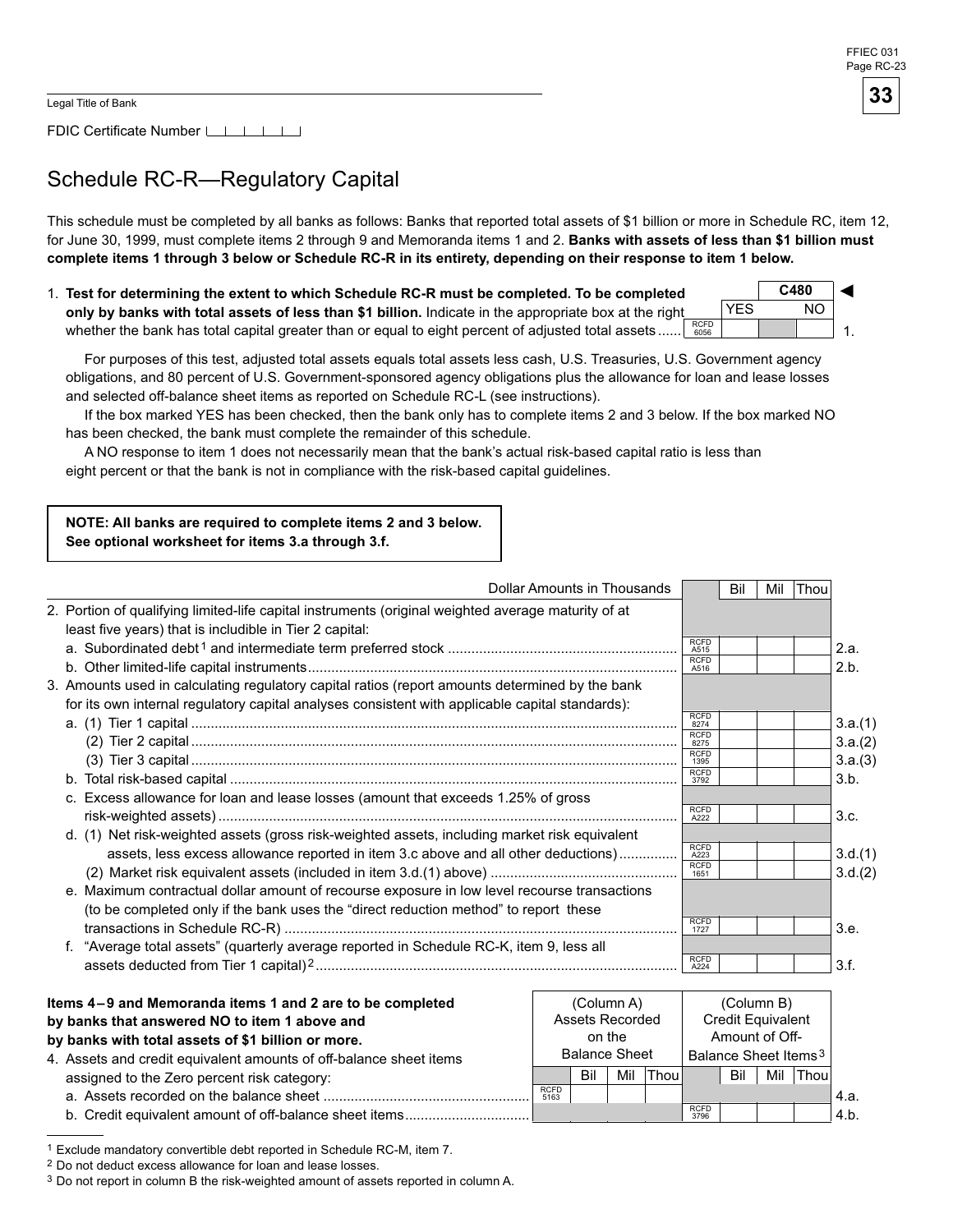Legal Title of Bank

FDIC Certificate Number

## Schedule RC-R—Regulatory Capital

This schedule must be completed by all banks as follows: Banks that reported total assets of $1 billion or more in Schedule RC, item 12, for June 30, 1999, must complete items 2 through 9 and Memoranda items 1 and 2. **Banks with assets of less than $1 billion must complete items 1 through 3 below or Schedule RC-R in its entirety, depending on their response to item 1 below.**

1. **Test for determining the extent to which Schedule RC-R must be completed. To be completed only by banks with total assets of less than $1 billion.** Indicate in the appropriate box at the right whether the bank has total capital greater than or equal to eight percent of adjusted total assets ...... RCFD 6056 | YES | NO | C480 | 1.

   For purposes of this test, adjusted total assets equals total assets less cash, U.S. Treasuries, U.S. Government agency obligations, and 80 percent of U.S. Government-sponsored agency obligations plus the allowance for loan and lease losses and selected off-balance sheet items as reported on Schedule RC-L (see instructions).

   If the box marked YES has been checked, then the bank only has to complete items 2 and 3 below. If the box marked NO has been checked, the bank must complete the remainder of this schedule.

   A NO response to item 1 does not necessarily mean that the bank's actual risk-based capital ratio is less than eight percent or that the bank is not in compliance with the risk-based capital guidelines.

**NOTE: All banks are required to complete items 2 and 3 below. See optional worksheet for items 3.a through 3.f.**

| Dollar Amounts in Thousands | | Bil | Mil | Thou | |
|---|---|---|---|---|---|
| 2. Portion of qualifying limited-life capital instruments (original weighted average maturity of at least five years) that is includible in Tier 2 capital: | | | | | |
| a. Subordinated debt[1] and intermediate term preferred stock | RCFD A515 | | | | 2.a. |
| b. Other limited-life capital instruments | RCFD A516 | | | | 2.b. |
| 3. Amounts used in calculating regulatory capital ratios (report amounts determined by the bank for its own internal regulatory capital analyses consistent with applicable capital standards): | | | | | |
| a. (1) Tier 1 capital | RCFD 8274 | | | | 3.a.(1) |
| (2) Tier 2 capital | RCFD 8275 | | | | 3.a.(2) |
| (3) Tier 3 capital | RCFD 1395 | | | | 3.a.(3) |
| b. Total risk-based capital | RCFD 3792 | | | | 3.b. |
| c. Excess allowance for loan and lease losses (amount that exceeds 1.25% of gross risk-weighted assets) | RCFD A222 | | | | 3.c. |
| d. (1) Net risk-weighted assets (gross risk-weighted assets, including market risk equivalent assets, less excess allowance reported in item 3.c above and all other deductions) | RCFD A223 | | | | 3.d.(1) |
| (2) Market risk equivalent assets (included in item 3.d.(1) above) | RCFD 1651 | | | | 3.d.(2) |
| e. Maximum contractual dollar amount of recourse exposure in low level recourse transactions (to be completed only if the bank uses the "direct reduction method" to report these transactions in Schedule RC-R) | RCFD 1727 | | | | 3.e. |
| f. "Average total assets" (quarterly average reported in Schedule RC-K, item 9, less all assets deducted from Tier 1 capital)[2] | RCFD A224 | | | | 3.f. |

**Items 4–9 and Memoranda items 1 and 2 are to be completed by banks that answered NO to item 1 above and by banks with total assets of $1 billion or more.**

| | (Column A) Assets Recorded on the Balance Sheet | | | | (Column B) Credit Equivalent Amount of Off-Balance Sheet Items[3] | | | | |
|---|---|---|---|---|---|---|---|---|---|
| 4. Assets and credit equivalent amounts of off-balance sheet items assigned to the Zero percent risk category: | | Bil | Mil | Thou | | Bil | Mil | Thou | |
| a. Assets recorded on the balance sheet | RCFD 5163 | | | | | | | | 4.a. |
| b. Credit equivalent amount of off-balance sheet items | | | | | RCFD 3796 | | | | 4.b. |

[1] Exclude mandatory convertible debt reported in Schedule RC-M, item 7.

[2] Do not deduct excess allowance for loan and lease losses.

[3] Do not report in column B the risk-weighted amount of assets reported in column A.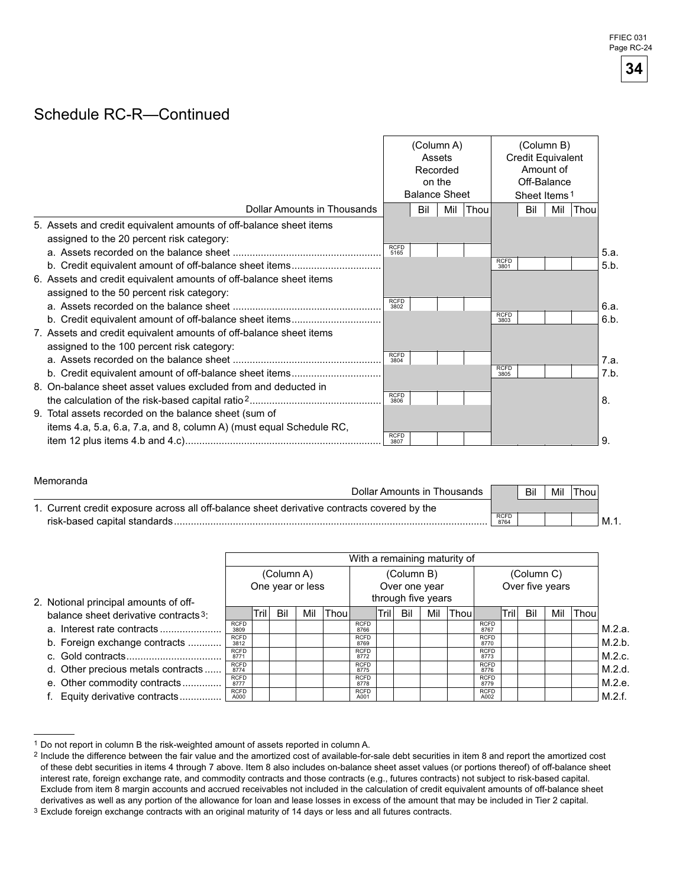## Schedule RC-R—Continued

| Dollar Amounts in Thousands | (Column A) Assets Recorded on the Balance Sheet | (Column B) Credit Equivalent Amount of Off-Balance Sheet Items[1] | |
|---|---|---|---|
| 5. Assets and credit equivalent amounts of off-balance sheet items assigned to the 20 percent risk category: | | | |
| a. Assets recorded on the balance sheet | RCFD 5165 | | 5.a. |
| b. Credit equivalent amount of off-balance sheet items | | RCFD 3801 | 5.b. |
| 6. Assets and credit equivalent amounts of off-balance sheet items assigned to the 50 percent risk category: | | | |
| a. Assets recorded on the balance sheet | RCFD 3802 | | 6.a. |
| b. Credit equivalent amount of off-balance sheet items | | RCFD 3803 | 6.b. |
| 7. Assets and credit equivalent amounts of off-balance sheet items assigned to the 100 percent risk category: | | | |
| a. Assets recorded on the balance sheet | RCFD 3804 | | 7.a. |
| b. Credit equivalent amount of off-balance sheet items | | RCFD 3805 | 7.b. |
| 8. On-balance sheet asset values excluded from and deducted in the calculation of the risk-based capital ratio[2] | RCFD 3806 | | 8. |
| 9. Total assets recorded on the balance sheet (sum of items 4.a, 5.a, 6.a, 7.a, and 8, column A) (must equal Schedule RC, item 12 plus items 4.b and 4.c) | RCFD 3807 | | 9. |

Memoranda

| Dollar Amounts in Thousands | Bil Mil Thou | |
|---|---|---|
| 1. Current credit exposure across all off-balance sheet derivative contracts covered by the risk-based capital standards | RCFD 8764 | M.1. |

| 2. Notional principal amounts of off-balance sheet derivative contracts[3]: | With a remaining maturity of (Column A) One year or less | (Column B) Over one year through five years | (Column C) Over five years | |
|---|---|---|---|---|
| | Tril Bil Mil Thou | Tril Bil Mil Thou | Tril Bil Mil Thou | |
| a. Interest rate contracts | RCFD 3809 | RCFD 8766 | RCFD 8767 | M.2.a. |
| b. Foreign exchange contracts | RCFD 3812 | RCFD 8769 | RCFD 8770 | M.2.b. |
| c. Gold contracts | RCFD 8771 | RCFD 8772 | RCFD 8773 | M.2.c. |
| d. Other precious metals contracts | RCFD 8774 | RCFD 8775 | RCFD 8776 | M.2.d. |
| e. Other commodity contracts | RCFD 8777 | RCFD 8778 | RCFD 8779 | M.2.e. |
| f. Equity derivative contracts | RCFD A000 | RCFD A001 | RCFD A002 | M.2.f. |

[1] Do not report in column B the risk-weighted amount of assets reported in column A.

[2] Include the difference between the fair value and the amortized cost of available-for-sale debt securities in item 8 and report the amortized cost of these debt securities in items 4 through 7 above. Item 8 also includes on-balance sheet asset values (or portions thereof) of off-balance sheet interest rate, foreign exchange rate, and commodity contracts and those contracts (e.g., futures contracts) not subject to risk-based capital. Exclude from item 8 margin accounts and accrued receivables not included in the calculation of credit equivalent amounts of off-balance sheet derivatives as well as any portion of the allowance for loan and lease losses in excess of the amount that may be included in Tier 2 capital.

[3] Exclude foreign exchange contracts with an original maturity of 14 days or less and all futures contracts.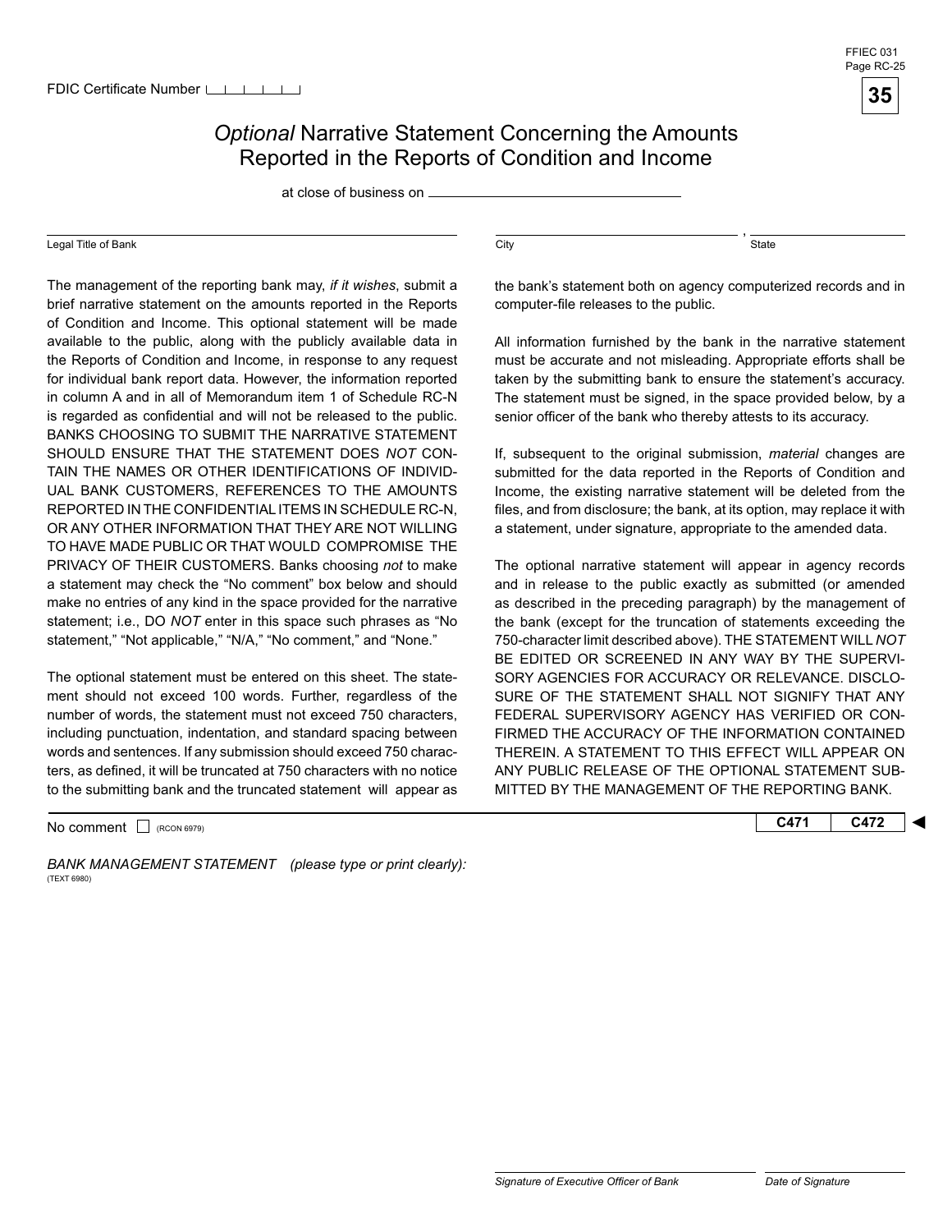FDIC Certificate Number

# *Optional* Narrative Statement Concerning the Amounts Reported in the Reports of Condition and Income

at close of business on ______________________

Legal Title of Bank ______________________ City ______________________, State ______________________

The management of the reporting bank may, *if it wishes*, submit a brief narrative statement on the amounts reported in the Reports of Condition and Income. This optional statement will be made available to the public, along with the publicly available data in the Reports of Condition and Income, in response to any request for individual bank report data. However, the information reported in column A and in all of Memorandum item 1 of Schedule RC-N is regarded as confidential and will not be released to the public. BANKS CHOOSING TO SUBMIT THE NARRATIVE STATEMENT SHOULD ENSURE THAT THE STATEMENT DOES *NOT* CONTAIN THE NAMES OR OTHER IDENTIFICATIONS OF INDIVIDUAL BANK CUSTOMERS, REFERENCES TO THE AMOUNTS REPORTED IN THE CONFIDENTIAL ITEMS IN SCHEDULE RC-N, OR ANY OTHER INFORMATION THAT THEY ARE NOT WILLING TO HAVE MADE PUBLIC OR THAT WOULD COMPROMISE THE PRIVACY OF THEIR CUSTOMERS. Banks choosing *not* to make a statement may check the "No comment" box below and should make no entries of any kind in the space provided for the narrative statement; i.e., DO *NOT* enter in this space such phrases as "No statement," "Not applicable," "N/A," "No comment," and "None."

The optional statement must be entered on this sheet. The statement should not exceed 100 words. Further, regardless of the number of words, the statement must not exceed 750 characters, including punctuation, indentation, and standard spacing between words and sentences. If any submission should exceed 750 characters, as defined, it will be truncated at 750 characters with no notice to the submitting bank and the truncated statement will appear as the bank's statement both on agency computerized records and in computer-file releases to the public.

All information furnished by the bank in the narrative statement must be accurate and not misleading. Appropriate efforts shall be taken by the submitting bank to ensure the statement's accuracy. The statement must be signed, in the space provided below, by a senior officer of the bank who thereby attests to its accuracy.

If, subsequent to the original submission, *material* changes are submitted for the data reported in the Reports of Condition and Income, the existing narrative statement will be deleted from the files, and from disclosure; the bank, at its option, may replace it with a statement, under signature, appropriate to the amended data.

The optional narrative statement will appear in agency records and in release to the public exactly as submitted (or amended as described in the preceding paragraph) by the management of the bank (except for the truncation of statements exceeding the 750-character limit described above). THE STATEMENT WILL *NOT* BE EDITED OR SCREENED IN ANY WAY BY THE SUPERVISORY AGENCIES FOR ACCURACY OR RELEVANCE. DISCLOSURE OF THE STATEMENT SHALL NOT SIGNIFY THAT ANY FEDERAL SUPERVISORY AGENCY HAS VERIFIED OR CONFIRMED THE ACCURACY OF THE INFORMATION CONTAINED THEREIN. A STATEMENT TO THIS EFFECT WILL APPEAR ON ANY PUBLIC RELEASE OF THE OPTIONAL STATEMENT SUBMITTED BY THE MANAGEMENT OF THE REPORTING BANK.

No comment ☐ (RCON 6979) | C471 | C472 | ◄

*BANK MANAGEMENT STATEMENT (please type or print clearly):*
(TEXT 6980)

*Signature of Executive Officer of Bank* ______________________ *Date of Signature* ______________________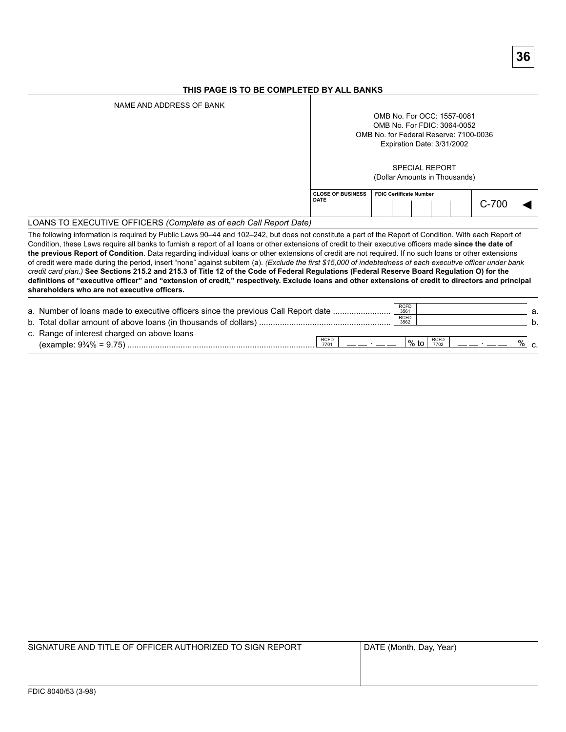**THIS PAGE IS TO BE COMPLETED BY ALL BANKS**

| NAME AND ADDRESS OF BANK | OMB No. For OCC: 1557-0081<br>OMB No. For FDIC: 3064-0052<br>OMB No. for Federal Reserve: 7100-0036<br>Expiration Date: 3/31/2002<br><br>SPECIAL REPORT<br>(Dollar Amounts in Thousands) |
|---|---|
| | **CLOSE OF BUSINESS DATE** \| **FDIC Certificate Number** \| C-700 ◀ |

LOANS TO EXECUTIVE OFFICERS *(Complete as of each Call Report Date)*

The following information is required by Public Laws 90–44 and 102–242, but does not constitute a part of the Report of Condition. With each Report of Condition, these Laws require all banks to furnish a report of all loans or other extensions of credit to their executive officers made **since the date of the previous Report of Condition**. Data regarding individual loans or other extensions of credit are not required. If no such loans or other extensions of credit were made during the period, insert "none" against subitem (a). *(Exclude the first $15,000 of indebtedness of each executive officer under bank credit card plan.)* **See Sections 215.2 and 215.3 of Title 12 of the Code of Federal Regulations (Federal Reserve Board Regulation O) for the definitions of "executive officer" and "extension of credit," respectively. Exclude loans and other extensions of credit to directors and principal shareholders who are not executive officers.**

| | | | | | |
|---|---|---|---|---|---|
| a. Number of loans made to executive officers since the previous Call Report date | | | RCFD 3561 | | a. |
| b. Total dollar amount of above loans (in thousands of dollars) | | | RCFD 3562 | | b. |
| c. Range of interest charged on above loans (example: 9¾% = 9.75) | RCFD 7701 | __ __ . __ __ % to | RCFD 7702 | __ __ . __ __ % | c. |

| SIGNATURE AND TITLE OF OFFICER AUTHORIZED TO SIGN REPORT | DATE (Month, Day, Year) |
|---|---|
| | |

FDIC 8040/53 (3-98)